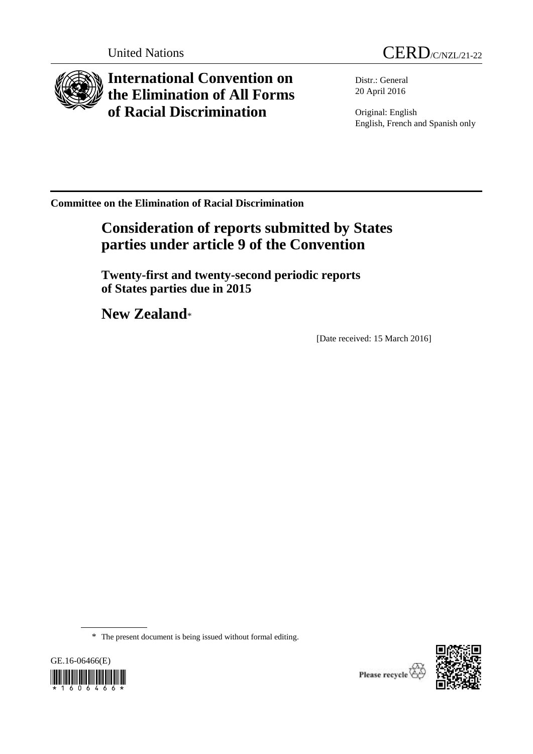United Nations

CERD/C/NZL/21-22

# International Convention on the Elimination of All Forms of Racial Discrimination

Distr.: General
20 April 2016

Original: English
English, French and Spanish only

**Committee on the Elimination of Racial Discrimination**

## Consideration of reports submitted by States parties under article 9 of the Convention

### Twenty-first and twenty-second periodic reports of States parties due in 2015

## New Zealand*

[Date received: 15 March 2016]

\* The present document is being issued without formal editing.

GE.16-06466(E)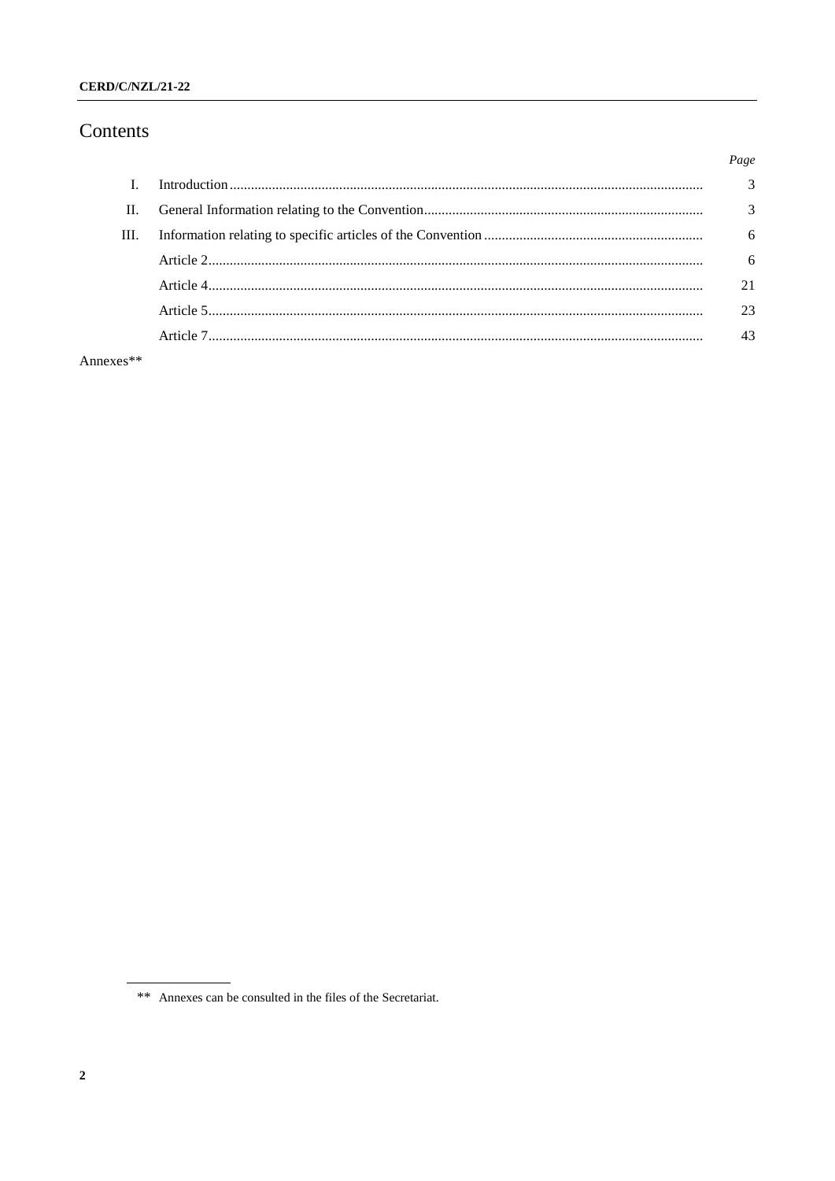# Contents

| | | *Page* |
|---|---|---|
| I. | Introduction | 3 |
| II. | General Information relating to the Convention | 3 |
| III. | Information relating to specific articles of the Convention | 6 |
| | Article 2 | 6 |
| | Article 4 | 21 |
| | Article 5 | 23 |
| | Article 7 | 43 |

Annexes**

** Annexes can be consulted in the files of the Secretariat.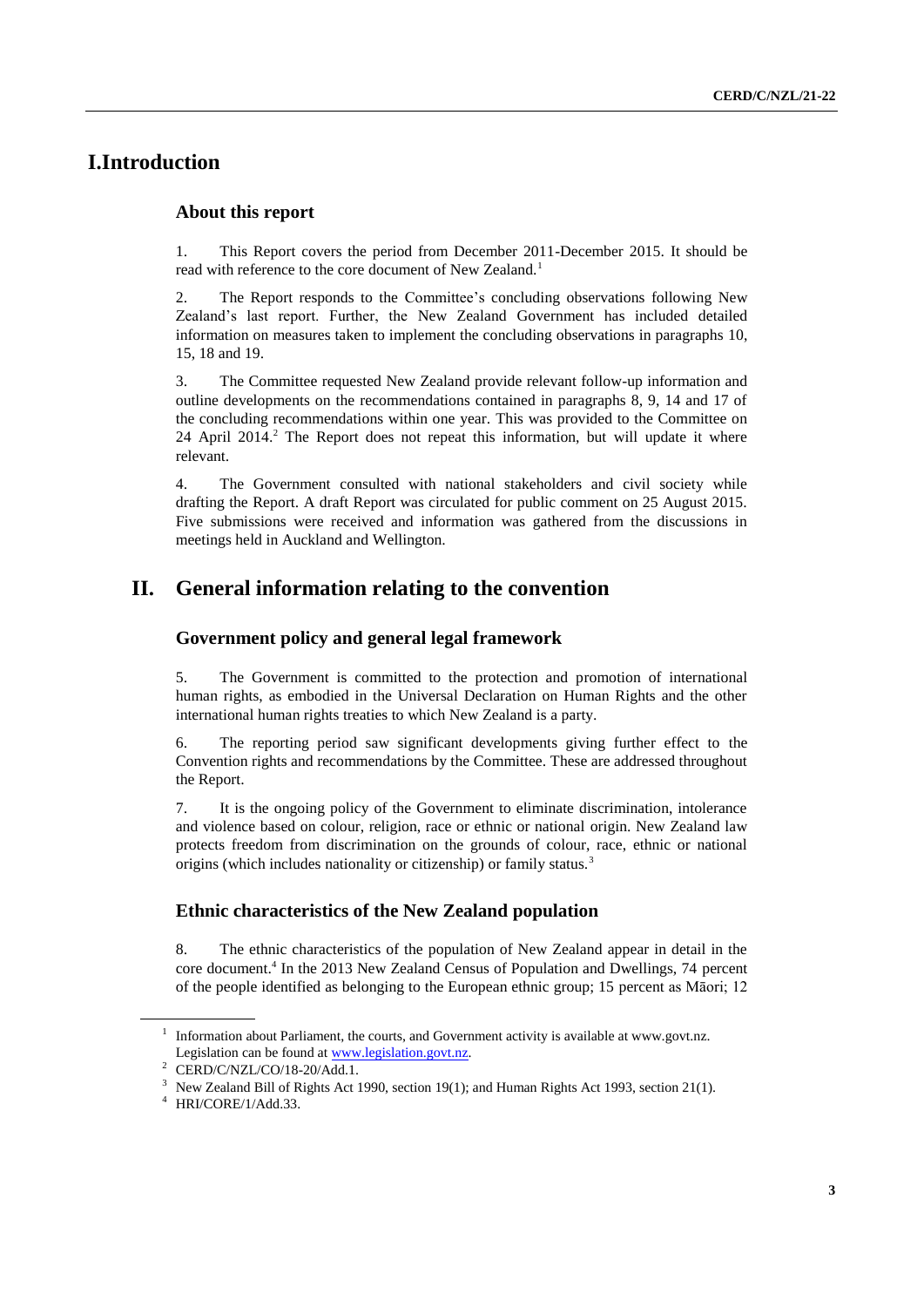# I. Introduction

## About this report

1. This Report covers the period from December 2011-December 2015. It should be read with reference to the core document of New Zealand.[1]

2. The Report responds to the Committee's concluding observations following New Zealand's last report. Further, the New Zealand Government has included detailed information on measures taken to implement the concluding observations in paragraphs 10, 15, 18 and 19.

3. The Committee requested New Zealand provide relevant follow-up information and outline developments on the recommendations contained in paragraphs 8, 9, 14 and 17 of the concluding recommendations within one year. This was provided to the Committee on 24 April 2014.[2] The Report does not repeat this information, but will update it where relevant.

4. The Government consulted with national stakeholders and civil society while drafting the Report. A draft Report was circulated for public comment on 25 August 2015. Five submissions were received and information was gathered from the discussions in meetings held in Auckland and Wellington.

# II. General information relating to the convention

## Government policy and general legal framework

5. The Government is committed to the protection and promotion of international human rights, as embodied in the Universal Declaration on Human Rights and the other international human rights treaties to which New Zealand is a party.

6. The reporting period saw significant developments giving further effect to the Convention rights and recommendations by the Committee. These are addressed throughout the Report.

7. It is the ongoing policy of the Government to eliminate discrimination, intolerance and violence based on colour, religion, race or ethnic or national origin. New Zealand law protects freedom from discrimination on the grounds of colour, race, ethnic or national origins (which includes nationality or citizenship) or family status.[3]

## Ethnic characteristics of the New Zealand population

8. The ethnic characteristics of the population of New Zealand appear in detail in the core document.[4] In the 2013 New Zealand Census of Population and Dwellings, 74 percent of the people identified as belonging to the European ethnic group; 15 percent as Māori; 12

---

[1] Information about Parliament, the courts, and Government activity is available at www.govt.nz. Legislation can be found at www.legislation.govt.nz.

[2] CERD/C/NZL/CO/18-20/Add.1.

[3] New Zealand Bill of Rights Act 1990, section 19(1); and Human Rights Act 1993, section 21(1).

[4] HRI/CORE/1/Add.33.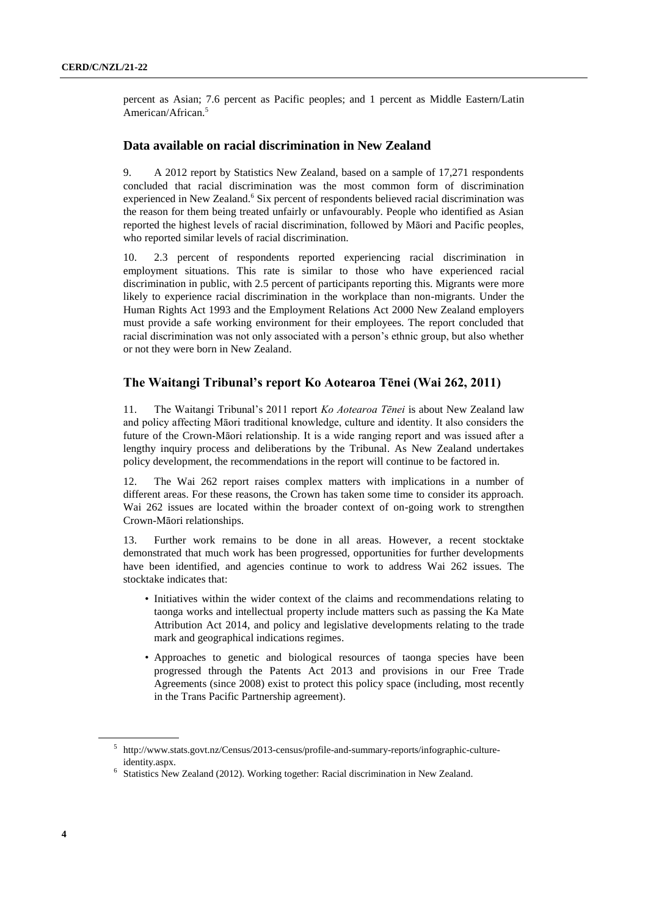percent as Asian; 7.6 percent as Pacific peoples; and 1 percent as Middle Eastern/Latin American/African.[5]

## Data available on racial discrimination in New Zealand

9. A 2012 report by Statistics New Zealand, based on a sample of 17,271 respondents concluded that racial discrimination was the most common form of discrimination experienced in New Zealand.[6] Six percent of respondents believed racial discrimination was the reason for them being treated unfairly or unfavourably. People who identified as Asian reported the highest levels of racial discrimination, followed by Māori and Pacific peoples, who reported similar levels of racial discrimination.

10. 2.3 percent of respondents reported experiencing racial discrimination in employment situations. This rate is similar to those who have experienced racial discrimination in public, with 2.5 percent of participants reporting this. Migrants were more likely to experience racial discrimination in the workplace than non-migrants. Under the Human Rights Act 1993 and the Employment Relations Act 2000 New Zealand employers must provide a safe working environment for their employees. The report concluded that racial discrimination was not only associated with a person's ethnic group, but also whether or not they were born in New Zealand.

## The Waitangi Tribunal's report Ko Aotearoa Tēnei (Wai 262, 2011)

11. The Waitangi Tribunal's 2011 report *Ko Aotearoa Tēnei* is about New Zealand law and policy affecting Māori traditional knowledge, culture and identity. It also considers the future of the Crown-Māori relationship. It is a wide ranging report and was issued after a lengthy inquiry process and deliberations by the Tribunal. As New Zealand undertakes policy development, the recommendations in the report will continue to be factored in.

12. The Wai 262 report raises complex matters with implications in a number of different areas. For these reasons, the Crown has taken some time to consider its approach. Wai 262 issues are located within the broader context of on-going work to strengthen Crown-Māori relationships.

13. Further work remains to be done in all areas. However, a recent stocktake demonstrated that much work has been progressed, opportunities for further developments have been identified, and agencies continue to work to address Wai 262 issues. The stocktake indicates that:

- Initiatives within the wider context of the claims and recommendations relating to taonga works and intellectual property include matters such as passing the Ka Mate Attribution Act 2014, and policy and legislative developments relating to the trade mark and geographical indications regimes.
- Approaches to genetic and biological resources of taonga species have been progressed through the Patents Act 2013 and provisions in our Free Trade Agreements (since 2008) exist to protect this policy space (including, most recently in the Trans Pacific Partnership agreement).

---

[5] http://www.stats.govt.nz/Census/2013-census/profile-and-summary-reports/infographic-culture-identity.aspx.

[6] Statistics New Zealand (2012). Working together: Racial discrimination in New Zealand.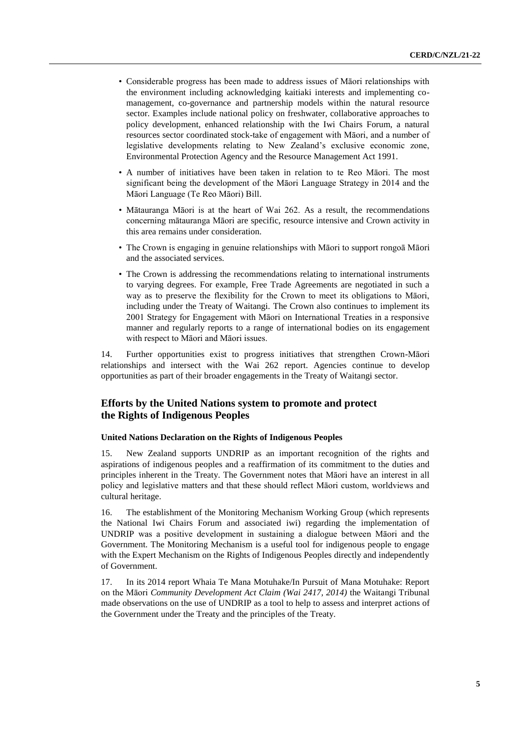- Considerable progress has been made to address issues of Māori relationships with the environment including acknowledging kaitiaki interests and implementing co-management, co-governance and partnership models within the natural resource sector. Examples include national policy on freshwater, collaborative approaches to policy development, enhanced relationship with the Iwi Chairs Forum, a natural resources sector coordinated stock-take of engagement with Māori, and a number of legislative developments relating to New Zealand's exclusive economic zone, Environmental Protection Agency and the Resource Management Act 1991.
- A number of initiatives have been taken in relation to te Reo Māori. The most significant being the development of the Māori Language Strategy in 2014 and the Māori Language (Te Reo Māori) Bill.
- Mātauranga Māori is at the heart of Wai 262. As a result, the recommendations concerning mātauranga Māori are specific, resource intensive and Crown activity in this area remains under consideration.
- The Crown is engaging in genuine relationships with Māori to support rongoā Māori and the associated services.
- The Crown is addressing the recommendations relating to international instruments to varying degrees. For example, Free Trade Agreements are negotiated in such a way as to preserve the flexibility for the Crown to meet its obligations to Māori, including under the Treaty of Waitangi. The Crown also continues to implement its 2001 Strategy for Engagement with Māori on International Treaties in a responsive manner and regularly reports to a range of international bodies on its engagement with respect to Māori and Māori issues.

14. Further opportunities exist to progress initiatives that strengthen Crown-Māori relationships and intersect with the Wai 262 report. Agencies continue to develop opportunities as part of their broader engagements in the Treaty of Waitangi sector.

## Efforts by the United Nations system to promote and protect the Rights of Indigenous Peoples

### United Nations Declaration on the Rights of Indigenous Peoples

15. New Zealand supports UNDRIP as an important recognition of the rights and aspirations of indigenous peoples and a reaffirmation of its commitment to the duties and principles inherent in the Treaty. The Government notes that Māori have an interest in all policy and legislative matters and that these should reflect Māori custom, worldviews and cultural heritage.

16. The establishment of the Monitoring Mechanism Working Group (which represents the National Iwi Chairs Forum and associated iwi) regarding the implementation of UNDRIP was a positive development in sustaining a dialogue between Māori and the Government. The Monitoring Mechanism is a useful tool for indigenous people to engage with the Expert Mechanism on the Rights of Indigenous Peoples directly and independently of Government.

17. In its 2014 report Whaia Te Mana Motuhake/In Pursuit of Mana Motuhake: Report on the Māori *Community Development Act Claim (Wai 2417, 2014)* the Waitangi Tribunal made observations on the use of UNDRIP as a tool to help to assess and interpret actions of the Government under the Treaty and the principles of the Treaty.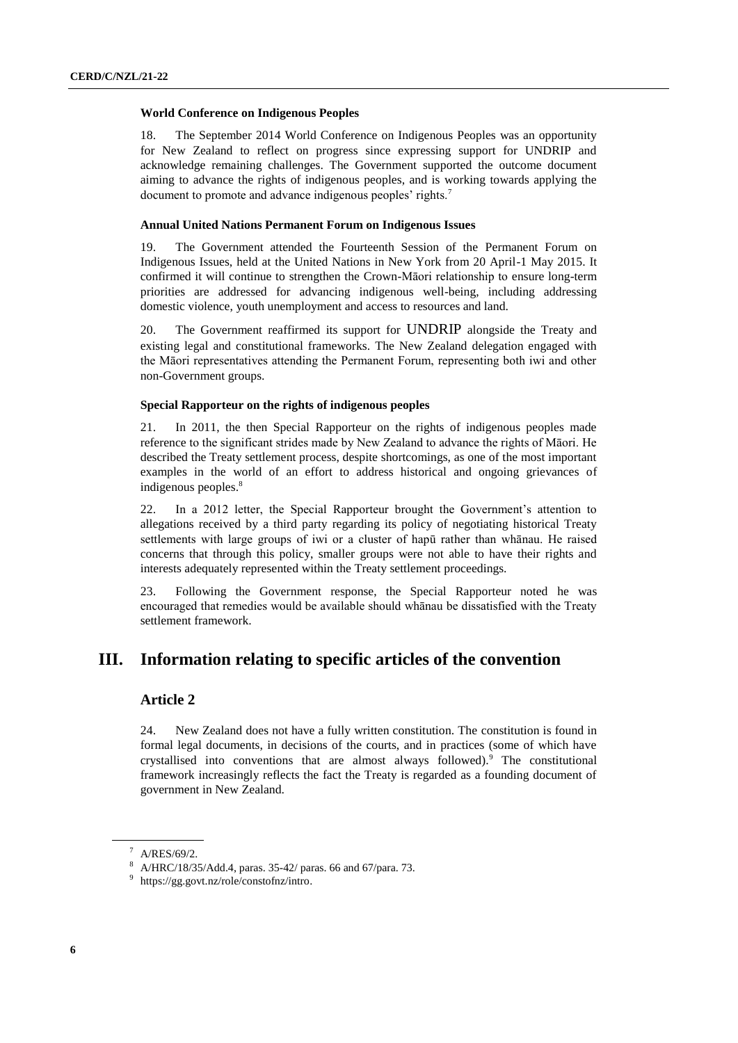#### World Conference on Indigenous Peoples

18. The September 2014 World Conference on Indigenous Peoples was an opportunity for New Zealand to reflect on progress since expressing support for UNDRIP and acknowledge remaining challenges. The Government supported the outcome document aiming to advance the rights of indigenous peoples, and is working towards applying the document to promote and advance indigenous peoples' rights.[7]

#### Annual United Nations Permanent Forum on Indigenous Issues

19. The Government attended the Fourteenth Session of the Permanent Forum on Indigenous Issues, held at the United Nations in New York from 20 April-1 May 2015. It confirmed it will continue to strengthen the Crown-Māori relationship to ensure long-term priorities are addressed for advancing indigenous well-being, including addressing domestic violence, youth unemployment and access to resources and land.

20. The Government reaffirmed its support for UNDRIP alongside the Treaty and existing legal and constitutional frameworks. The New Zealand delegation engaged with the Māori representatives attending the Permanent Forum, representing both iwi and other non-Government groups.

#### Special Rapporteur on the rights of indigenous peoples

21. In 2011, the then Special Rapporteur on the rights of indigenous peoples made reference to the significant strides made by New Zealand to advance the rights of Māori. He described the Treaty settlement process, despite shortcomings, as one of the most important examples in the world of an effort to address historical and ongoing grievances of indigenous peoples.[8]

22. In a 2012 letter, the Special Rapporteur brought the Government's attention to allegations received by a third party regarding its policy of negotiating historical Treaty settlements with large groups of iwi or a cluster of hapū rather than whānau. He raised concerns that through this policy, smaller groups were not able to have their rights and interests adequately represented within the Treaty settlement proceedings.

23. Following the Government response, the Special Rapporteur noted he was encouraged that remedies would be available should whānau be dissatisfied with the Treaty settlement framework.

## III. Information relating to specific articles of the convention

### Article 2

24. New Zealand does not have a fully written constitution. The constitution is found in formal legal documents, in decisions of the courts, and in practices (some of which have crystallised into conventions that are almost always followed).[9] The constitutional framework increasingly reflects the fact the Treaty is regarded as a founding document of government in New Zealand.

---

[7] A/RES/69/2.

[8] A/HRC/18/35/Add.4, paras. 35-42/ paras. 66 and 67/para. 73.

[9] https://gg.govt.nz/role/constofnz/intro.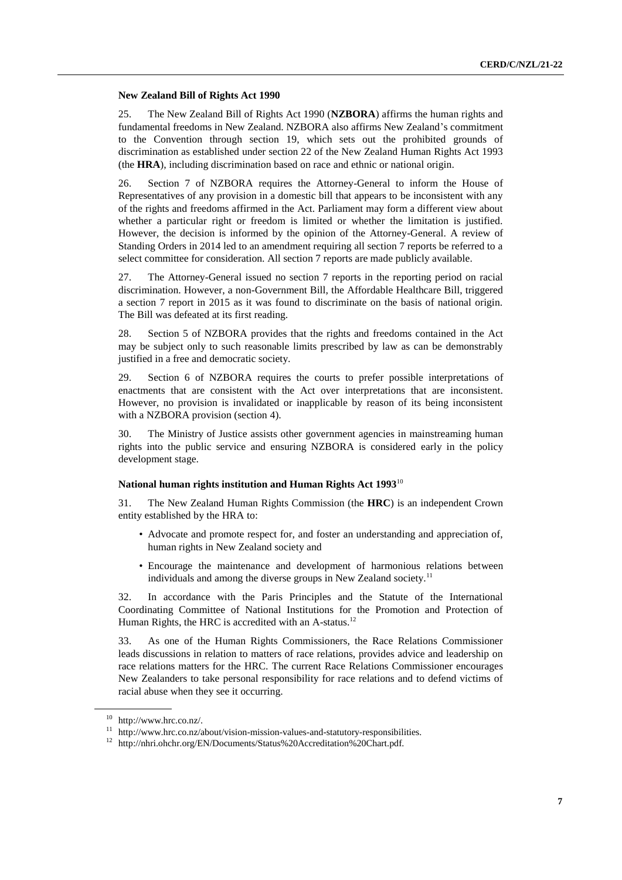### New Zealand Bill of Rights Act 1990

25. The New Zealand Bill of Rights Act 1990 (**NZBORA**) affirms the human rights and fundamental freedoms in New Zealand. NZBORA also affirms New Zealand's commitment to the Convention through section 19, which sets out the prohibited grounds of discrimination as established under section 22 of the New Zealand Human Rights Act 1993 (the **HRA**), including discrimination based on race and ethnic or national origin.

26. Section 7 of NZBORA requires the Attorney-General to inform the House of Representatives of any provision in a domestic bill that appears to be inconsistent with any of the rights and freedoms affirmed in the Act. Parliament may form a different view about whether a particular right or freedom is limited or whether the limitation is justified. However, the decision is informed by the opinion of the Attorney-General. A review of Standing Orders in 2014 led to an amendment requiring all section 7 reports be referred to a select committee for consideration. All section 7 reports are made publicly available.

27. The Attorney-General issued no section 7 reports in the reporting period on racial discrimination. However, a non-Government Bill, the Affordable Healthcare Bill, triggered a section 7 report in 2015 as it was found to discriminate on the basis of national origin. The Bill was defeated at its first reading.

28. Section 5 of NZBORA provides that the rights and freedoms contained in the Act may be subject only to such reasonable limits prescribed by law as can be demonstrably justified in a free and democratic society.

29. Section 6 of NZBORA requires the courts to prefer possible interpretations of enactments that are consistent with the Act over interpretations that are inconsistent. However, no provision is invalidated or inapplicable by reason of its being inconsistent with a NZBORA provision (section 4).

30. The Ministry of Justice assists other government agencies in mainstreaming human rights into the public service and ensuring NZBORA is considered early in the policy development stage.

### National human rights institution and Human Rights Act 1993[10]

31. The New Zealand Human Rights Commission (the **HRC**) is an independent Crown entity established by the HRA to:

- Advocate and promote respect for, and foster an understanding and appreciation of, human rights in New Zealand society and
- Encourage the maintenance and development of harmonious relations between individuals and among the diverse groups in New Zealand society.[11]

32. In accordance with the Paris Principles and the Statute of the International Coordinating Committee of National Institutions for the Promotion and Protection of Human Rights, the HRC is accredited with an A-status.[12]

33. As one of the Human Rights Commissioners, the Race Relations Commissioner leads discussions in relation to matters of race relations, provides advice and leadership on race relations matters for the HRC. The current Race Relations Commissioner encourages New Zealanders to take personal responsibility for race relations and to defend victims of racial abuse when they see it occurring.

---

[10] http://www.hrc.co.nz/.

[11] http://www.hrc.co.nz/about/vision-mission-values-and-statutory-responsibilities.

[12] http://nhri.ohchr.org/EN/Documents/Status%20Accreditation%20Chart.pdf.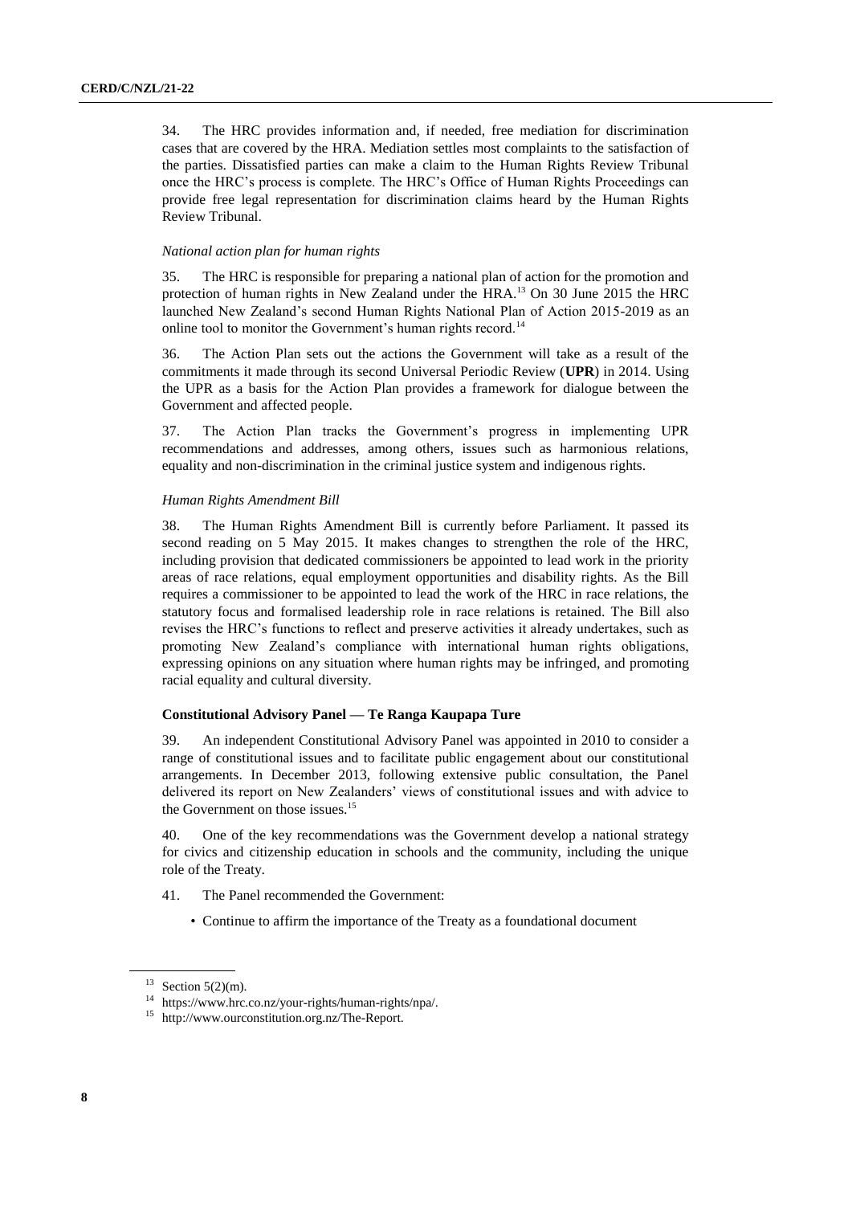34. The HRC provides information and, if needed, free mediation for discrimination cases that are covered by the HRA. Mediation settles most complaints to the satisfaction of the parties. Dissatisfied parties can make a claim to the Human Rights Review Tribunal once the HRC's process is complete. The HRC's Office of Human Rights Proceedings can provide free legal representation for discrimination claims heard by the Human Rights Review Tribunal.

*National action plan for human rights*

35. The HRC is responsible for preparing a national plan of action for the promotion and protection of human rights in New Zealand under the HRA.[13] On 30 June 2015 the HRC launched New Zealand's second Human Rights National Plan of Action 2015-2019 as an online tool to monitor the Government's human rights record.[14]

36. The Action Plan sets out the actions the Government will take as a result of the commitments it made through its second Universal Periodic Review (**UPR**) in 2014. Using the UPR as a basis for the Action Plan provides a framework for dialogue between the Government and affected people.

37. The Action Plan tracks the Government's progress in implementing UPR recommendations and addresses, among others, issues such as harmonious relations, equality and non-discrimination in the criminal justice system and indigenous rights.

*Human Rights Amendment Bill*

38. The Human Rights Amendment Bill is currently before Parliament. It passed its second reading on 5 May 2015. It makes changes to strengthen the role of the HRC, including provision that dedicated commissioners be appointed to lead work in the priority areas of race relations, equal employment opportunities and disability rights. As the Bill requires a commissioner to be appointed to lead the work of the HRC in race relations, the statutory focus and formalised leadership role in race relations is retained. The Bill also revises the HRC's functions to reflect and preserve activities it already undertakes, such as promoting New Zealand's compliance with international human rights obligations, expressing opinions on any situation where human rights may be infringed, and promoting racial equality and cultural diversity.

**Constitutional Advisory Panel — Te Ranga Kaupapa Ture**

39. An independent Constitutional Advisory Panel was appointed in 2010 to consider a range of constitutional issues and to facilitate public engagement about our constitutional arrangements. In December 2013, following extensive public consultation, the Panel delivered its report on New Zealanders' views of constitutional issues and with advice to the Government on those issues.[15]

40. One of the key recommendations was the Government develop a national strategy for civics and citizenship education in schools and the community, including the unique role of the Treaty.

41. The Panel recommended the Government:

- Continue to affirm the importance of the Treaty as a foundational document

---

[13] Section 5(2)(m).

[14] https://www.hrc.co.nz/your-rights/human-rights/npa/.

[15] http://www.ourconstitution.org.nz/The-Report.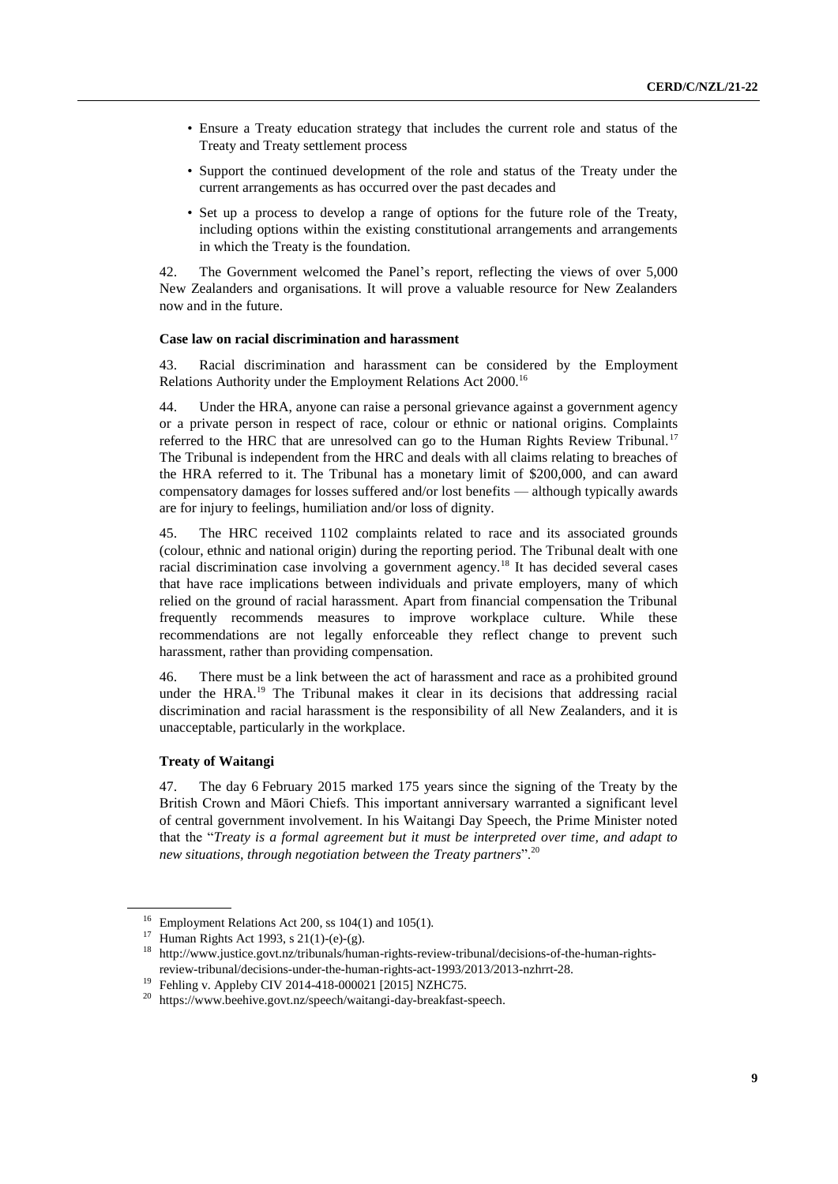- Ensure a Treaty education strategy that includes the current role and status of the Treaty and Treaty settlement process
- Support the continued development of the role and status of the Treaty under the current arrangements as has occurred over the past decades and
- Set up a process to develop a range of options for the future role of the Treaty, including options within the existing constitutional arrangements and arrangements in which the Treaty is the foundation.

42. The Government welcomed the Panel's report, reflecting the views of over 5,000 New Zealanders and organisations. It will prove a valuable resource for New Zealanders now and in the future.

**Case law on racial discrimination and harassment**

43. Racial discrimination and harassment can be considered by the Employment Relations Authority under the Employment Relations Act 2000.[16]

44. Under the HRA, anyone can raise a personal grievance against a government agency or a private person in respect of race, colour or ethnic or national origins. Complaints referred to the HRC that are unresolved can go to the Human Rights Review Tribunal.[17] The Tribunal is independent from the HRC and deals with all claims relating to breaches of the HRA referred to it. The Tribunal has a monetary limit of $200,000, and can award compensatory damages for losses suffered and/or lost benefits — although typically awards are for injury to feelings, humiliation and/or loss of dignity.

45. The HRC received 1102 complaints related to race and its associated grounds (colour, ethnic and national origin) during the reporting period. The Tribunal dealt with one racial discrimination case involving a government agency.[18] It has decided several cases that have race implications between individuals and private employers, many of which relied on the ground of racial harassment. Apart from financial compensation the Tribunal frequently recommends measures to improve workplace culture. While these recommendations are not legally enforceable they reflect change to prevent such harassment, rather than providing compensation.

46. There must be a link between the act of harassment and race as a prohibited ground under the HRA.[19] The Tribunal makes it clear in its decisions that addressing racial discrimination and racial harassment is the responsibility of all New Zealanders, and it is unacceptable, particularly in the workplace.

**Treaty of Waitangi**

47. The day 6 February 2015 marked 175 years since the signing of the Treaty by the British Crown and Māori Chiefs. This important anniversary warranted a significant level of central government involvement. In his Waitangi Day Speech, the Prime Minister noted that the "*Treaty is a formal agreement but it must be interpreted over time, and adapt to new situations, through negotiation between the Treaty partners*".[20]

---

[16] Employment Relations Act 200, ss 104(1) and 105(1).

[17] Human Rights Act 1993, s 21(1)-(e)-(g).

[18] http://www.justice.govt.nz/tribunals/human-rights-review-tribunal/decisions-of-the-human-rights-review-tribunal/decisions-under-the-human-rights-act-1993/2013/2013-nzhrrt-28.

[19] Fehling v. Appleby CIV 2014-418-000021 [2015] NZHC75.

[20] https://www.beehive.govt.nz/speech/waitangi-day-breakfast-speech.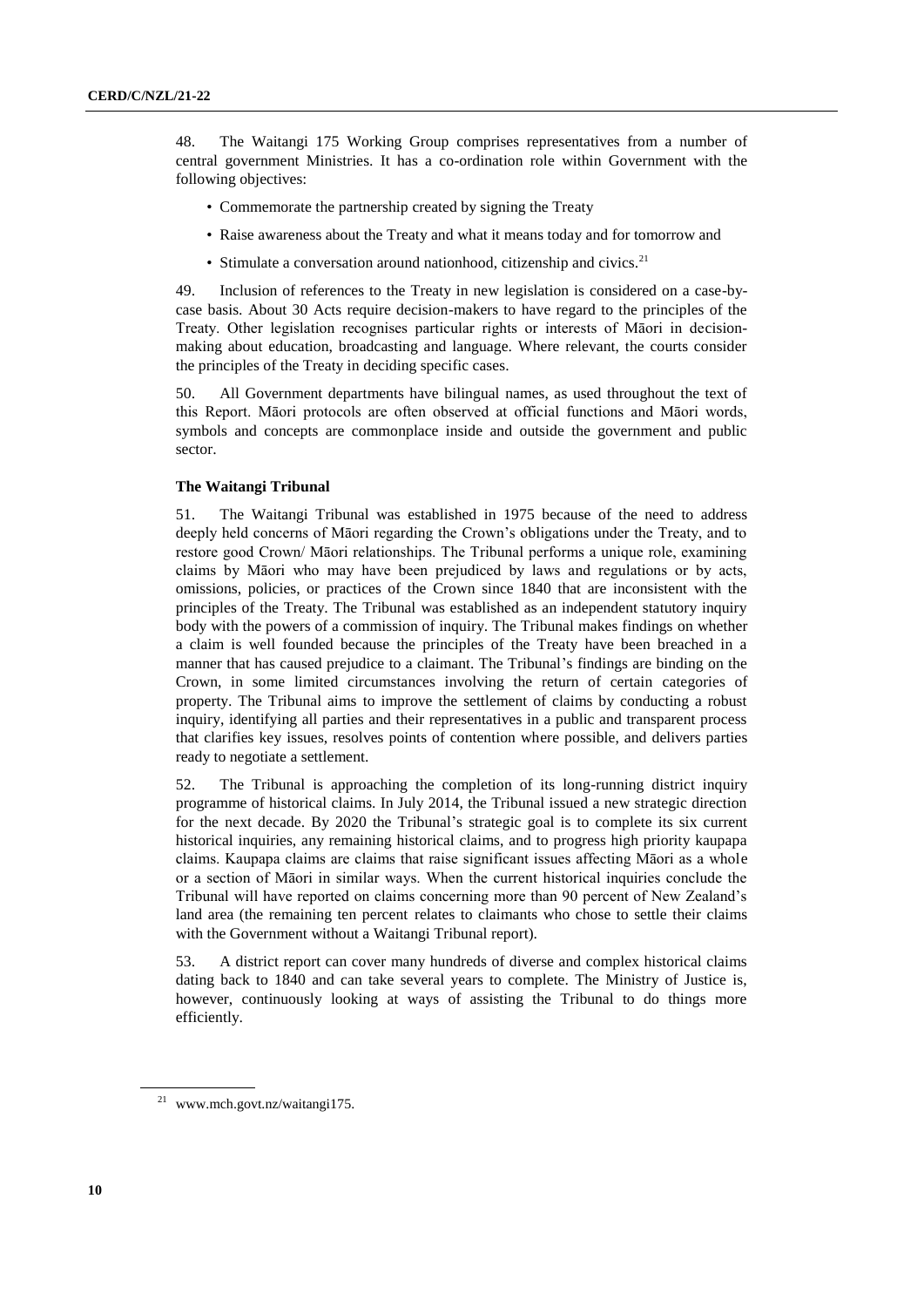48. The Waitangi 175 Working Group comprises representatives from a number of central government Ministries. It has a co-ordination role within Government with the following objectives:

- Commemorate the partnership created by signing the Treaty
- Raise awareness about the Treaty and what it means today and for tomorrow and
- Stimulate a conversation around nationhood, citizenship and civics.[21]

49. Inclusion of references to the Treaty in new legislation is considered on a case-by-case basis. About 30 Acts require decision-makers to have regard to the principles of the Treaty. Other legislation recognises particular rights or interests of Māori in decision-making about education, broadcasting and language. Where relevant, the courts consider the principles of the Treaty in deciding specific cases.

50. All Government departments have bilingual names, as used throughout the text of this Report. Māori protocols are often observed at official functions and Māori words, symbols and concepts are commonplace inside and outside the government and public sector.

**The Waitangi Tribunal**

51. The Waitangi Tribunal was established in 1975 because of the need to address deeply held concerns of Māori regarding the Crown's obligations under the Treaty, and to restore good Crown/ Māori relationships. The Tribunal performs a unique role, examining claims by Māori who may have been prejudiced by laws and regulations or by acts, omissions, policies, or practices of the Crown since 1840 that are inconsistent with the principles of the Treaty. The Tribunal was established as an independent statutory inquiry body with the powers of a commission of inquiry. The Tribunal makes findings on whether a claim is well founded because the principles of the Treaty have been breached in a manner that has caused prejudice to a claimant. The Tribunal's findings are binding on the Crown, in some limited circumstances involving the return of certain categories of property. The Tribunal aims to improve the settlement of claims by conducting a robust inquiry, identifying all parties and their representatives in a public and transparent process that clarifies key issues, resolves points of contention where possible, and delivers parties ready to negotiate a settlement.

52. The Tribunal is approaching the completion of its long-running district inquiry programme of historical claims. In July 2014, the Tribunal issued a new strategic direction for the next decade. By 2020 the Tribunal's strategic goal is to complete its six current historical inquiries, any remaining historical claims, and to progress high priority kaupapa claims. Kaupapa claims are claims that raise significant issues affecting Māori as a whole or a section of Māori in similar ways. When the current historical inquiries conclude the Tribunal will have reported on claims concerning more than 90 percent of New Zealand's land area (the remaining ten percent relates to claimants who chose to settle their claims with the Government without a Waitangi Tribunal report).

53. A district report can cover many hundreds of diverse and complex historical claims dating back to 1840 and can take several years to complete. The Ministry of Justice is, however, continuously looking at ways of assisting the Tribunal to do things more efficiently.

---

[21] www.mch.govt.nz/waitangi175.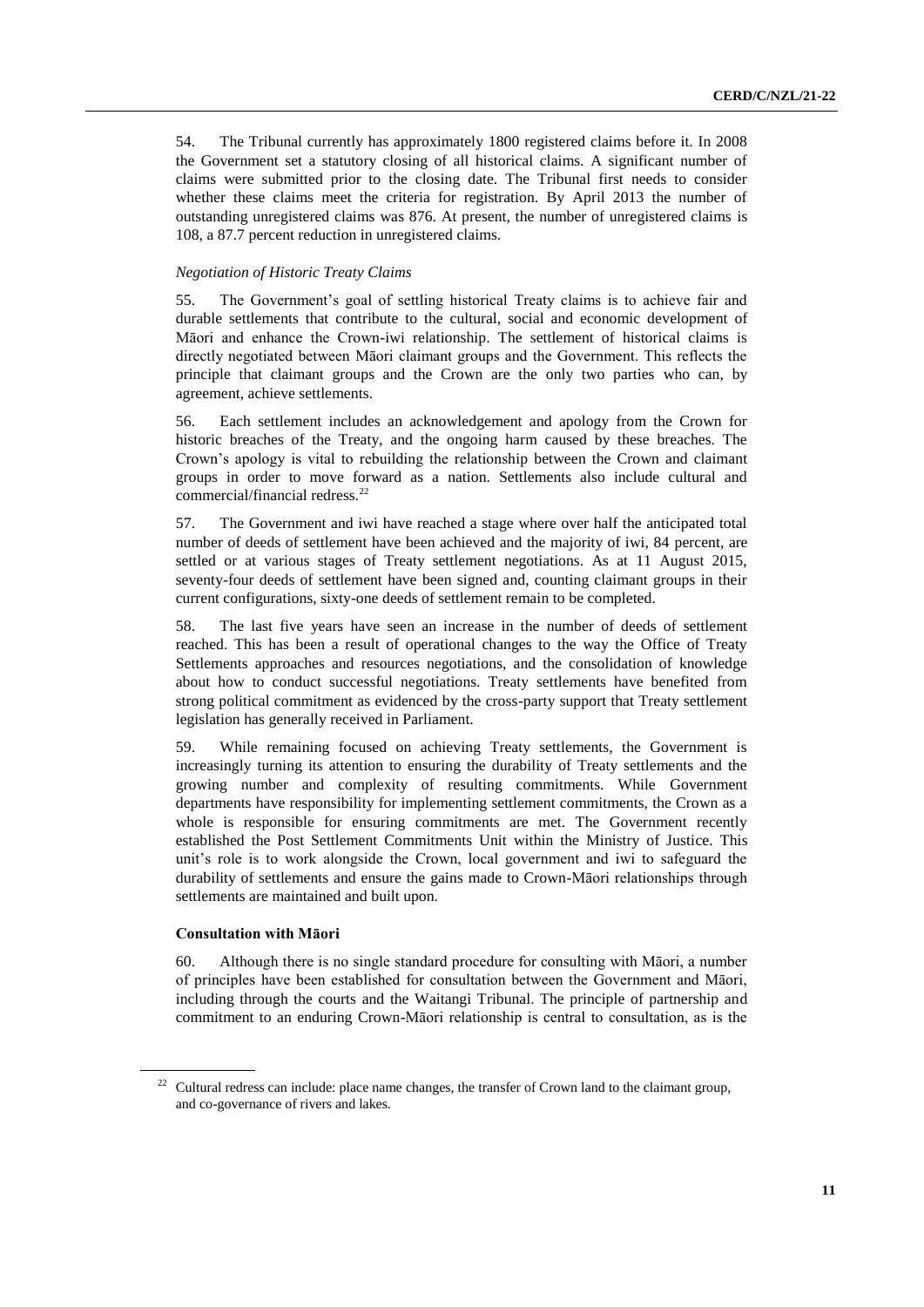54. The Tribunal currently has approximately 1800 registered claims before it. In 2008 the Government set a statutory closing of all historical claims. A significant number of claims were submitted prior to the closing date. The Tribunal first needs to consider whether these claims meet the criteria for registration. By April 2013 the number of outstanding unregistered claims was 876. At present, the number of unregistered claims is 108, a 87.7 percent reduction in unregistered claims.

*Negotiation of Historic Treaty Claims*

55. The Government's goal of settling historical Treaty claims is to achieve fair and durable settlements that contribute to the cultural, social and economic development of Māori and enhance the Crown-iwi relationship. The settlement of historical claims is directly negotiated between Māori claimant groups and the Government. This reflects the principle that claimant groups and the Crown are the only two parties who can, by agreement, achieve settlements.

56. Each settlement includes an acknowledgement and apology from the Crown for historic breaches of the Treaty, and the ongoing harm caused by these breaches. The Crown's apology is vital to rebuilding the relationship between the Crown and claimant groups in order to move forward as a nation. Settlements also include cultural and commercial/financial redress.[22]

57. The Government and iwi have reached a stage where over half the anticipated total number of deeds of settlement have been achieved and the majority of iwi, 84 percent, are settled or at various stages of Treaty settlement negotiations. As at 11 August 2015, seventy-four deeds of settlement have been signed and, counting claimant groups in their current configurations, sixty-one deeds of settlement remain to be completed.

58. The last five years have seen an increase in the number of deeds of settlement reached. This has been a result of operational changes to the way the Office of Treaty Settlements approaches and resources negotiations, and the consolidation of knowledge about how to conduct successful negotiations. Treaty settlements have benefited from strong political commitment as evidenced by the cross-party support that Treaty settlement legislation has generally received in Parliament.

59. While remaining focused on achieving Treaty settlements, the Government is increasingly turning its attention to ensuring the durability of Treaty settlements and the growing number and complexity of resulting commitments. While Government departments have responsibility for implementing settlement commitments, the Crown as a whole is responsible for ensuring commitments are met. The Government recently established the Post Settlement Commitments Unit within the Ministry of Justice. This unit's role is to work alongside the Crown, local government and iwi to safeguard the durability of settlements and ensure the gains made to Crown-Māori relationships through settlements are maintained and built upon.

**Consultation with Māori**

60. Although there is no single standard procedure for consulting with Māori, a number of principles have been established for consultation between the Government and Māori, including through the courts and the Waitangi Tribunal. The principle of partnership and commitment to an enduring Crown-Māori relationship is central to consultation, as is the

[22] Cultural redress can include: place name changes, the transfer of Crown land to the claimant group, and co-governance of rivers and lakes.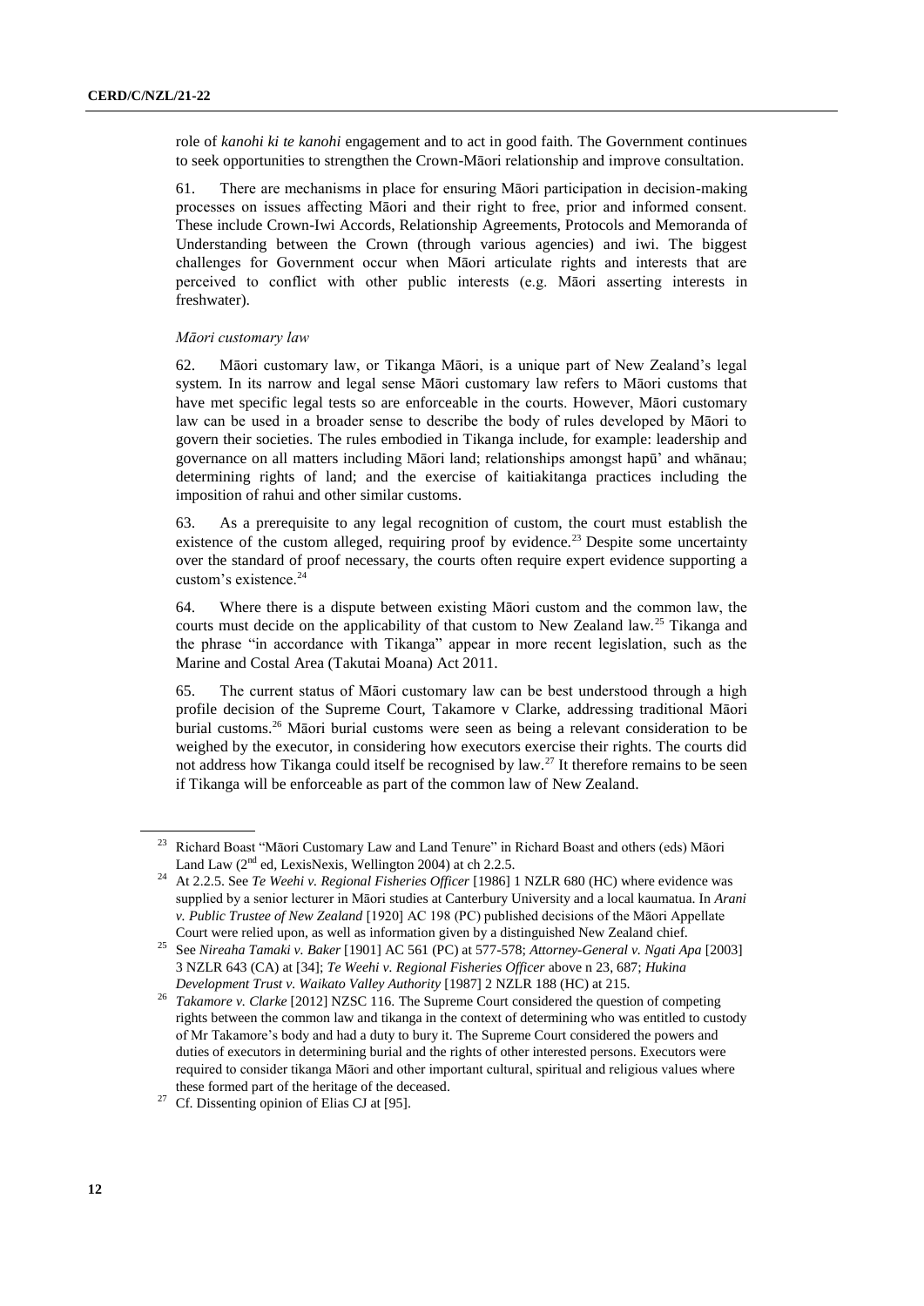role of *kanohi ki te kanohi* engagement and to act in good faith. The Government continues to seek opportunities to strengthen the Crown-Māori relationship and improve consultation.

61. There are mechanisms in place for ensuring Māori participation in decision-making processes on issues affecting Māori and their right to free, prior and informed consent. These include Crown-Iwi Accords, Relationship Agreements, Protocols and Memoranda of Understanding between the Crown (through various agencies) and iwi. The biggest challenges for Government occur when Māori articulate rights and interests that are perceived to conflict with other public interests (e.g. Māori asserting interests in freshwater).

*Māori customary law*

62. Māori customary law, or Tikanga Māori, is a unique part of New Zealand's legal system. In its narrow and legal sense Māori customary law refers to Māori customs that have met specific legal tests so are enforceable in the courts. However, Māori customary law can be used in a broader sense to describe the body of rules developed by Māori to govern their societies. The rules embodied in Tikanga include, for example: leadership and governance on all matters including Māori land; relationships amongst hapū' and whānau; determining rights of land; and the exercise of kaitiakitanga practices including the imposition of rahui and other similar customs.

63. As a prerequisite to any legal recognition of custom, the court must establish the existence of the custom alleged, requiring proof by evidence.[23] Despite some uncertainty over the standard of proof necessary, the courts often require expert evidence supporting a custom's existence.[24]

64. Where there is a dispute between existing Māori custom and the common law, the courts must decide on the applicability of that custom to New Zealand law.[25] Tikanga and the phrase "in accordance with Tikanga" appear in more recent legislation, such as the Marine and Costal Area (Takutai Moana) Act 2011.

65. The current status of Māori customary law can be best understood through a high profile decision of the Supreme Court, Takamore v Clarke, addressing traditional Māori burial customs.[26] Māori burial customs were seen as being a relevant consideration to be weighed by the executor, in considering how executors exercise their rights. The courts did not address how Tikanga could itself be recognised by law.[27] It therefore remains to be seen if Tikanga will be enforceable as part of the common law of New Zealand.

---

[23] Richard Boast "Māori Customary Law and Land Tenure" in Richard Boast and others (eds) Māori Land Law (2nd ed, LexisNexis, Wellington 2004) at ch 2.2.5.

[24] At 2.2.5. See *Te Weehi v. Regional Fisheries Officer* [1986] 1 NZLR 680 (HC) where evidence was supplied by a senior lecturer in Māori studies at Canterbury University and a local kaumatua. In *Arani v. Public Trustee of New Zealand* [1920] AC 198 (PC) published decisions of the Māori Appellate Court were relied upon, as well as information given by a distinguished New Zealand chief.

[25] See *Nireaha Tamaki v. Baker* [1901] AC 561 (PC) at 577-578; *Attorney-General v. Ngati Apa* [2003] 3 NZLR 643 (CA) at [34]; *Te Weehi v. Regional Fisheries Officer* above n 23, 687; *Hukina Development Trust v. Waikato Valley Authority* [1987] 2 NZLR 188 (HC) at 215.

[26] *Takamore v. Clarke* [2012] NZSC 116. The Supreme Court considered the question of competing rights between the common law and tikanga in the context of determining who was entitled to custody of Mr Takamore's body and had a duty to bury it. The Supreme Court considered the powers and duties of executors in determining burial and the rights of other interested persons. Executors were required to consider tikanga Māori and other important cultural, spiritual and religious values where these formed part of the heritage of the deceased.

[27] Cf. Dissenting opinion of Elias CJ at [95].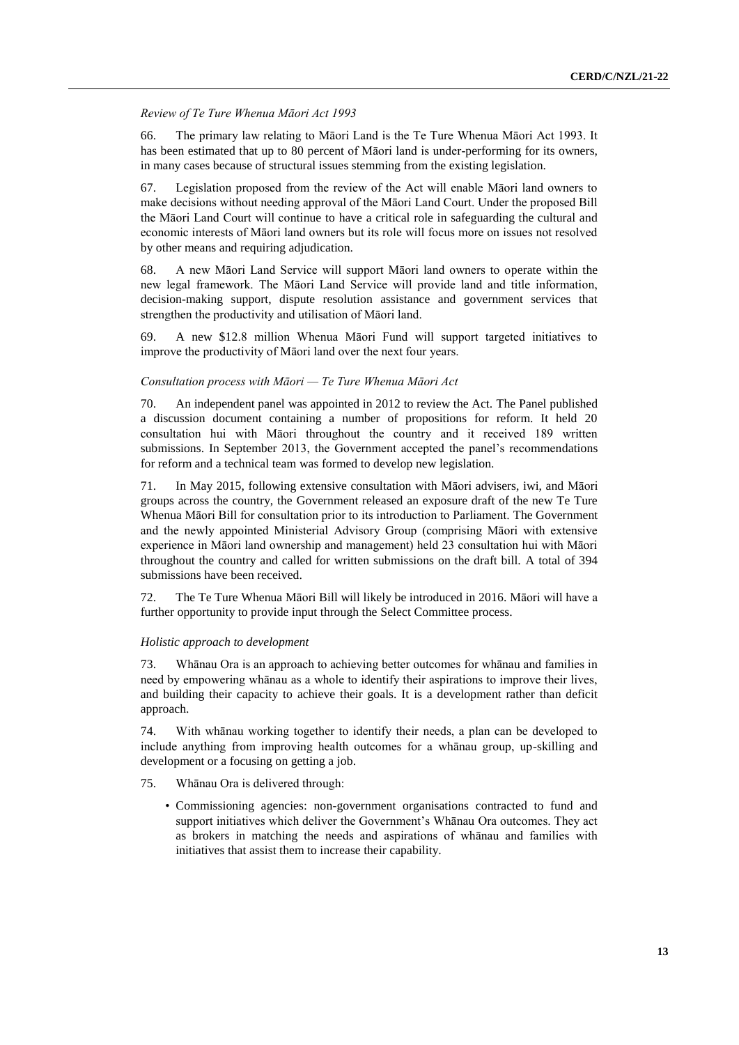*Review of Te Ture Whenua Māori Act 1993*

66. The primary law relating to Māori Land is the Te Ture Whenua Māori Act 1993. It has been estimated that up to 80 percent of Māori land is under-performing for its owners, in many cases because of structural issues stemming from the existing legislation.

67. Legislation proposed from the review of the Act will enable Māori land owners to make decisions without needing approval of the Māori Land Court. Under the proposed Bill the Māori Land Court will continue to have a critical role in safeguarding the cultural and economic interests of Māori land owners but its role will focus more on issues not resolved by other means and requiring adjudication.

68. A new Māori Land Service will support Māori land owners to operate within the new legal framework. The Māori Land Service will provide land and title information, decision-making support, dispute resolution assistance and government services that strengthen the productivity and utilisation of Māori land.

69. A new $12.8 million Whenua Māori Fund will support targeted initiatives to improve the productivity of Māori land over the next four years.

*Consultation process with Māori — Te Ture Whenua Māori Act*

70. An independent panel was appointed in 2012 to review the Act. The Panel published a discussion document containing a number of propositions for reform. It held 20 consultation hui with Māori throughout the country and it received 189 written submissions. In September 2013, the Government accepted the panel's recommendations for reform and a technical team was formed to develop new legislation.

71. In May 2015, following extensive consultation with Māori advisers, iwi, and Māori groups across the country, the Government released an exposure draft of the new Te Ture Whenua Māori Bill for consultation prior to its introduction to Parliament. The Government and the newly appointed Ministerial Advisory Group (comprising Māori with extensive experience in Māori land ownership and management) held 23 consultation hui with Māori throughout the country and called for written submissions on the draft bill. A total of 394 submissions have been received.

72. The Te Ture Whenua Māori Bill will likely be introduced in 2016. Māori will have a further opportunity to provide input through the Select Committee process.

*Holistic approach to development*

73. Whānau Ora is an approach to achieving better outcomes for whānau and families in need by empowering whānau as a whole to identify their aspirations to improve their lives, and building their capacity to achieve their goals. It is a development rather than deficit approach.

74. With whānau working together to identify their needs, a plan can be developed to include anything from improving health outcomes for a whānau group, up-skilling and development or a focusing on getting a job.

75. Whānau Ora is delivered through:

- Commissioning agencies: non-government organisations contracted to fund and support initiatives which deliver the Government's Whānau Ora outcomes. They act as brokers in matching the needs and aspirations of whānau and families with initiatives that assist them to increase their capability.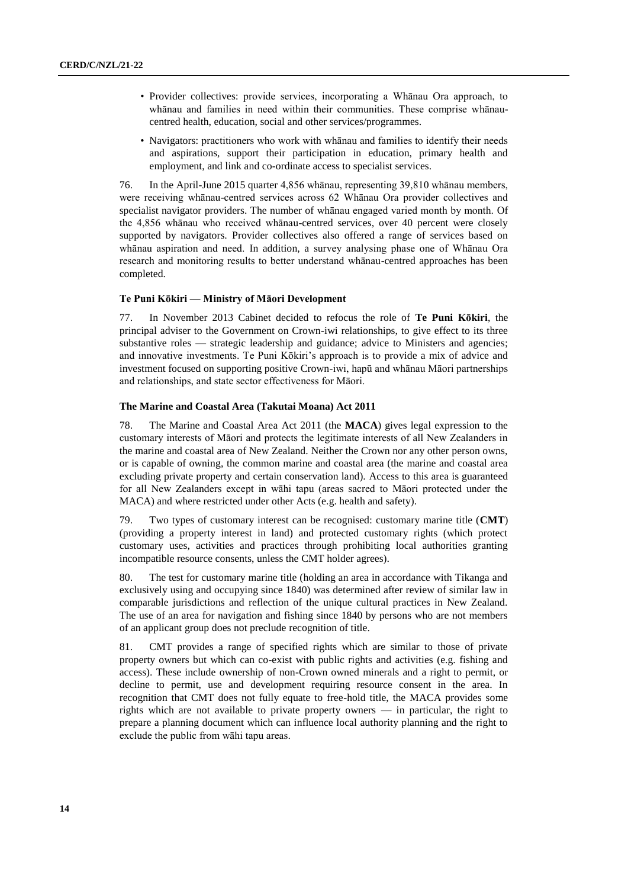- Provider collectives: provide services, incorporating a Whānau Ora approach, to whānau and families in need within their communities. These comprise whānau-centred health, education, social and other services/programmes.
- Navigators: practitioners who work with whānau and families to identify their needs and aspirations, support their participation in education, primary health and employment, and link and co-ordinate access to specialist services.

76. In the April-June 2015 quarter 4,856 whānau, representing 39,810 whānau members, were receiving whānau-centred services across 62 Whānau Ora provider collectives and specialist navigator providers. The number of whānau engaged varied month by month. Of the 4,856 whānau who received whānau-centred services, over 40 percent were closely supported by navigators. Provider collectives also offered a range of services based on whānau aspiration and need. In addition, a survey analysing phase one of Whānau Ora research and monitoring results to better understand whānau-centred approaches has been completed.

#### Te Puni Kōkiri — Ministry of Māori Development

77. In November 2013 Cabinet decided to refocus the role of **Te Puni Kōkiri**, the principal adviser to the Government on Crown-iwi relationships, to give effect to its three substantive roles — strategic leadership and guidance; advice to Ministers and agencies; and innovative investments. Te Puni Kōkiri's approach is to provide a mix of advice and investment focused on supporting positive Crown-iwi, hapū and whānau Māori partnerships and relationships, and state sector effectiveness for Māori.

#### The Marine and Coastal Area (Takutai Moana) Act 2011

78. The Marine and Coastal Area Act 2011 (the **MACA**) gives legal expression to the customary interests of Māori and protects the legitimate interests of all New Zealanders in the marine and coastal area of New Zealand. Neither the Crown nor any other person owns, or is capable of owning, the common marine and coastal area (the marine and coastal area excluding private property and certain conservation land). Access to this area is guaranteed for all New Zealanders except in wāhi tapu (areas sacred to Māori protected under the MACA) and where restricted under other Acts (e.g. health and safety).

79. Two types of customary interest can be recognised: customary marine title (**CMT**) (providing a property interest in land) and protected customary rights (which protect customary uses, activities and practices through prohibiting local authorities granting incompatible resource consents, unless the CMT holder agrees).

80. The test for customary marine title (holding an area in accordance with Tikanga and exclusively using and occupying since 1840) was determined after review of similar law in comparable jurisdictions and reflection of the unique cultural practices in New Zealand. The use of an area for navigation and fishing since 1840 by persons who are not members of an applicant group does not preclude recognition of title.

81. CMT provides a range of specified rights which are similar to those of private property owners but which can co-exist with public rights and activities (e.g. fishing and access). These include ownership of non-Crown owned minerals and a right to permit, or decline to permit, use and development requiring resource consent in the area. In recognition that CMT does not fully equate to free-hold title, the MACA provides some rights which are not available to private property owners — in particular, the right to prepare a planning document which can influence local authority planning and the right to exclude the public from wāhi tapu areas.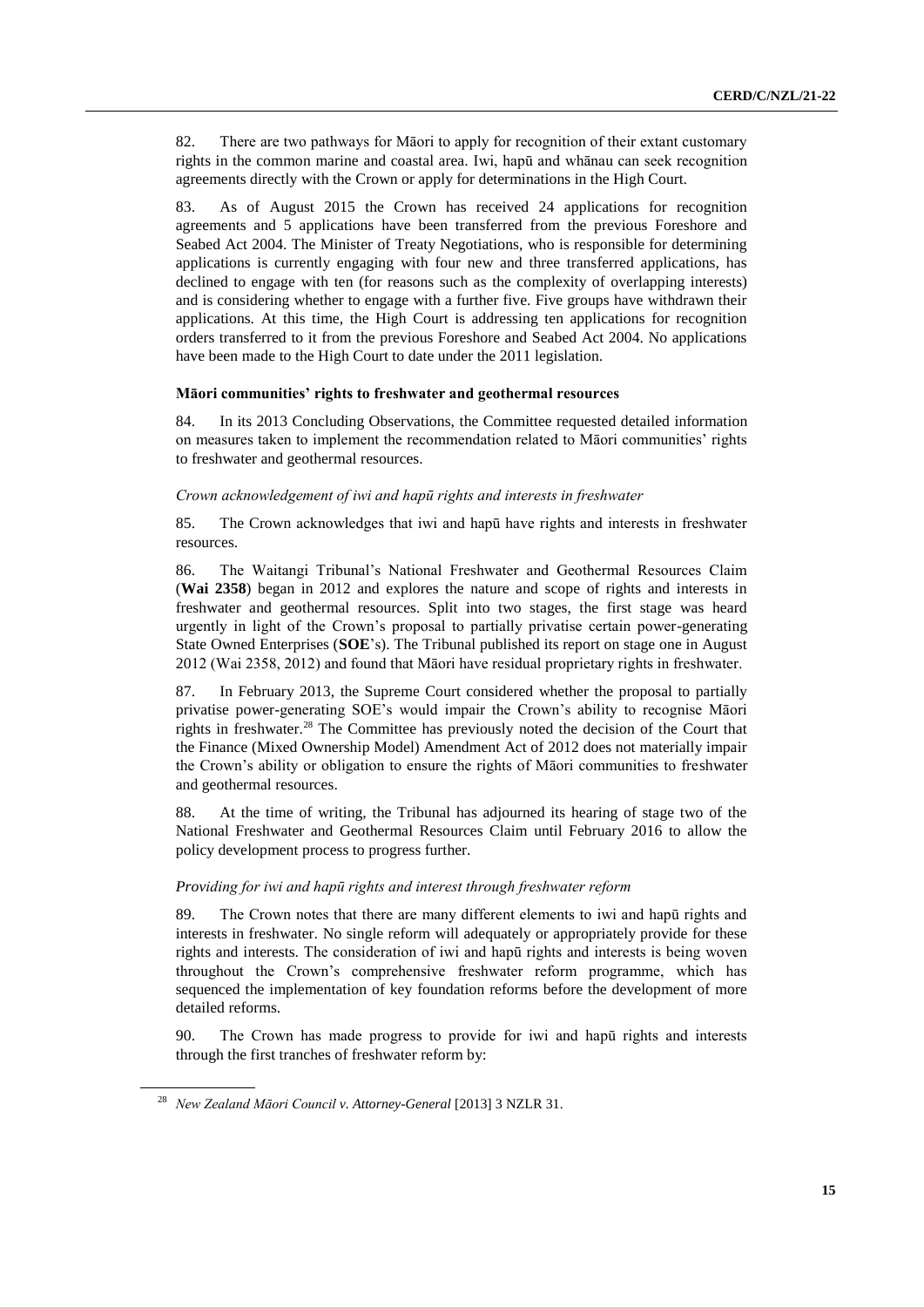82. There are two pathways for Māori to apply for recognition of their extant customary rights in the common marine and coastal area. Iwi, hapū and whānau can seek recognition agreements directly with the Crown or apply for determinations in the High Court.

83. As of August 2015 the Crown has received 24 applications for recognition agreements and 5 applications have been transferred from the previous Foreshore and Seabed Act 2004. The Minister of Treaty Negotiations, who is responsible for determining applications is currently engaging with four new and three transferred applications, has declined to engage with ten (for reasons such as the complexity of overlapping interests) and is considering whether to engage with a further five. Five groups have withdrawn their applications. At this time, the High Court is addressing ten applications for recognition orders transferred to it from the previous Foreshore and Seabed Act 2004. No applications have been made to the High Court to date under the 2011 legislation.

#### Māori communities' rights to freshwater and geothermal resources

84. In its 2013 Concluding Observations, the Committee requested detailed information on measures taken to implement the recommendation related to Māori communities' rights to freshwater and geothermal resources.

*Crown acknowledgement of iwi and hapū rights and interests in freshwater*

85. The Crown acknowledges that iwi and hapū have rights and interests in freshwater resources.

86. The Waitangi Tribunal's National Freshwater and Geothermal Resources Claim (**Wai 2358**) began in 2012 and explores the nature and scope of rights and interests in freshwater and geothermal resources. Split into two stages, the first stage was heard urgently in light of the Crown's proposal to partially privatise certain power-generating State Owned Enterprises (**SOE**'s). The Tribunal published its report on stage one in August 2012 (Wai 2358, 2012) and found that Māori have residual proprietary rights in freshwater.

87. In February 2013, the Supreme Court considered whether the proposal to partially privatise power-generating SOE's would impair the Crown's ability to recognise Māori rights in freshwater.[28] The Committee has previously noted the decision of the Court that the Finance (Mixed Ownership Model) Amendment Act of 2012 does not materially impair the Crown's ability or obligation to ensure the rights of Māori communities to freshwater and geothermal resources.

88. At the time of writing, the Tribunal has adjourned its hearing of stage two of the National Freshwater and Geothermal Resources Claim until February 2016 to allow the policy development process to progress further.

*Providing for iwi and hapū rights and interest through freshwater reform*

89. The Crown notes that there are many different elements to iwi and hapū rights and interests in freshwater. No single reform will adequately or appropriately provide for these rights and interests. The consideration of iwi and hapū rights and interests is being woven throughout the Crown's comprehensive freshwater reform programme, which has sequenced the implementation of key foundation reforms before the development of more detailed reforms.

90. The Crown has made progress to provide for iwi and hapū rights and interests through the first tranches of freshwater reform by:

[28] *New Zealand Māori Council v. Attorney-General* [2013] 3 NZLR 31.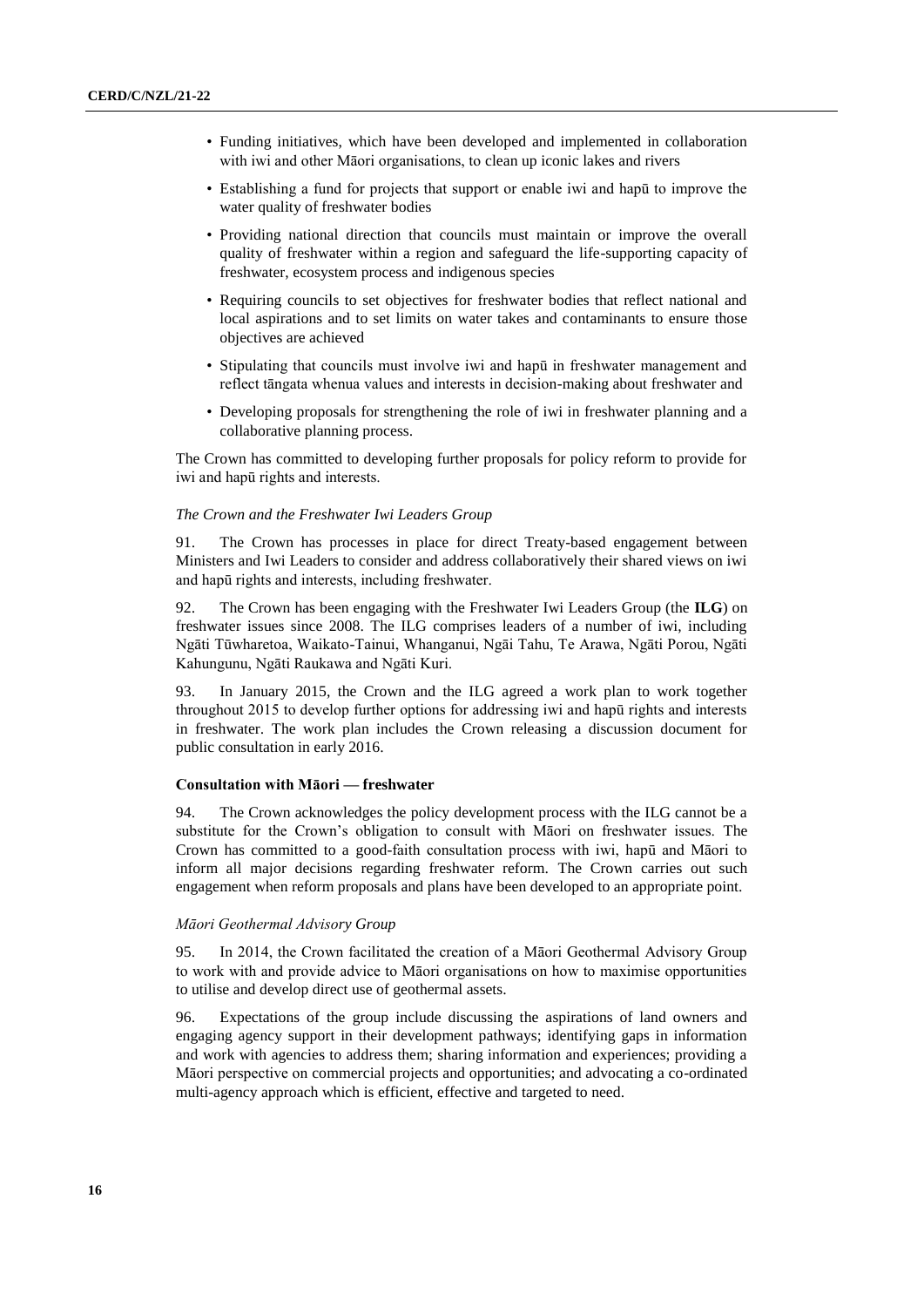- Funding initiatives, which have been developed and implemented in collaboration with iwi and other Māori organisations, to clean up iconic lakes and rivers
- Establishing a fund for projects that support or enable iwi and hapū to improve the water quality of freshwater bodies
- Providing national direction that councils must maintain or improve the overall quality of freshwater within a region and safeguard the life-supporting capacity of freshwater, ecosystem process and indigenous species
- Requiring councils to set objectives for freshwater bodies that reflect national and local aspirations and to set limits on water takes and contaminants to ensure those objectives are achieved
- Stipulating that councils must involve iwi and hapū in freshwater management and reflect tāngata whenua values and interests in decision-making about freshwater and
- Developing proposals for strengthening the role of iwi in freshwater planning and a collaborative planning process.

The Crown has committed to developing further proposals for policy reform to provide for iwi and hapū rights and interests.

*The Crown and the Freshwater Iwi Leaders Group*

91. The Crown has processes in place for direct Treaty-based engagement between Ministers and Iwi Leaders to consider and address collaboratively their shared views on iwi and hapū rights and interests, including freshwater.

92. The Crown has been engaging with the Freshwater Iwi Leaders Group (the **ILG**) on freshwater issues since 2008. The ILG comprises leaders of a number of iwi, including Ngāti Tūwharetoa, Waikato-Tainui, Whanganui, Ngāi Tahu, Te Arawa, Ngāti Porou, Ngāti Kahungunu, Ngāti Raukawa and Ngāti Kuri.

93. In January 2015, the Crown and the ILG agreed a work plan to work together throughout 2015 to develop further options for addressing iwi and hapū rights and interests in freshwater. The work plan includes the Crown releasing a discussion document for public consultation in early 2016.

**Consultation with Māori — freshwater**

94. The Crown acknowledges the policy development process with the ILG cannot be a substitute for the Crown's obligation to consult with Māori on freshwater issues. The Crown has committed to a good-faith consultation process with iwi, hapū and Māori to inform all major decisions regarding freshwater reform. The Crown carries out such engagement when reform proposals and plans have been developed to an appropriate point.

*Māori Geothermal Advisory Group*

95. In 2014, the Crown facilitated the creation of a Māori Geothermal Advisory Group to work with and provide advice to Māori organisations on how to maximise opportunities to utilise and develop direct use of geothermal assets.

96. Expectations of the group include discussing the aspirations of land owners and engaging agency support in their development pathways; identifying gaps in information and work with agencies to address them; sharing information and experiences; providing a Māori perspective on commercial projects and opportunities; and advocating a co-ordinated multi-agency approach which is efficient, effective and targeted to need.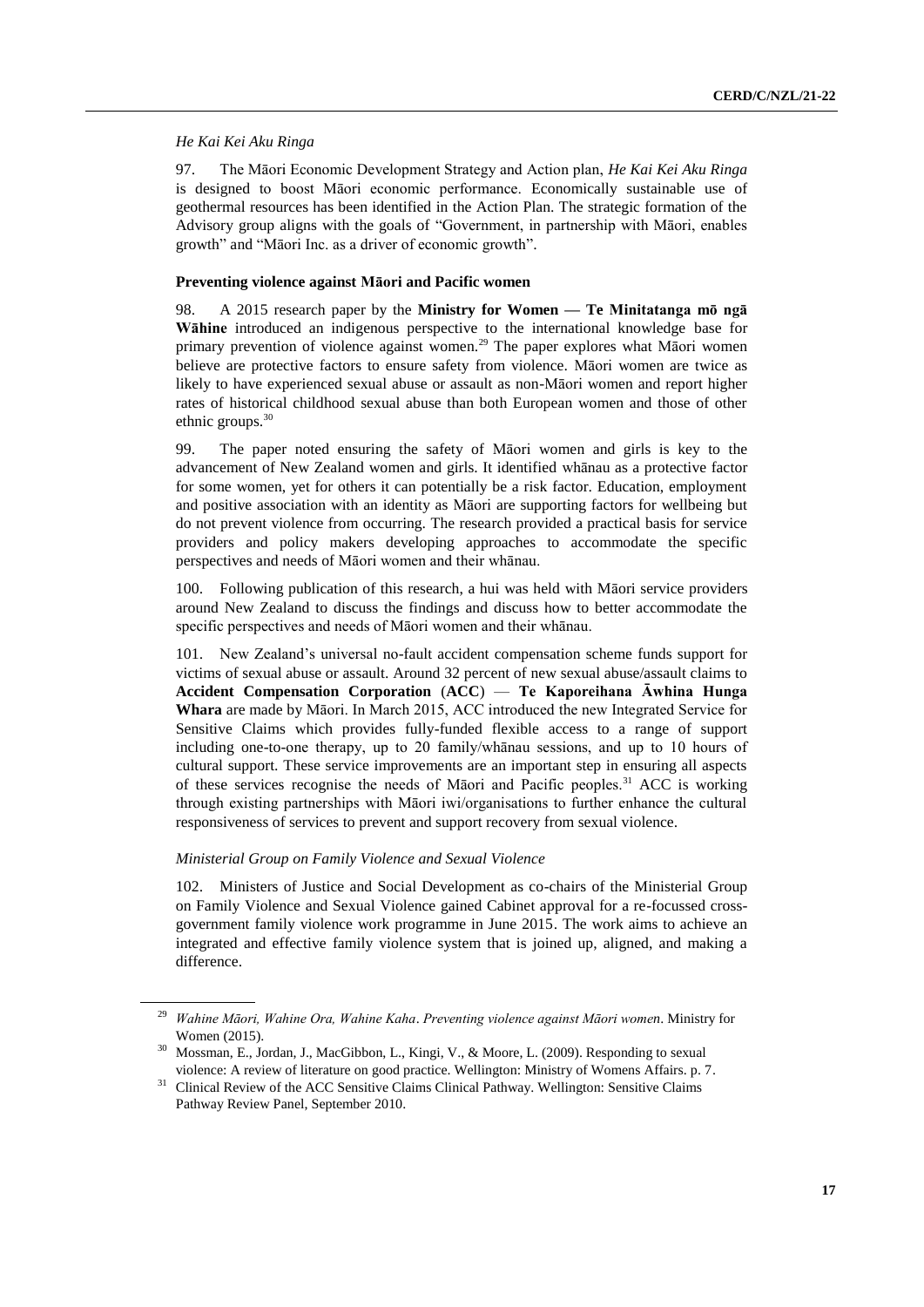*He Kai Kei Aku Ringa*

97. The Māori Economic Development Strategy and Action plan, *He Kai Kei Aku Ringa* is designed to boost Māori economic performance. Economically sustainable use of geothermal resources has been identified in the Action Plan. The strategic formation of the Advisory group aligns with the goals of "Government, in partnership with Māori, enables growth" and "Māori Inc. as a driver of economic growth".

**Preventing violence against Māori and Pacific women**

98. A 2015 research paper by the **Ministry for Women — Te Minitatanga mō ngā Wāhine** introduced an indigenous perspective to the international knowledge base for primary prevention of violence against women.[29] The paper explores what Māori women believe are protective factors to ensure safety from violence. Māori women are twice as likely to have experienced sexual abuse or assault as non-Māori women and report higher rates of historical childhood sexual abuse than both European women and those of other ethnic groups.[30]

99. The paper noted ensuring the safety of Māori women and girls is key to the advancement of New Zealand women and girls. It identified whānau as a protective factor for some women, yet for others it can potentially be a risk factor. Education, employment and positive association with an identity as Māori are supporting factors for wellbeing but do not prevent violence from occurring. The research provided a practical basis for service providers and policy makers developing approaches to accommodate the specific perspectives and needs of Māori women and their whānau.

100. Following publication of this research, a hui was held with Māori service providers around New Zealand to discuss the findings and discuss how to better accommodate the specific perspectives and needs of Māori women and their whānau.

101. New Zealand's universal no-fault accident compensation scheme funds support for victims of sexual abuse or assault. Around 32 percent of new sexual abuse/assault claims to **Accident Compensation Corporation** (**ACC**) — **Te Kaporeihana Āwhina Hunga Whara** are made by Māori. In March 2015, ACC introduced the new Integrated Service for Sensitive Claims which provides fully-funded flexible access to a range of support including one-to-one therapy, up to 20 family/whānau sessions, and up to 10 hours of cultural support. These service improvements are an important step in ensuring all aspects of these services recognise the needs of Māori and Pacific peoples.[31] ACC is working through existing partnerships with Māori iwi/organisations to further enhance the cultural responsiveness of services to prevent and support recovery from sexual violence.

*Ministerial Group on Family Violence and Sexual Violence*

102. Ministers of Justice and Social Development as co-chairs of the Ministerial Group on Family Violence and Sexual Violence gained Cabinet approval for a re-focussed cross-government family violence work programme in June 2015. The work aims to achieve an integrated and effective family violence system that is joined up, aligned, and making a difference.

---

[29] *Wahine Māori, Wahine Ora, Wahine Kaha*. *Preventing violence against Māori women*. Ministry for Women (2015).

[30] Mossman, E., Jordan, J., MacGibbon, L., Kingi, V., & Moore, L. (2009). Responding to sexual violence: A review of literature on good practice. Wellington: Ministry of Womens Affairs. p. 7.

[31] Clinical Review of the ACC Sensitive Claims Clinical Pathway. Wellington: Sensitive Claims Pathway Review Panel, September 2010.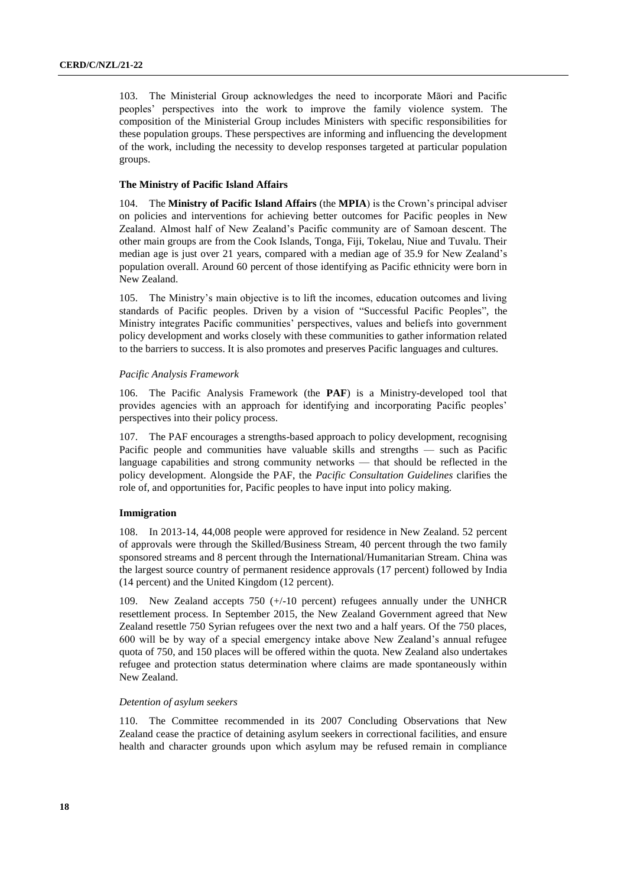103. The Ministerial Group acknowledges the need to incorporate Māori and Pacific peoples' perspectives into the work to improve the family violence system. The composition of the Ministerial Group includes Ministers with specific responsibilities for these population groups. These perspectives are informing and influencing the development of the work, including the necessity to develop responses targeted at particular population groups.

### The Ministry of Pacific Island Affairs

104. The **Ministry of Pacific Island Affairs** (the **MPIA**) is the Crown's principal adviser on policies and interventions for achieving better outcomes for Pacific peoples in New Zealand. Almost half of New Zealand's Pacific community are of Samoan descent. The other main groups are from the Cook Islands, Tonga, Fiji, Tokelau, Niue and Tuvalu. Their median age is just over 21 years, compared with a median age of 35.9 for New Zealand's population overall. Around 60 percent of those identifying as Pacific ethnicity were born in New Zealand.

105. The Ministry's main objective is to lift the incomes, education outcomes and living standards of Pacific peoples. Driven by a vision of "Successful Pacific Peoples", the Ministry integrates Pacific communities' perspectives, values and beliefs into government policy development and works closely with these communities to gather information related to the barriers to success. It is also promotes and preserves Pacific languages and cultures.

#### *Pacific Analysis Framework*

106. The Pacific Analysis Framework (the **PAF**) is a Ministry-developed tool that provides agencies with an approach for identifying and incorporating Pacific peoples' perspectives into their policy process.

107. The PAF encourages a strengths-based approach to policy development, recognising Pacific people and communities have valuable skills and strengths — such as Pacific language capabilities and strong community networks — that should be reflected in the policy development. Alongside the PAF, the *Pacific Consultation Guidelines* clarifies the role of, and opportunities for, Pacific peoples to have input into policy making.

### Immigration

108. In 2013-14, 44,008 people were approved for residence in New Zealand. 52 percent of approvals were through the Skilled/Business Stream, 40 percent through the two family sponsored streams and 8 percent through the International/Humanitarian Stream. China was the largest source country of permanent residence approvals (17 percent) followed by India (14 percent) and the United Kingdom (12 percent).

109. New Zealand accepts 750 (+/-10 percent) refugees annually under the UNHCR resettlement process. In September 2015, the New Zealand Government agreed that New Zealand resettle 750 Syrian refugees over the next two and a half years. Of the 750 places, 600 will be by way of a special emergency intake above New Zealand's annual refugee quota of 750, and 150 places will be offered within the quota. New Zealand also undertakes refugee and protection status determination where claims are made spontaneously within New Zealand.

#### *Detention of asylum seekers*

110. The Committee recommended in its 2007 Concluding Observations that New Zealand cease the practice of detaining asylum seekers in correctional facilities, and ensure health and character grounds upon which asylum may be refused remain in compliance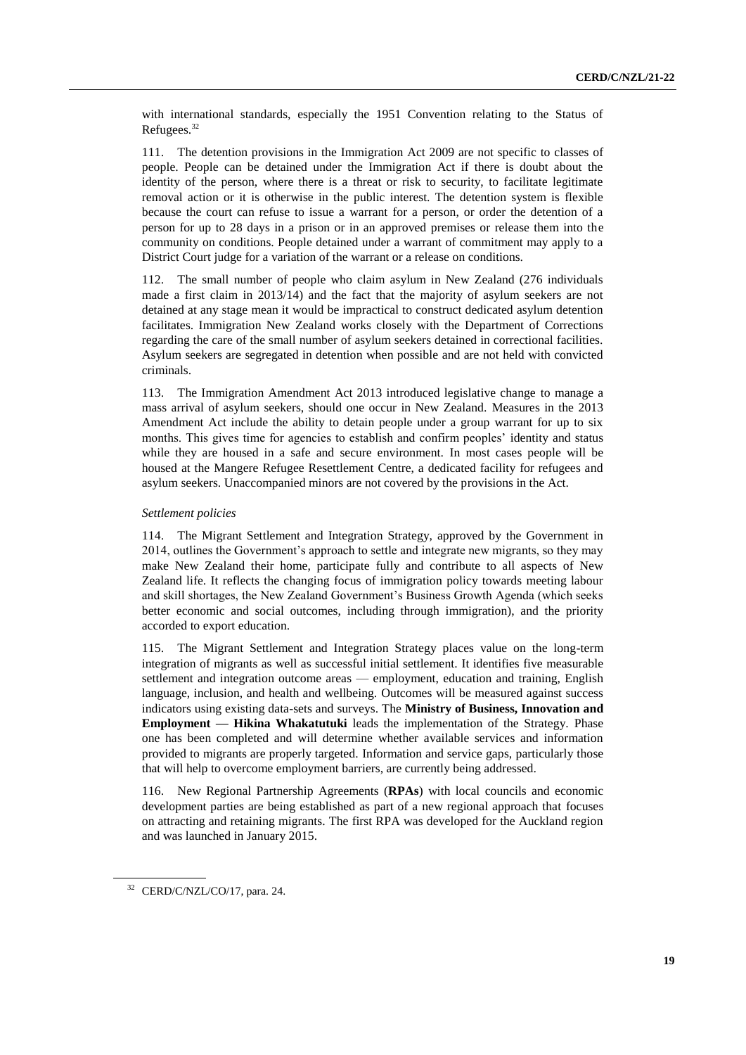with international standards, especially the 1951 Convention relating to the Status of Refugees.[32]

111. The detention provisions in the Immigration Act 2009 are not specific to classes of people. People can be detained under the Immigration Act if there is doubt about the identity of the person, where there is a threat or risk to security, to facilitate legitimate removal action or it is otherwise in the public interest. The detention system is flexible because the court can refuse to issue a warrant for a person, or order the detention of a person for up to 28 days in a prison or in an approved premises or release them into the community on conditions. People detained under a warrant of commitment may apply to a District Court judge for a variation of the warrant or a release on conditions.

112. The small number of people who claim asylum in New Zealand (276 individuals made a first claim in 2013/14) and the fact that the majority of asylum seekers are not detained at any stage mean it would be impractical to construct dedicated asylum detention facilitates. Immigration New Zealand works closely with the Department of Corrections regarding the care of the small number of asylum seekers detained in correctional facilities. Asylum seekers are segregated in detention when possible and are not held with convicted criminals.

113. The Immigration Amendment Act 2013 introduced legislative change to manage a mass arrival of asylum seekers, should one occur in New Zealand. Measures in the 2013 Amendment Act include the ability to detain people under a group warrant for up to six months. This gives time for agencies to establish and confirm peoples' identity and status while they are housed in a safe and secure environment. In most cases people will be housed at the Mangere Refugee Resettlement Centre, a dedicated facility for refugees and asylum seekers. Unaccompanied minors are not covered by the provisions in the Act.

*Settlement policies*

114. The Migrant Settlement and Integration Strategy, approved by the Government in 2014, outlines the Government's approach to settle and integrate new migrants, so they may make New Zealand their home, participate fully and contribute to all aspects of New Zealand life. It reflects the changing focus of immigration policy towards meeting labour and skill shortages, the New Zealand Government's Business Growth Agenda (which seeks better economic and social outcomes, including through immigration), and the priority accorded to export education.

115. The Migrant Settlement and Integration Strategy places value on the long-term integration of migrants as well as successful initial settlement. It identifies five measurable settlement and integration outcome areas — employment, education and training, English language, inclusion, and health and wellbeing. Outcomes will be measured against success indicators using existing data-sets and surveys. The **Ministry of Business, Innovation and Employment — Hikina Whakatutuki** leads the implementation of the Strategy. Phase one has been completed and will determine whether available services and information provided to migrants are properly targeted. Information and service gaps, particularly those that will help to overcome employment barriers, are currently being addressed.

116. New Regional Partnership Agreements (**RPAs**) with local councils and economic development parties are being established as part of a new regional approach that focuses on attracting and retaining migrants. The first RPA was developed for the Auckland region and was launched in January 2015.

[32] CERD/C/NZL/CO/17, para. 24.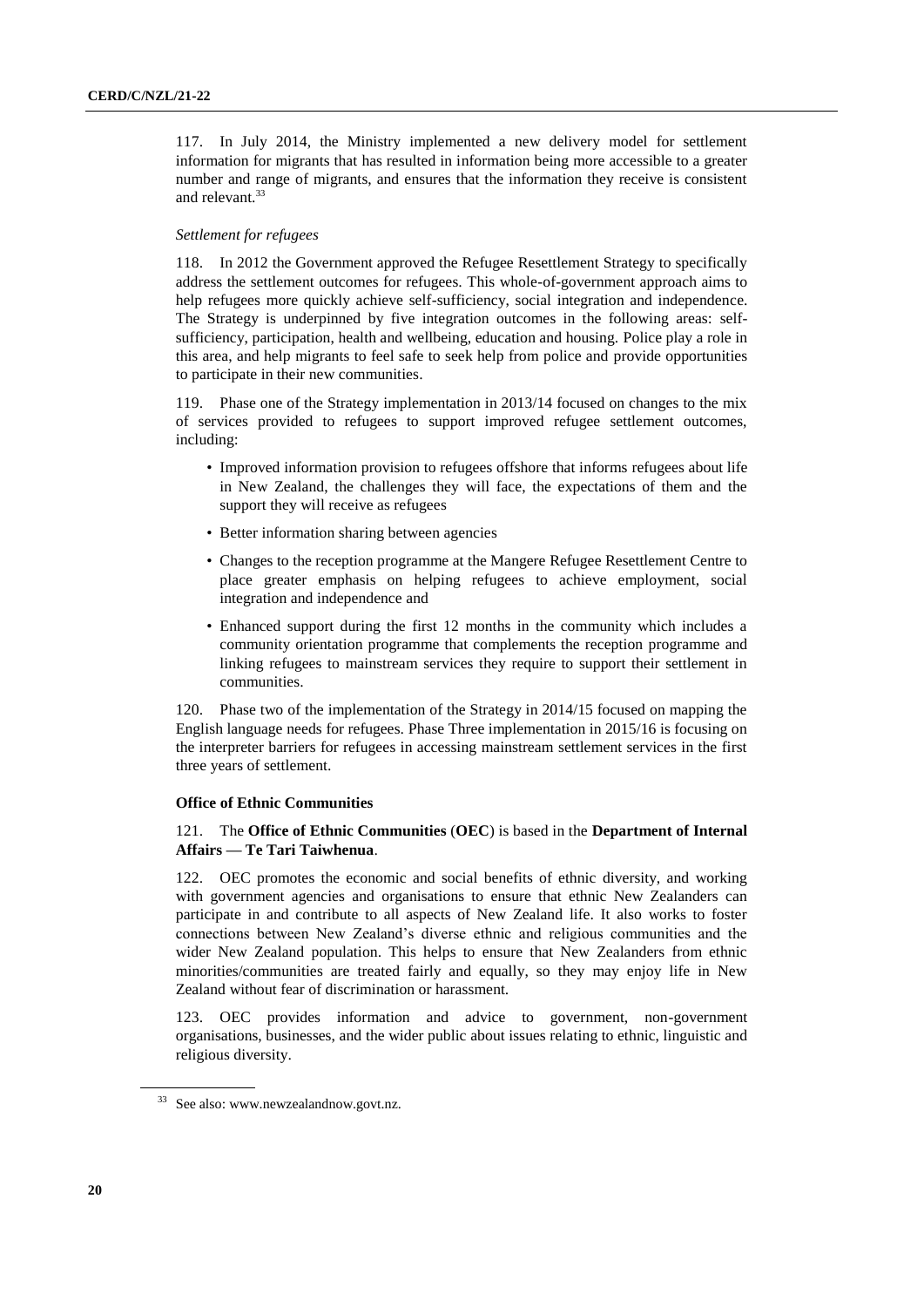117. In July 2014, the Ministry implemented a new delivery model for settlement information for migrants that has resulted in information being more accessible to a greater number and range of migrants, and ensures that the information they receive is consistent and relevant.[33]

*Settlement for refugees*

118. In 2012 the Government approved the Refugee Resettlement Strategy to specifically address the settlement outcomes for refugees. This whole-of-government approach aims to help refugees more quickly achieve self-sufficiency, social integration and independence. The Strategy is underpinned by five integration outcomes in the following areas: self-sufficiency, participation, health and wellbeing, education and housing. Police play a role in this area, and help migrants to feel safe to seek help from police and provide opportunities to participate in their new communities.

119. Phase one of the Strategy implementation in 2013/14 focused on changes to the mix of services provided to refugees to support improved refugee settlement outcomes, including:

- Improved information provision to refugees offshore that informs refugees about life in New Zealand, the challenges they will face, the expectations of them and the support they will receive as refugees
- Better information sharing between agencies
- Changes to the reception programme at the Mangere Refugee Resettlement Centre to place greater emphasis on helping refugees to achieve employment, social integration and independence and
- Enhanced support during the first 12 months in the community which includes a community orientation programme that complements the reception programme and linking refugees to mainstream services they require to support their settlement in communities.

120. Phase two of the implementation of the Strategy in 2014/15 focused on mapping the English language needs for refugees. Phase Three implementation in 2015/16 is focusing on the interpreter barriers for refugees in accessing mainstream settlement services in the first three years of settlement.

**Office of Ethnic Communities**

121. The **Office of Ethnic Communities** (**OEC**) is based in the **Department of Internal Affairs — Te Tari Taiwhenua**.

122. OEC promotes the economic and social benefits of ethnic diversity, and working with government agencies and organisations to ensure that ethnic New Zealanders can participate in and contribute to all aspects of New Zealand life. It also works to foster connections between New Zealand's diverse ethnic and religious communities and the wider New Zealand population. This helps to ensure that New Zealanders from ethnic minorities/communities are treated fairly and equally, so they may enjoy life in New Zealand without fear of discrimination or harassment.

123. OEC provides information and advice to government, non-government organisations, businesses, and the wider public about issues relating to ethnic, linguistic and religious diversity.

[33] See also: www.newzealandnow.govt.nz.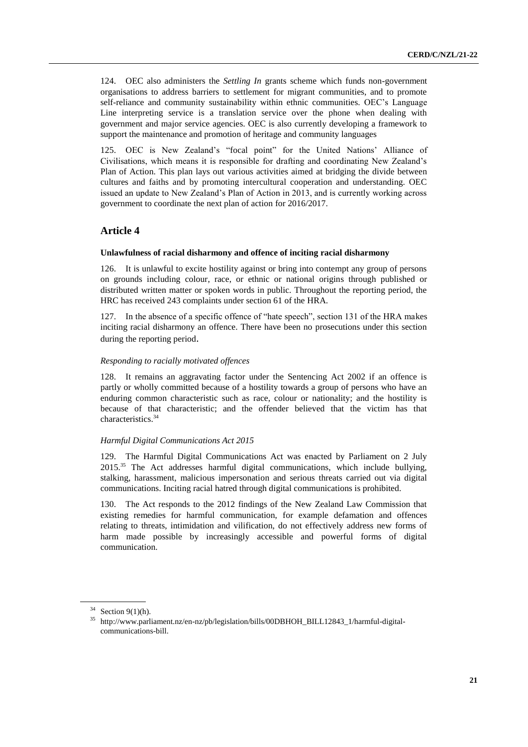124. OEC also administers the *Settling In* grants scheme which funds non-government organisations to address barriers to settlement for migrant communities, and to promote self-reliance and community sustainability within ethnic communities. OEC's Language Line interpreting service is a translation service over the phone when dealing with government and major service agencies. OEC is also currently developing a framework to support the maintenance and promotion of heritage and community languages

125. OEC is New Zealand's "focal point" for the United Nations' Alliance of Civilisations, which means it is responsible for drafting and coordinating New Zealand's Plan of Action. This plan lays out various activities aimed at bridging the divide between cultures and faiths and by promoting intercultural cooperation and understanding. OEC issued an update to New Zealand's Plan of Action in 2013, and is currently working across government to coordinate the next plan of action for 2016/2017.

## Article 4

### Unlawfulness of racial disharmony and offence of inciting racial disharmony

126. It is unlawful to excite hostility against or bring into contempt any group of persons on grounds including colour, race, or ethnic or national origins through published or distributed written matter or spoken words in public. Throughout the reporting period, the HRC has received 243 complaints under section 61 of the HRA.

127. In the absence of a specific offence of "hate speech", section 131 of the HRA makes inciting racial disharmony an offence. There have been no prosecutions under this section during the reporting period.

#### *Responding to racially motivated offences*

128. It remains an aggravating factor under the Sentencing Act 2002 if an offence is partly or wholly committed because of a hostility towards a group of persons who have an enduring common characteristic such as race, colour or nationality; and the hostility is because of that characteristic; and the offender believed that the victim has that characteristics.[34]

#### *Harmful Digital Communications Act 2015*

129. The Harmful Digital Communications Act was enacted by Parliament on 2 July 2015.[35] The Act addresses harmful digital communications, which include bullying, stalking, harassment, malicious impersonation and serious threats carried out via digital communications. Inciting racial hatred through digital communications is prohibited.

130. The Act responds to the 2012 findings of the New Zealand Law Commission that existing remedies for harmful communication, for example defamation and offences relating to threats, intimidation and vilification, do not effectively address new forms of harm made possible by increasingly accessible and powerful forms of digital communication.

---

[34] Section 9(1)(h).

[35] http://www.parliament.nz/en-nz/pb/legislation/bills/00DBHOH_BILL12843_1/harmful-digital-communications-bill.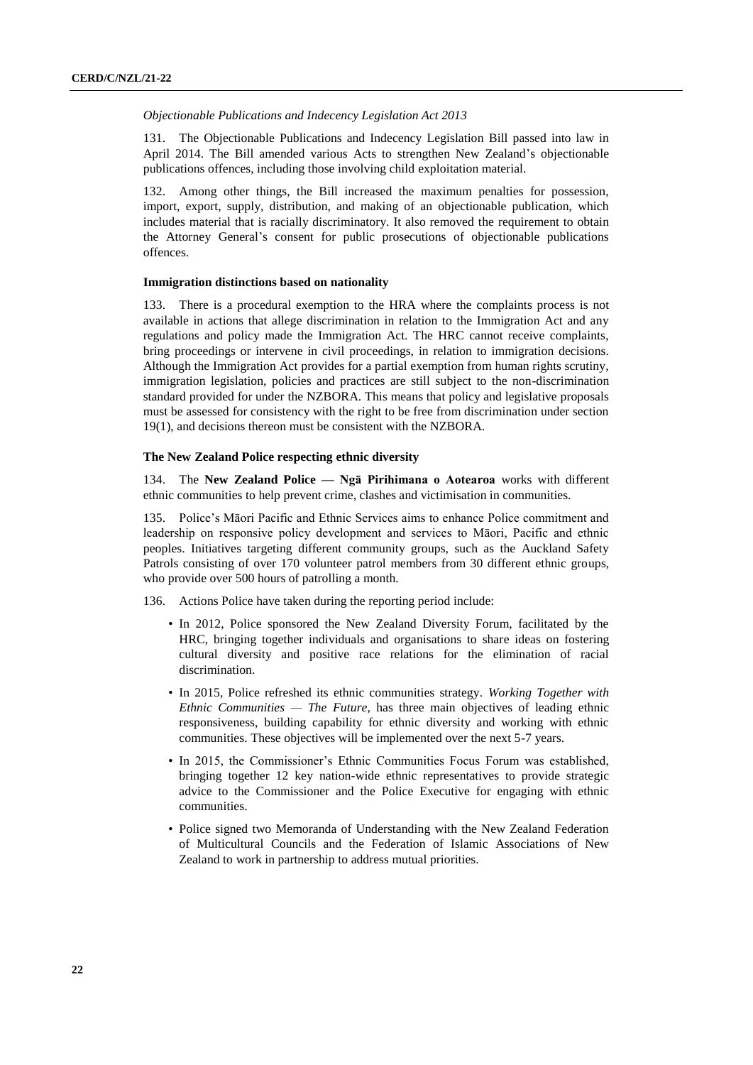*Objectionable Publications and Indecency Legislation Act 2013*

131. The Objectionable Publications and Indecency Legislation Bill passed into law in April 2014. The Bill amended various Acts to strengthen New Zealand's objectionable publications offences, including those involving child exploitation material.

132. Among other things, the Bill increased the maximum penalties for possession, import, export, supply, distribution, and making of an objectionable publication, which includes material that is racially discriminatory. It also removed the requirement to obtain the Attorney General's consent for public prosecutions of objectionable publications offences.

### Immigration distinctions based on nationality

133. There is a procedural exemption to the HRA where the complaints process is not available in actions that allege discrimination in relation to the Immigration Act and any regulations and policy made the Immigration Act. The HRC cannot receive complaints, bring proceedings or intervene in civil proceedings, in relation to immigration decisions. Although the Immigration Act provides for a partial exemption from human rights scrutiny, immigration legislation, policies and practices are still subject to the non-discrimination standard provided for under the NZBORA. This means that policy and legislative proposals must be assessed for consistency with the right to be free from discrimination under section 19(1), and decisions thereon must be consistent with the NZBORA.

### The New Zealand Police respecting ethnic diversity

134. The **New Zealand Police — Ngā Pirihimana o Aotearoa** works with different ethnic communities to help prevent crime, clashes and victimisation in communities.

135. Police's Māori Pacific and Ethnic Services aims to enhance Police commitment and leadership on responsive policy development and services to Māori, Pacific and ethnic peoples. Initiatives targeting different community groups, such as the Auckland Safety Patrols consisting of over 170 volunteer patrol members from 30 different ethnic groups, who provide over 500 hours of patrolling a month.

136. Actions Police have taken during the reporting period include:

- In 2012, Police sponsored the New Zealand Diversity Forum, facilitated by the HRC, bringing together individuals and organisations to share ideas on fostering cultural diversity and positive race relations for the elimination of racial discrimination.
- In 2015, Police refreshed its ethnic communities strategy. *Working Together with Ethnic Communities — The Future*, has three main objectives of leading ethnic responsiveness, building capability for ethnic diversity and working with ethnic communities. These objectives will be implemented over the next 5-7 years.
- In 2015, the Commissioner's Ethnic Communities Focus Forum was established, bringing together 12 key nation-wide ethnic representatives to provide strategic advice to the Commissioner and the Police Executive for engaging with ethnic communities.
- Police signed two Memoranda of Understanding with the New Zealand Federation of Multicultural Councils and the Federation of Islamic Associations of New Zealand to work in partnership to address mutual priorities.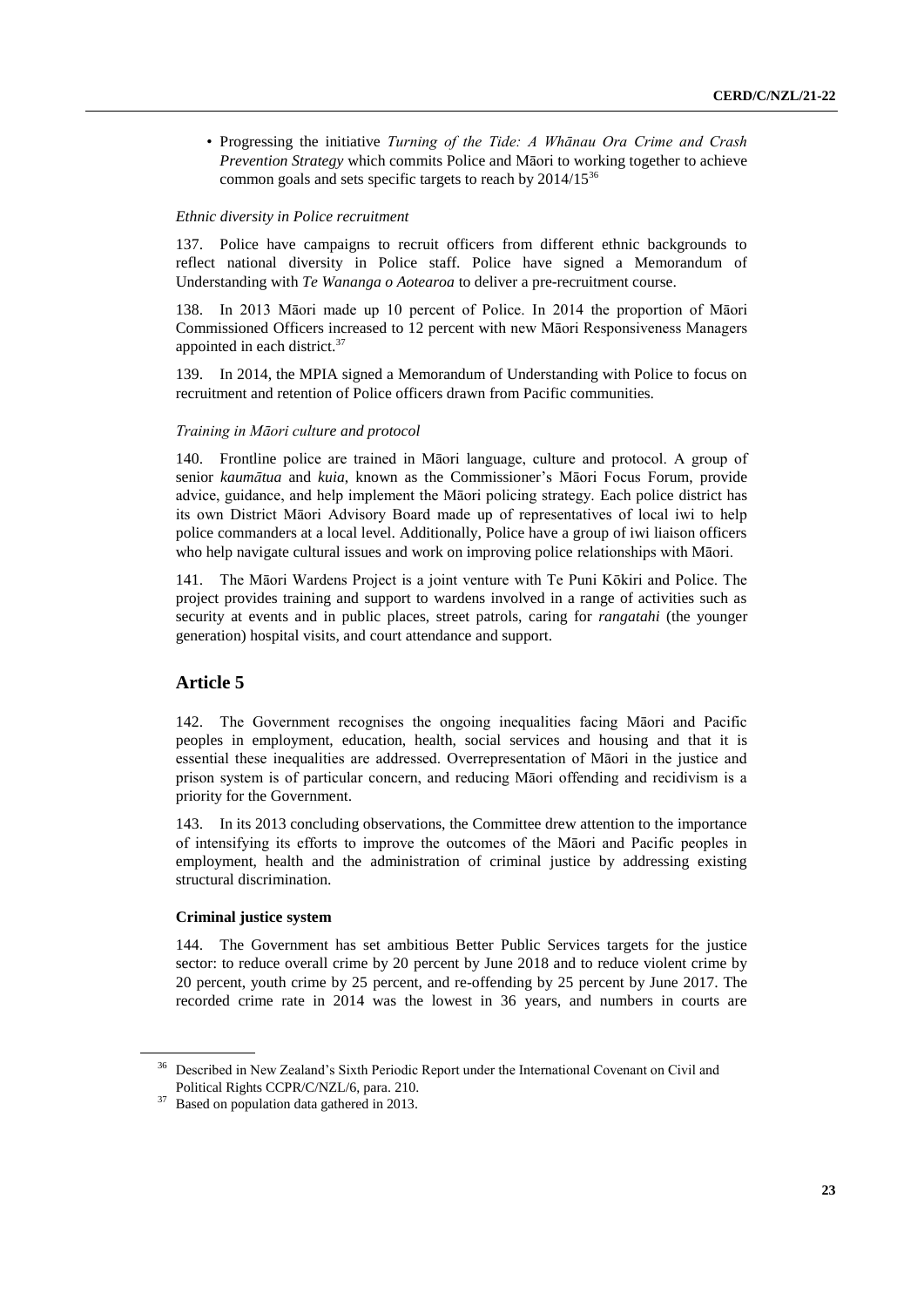- Progressing the initiative *Turning of the Tide: A Whānau Ora Crime and Crash Prevention Strategy* which commits Police and Māori to working together to achieve common goals and sets specific targets to reach by 2014/15[36]

*Ethnic diversity in Police recruitment*

137. Police have campaigns to recruit officers from different ethnic backgrounds to reflect national diversity in Police staff. Police have signed a Memorandum of Understanding with *Te Wananga o Aotearoa* to deliver a pre-recruitment course.

138. In 2013 Māori made up 10 percent of Police. In 2014 the proportion of Māori Commissioned Officers increased to 12 percent with new Māori Responsiveness Managers appointed in each district.[37]

139. In 2014, the MPIA signed a Memorandum of Understanding with Police to focus on recruitment and retention of Police officers drawn from Pacific communities.

*Training in Māori culture and protocol*

140. Frontline police are trained in Māori language, culture and protocol. A group of senior *kaumātua* and *kuia*, known as the Commissioner's Māori Focus Forum, provide advice, guidance, and help implement the Māori policing strategy. Each police district has its own District Māori Advisory Board made up of representatives of local iwi to help police commanders at a local level. Additionally, Police have a group of iwi liaison officers who help navigate cultural issues and work on improving police relationships with Māori.

141. The Māori Wardens Project is a joint venture with Te Puni Kōkiri and Police. The project provides training and support to wardens involved in a range of activities such as security at events and in public places, street patrols, caring for *rangatahi* (the younger generation) hospital visits, and court attendance and support.

## Article 5

142. The Government recognises the ongoing inequalities facing Māori and Pacific peoples in employment, education, health, social services and housing and that it is essential these inequalities are addressed. Overrepresentation of Māori in the justice and prison system is of particular concern, and reducing Māori offending and recidivism is a priority for the Government.

143. In its 2013 concluding observations, the Committee drew attention to the importance of intensifying its efforts to improve the outcomes of the Māori and Pacific peoples in employment, health and the administration of criminal justice by addressing existing structural discrimination.

**Criminal justice system**

144. The Government has set ambitious Better Public Services targets for the justice sector: to reduce overall crime by 20 percent by June 2018 and to reduce violent crime by 20 percent, youth crime by 25 percent, and re-offending by 25 percent by June 2017. The recorded crime rate in 2014 was the lowest in 36 years, and numbers in courts are

[36] Described in New Zealand's Sixth Periodic Report under the International Covenant on Civil and Political Rights CCPR/C/NZL/6, para. 210.

[37] Based on population data gathered in 2013.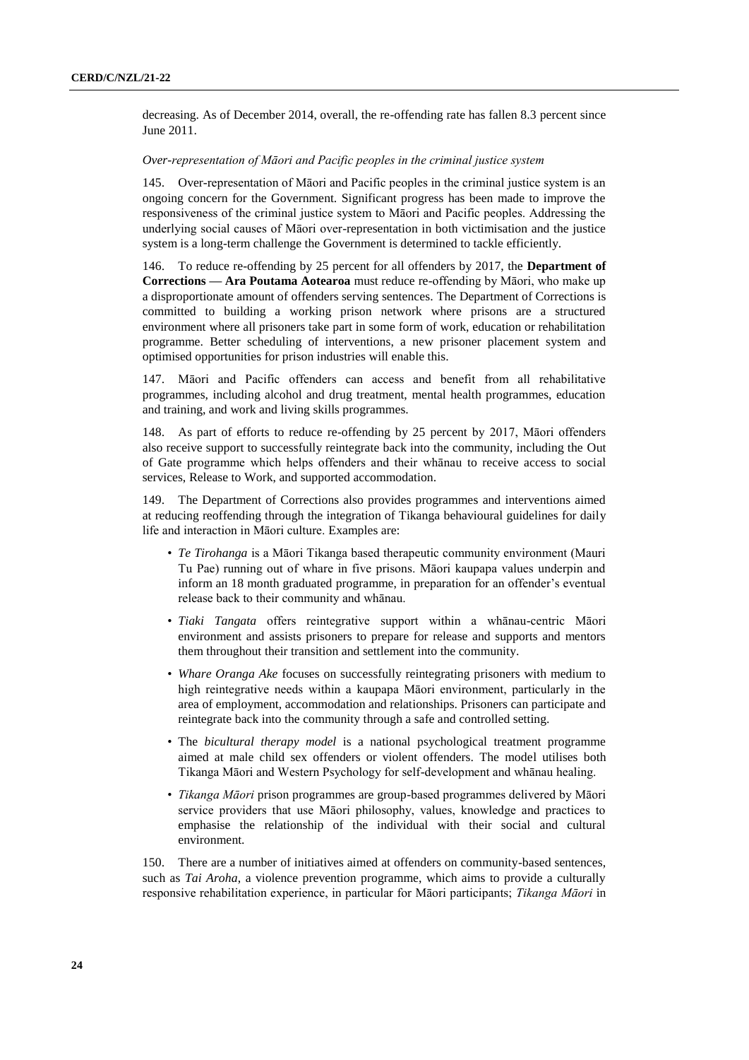decreasing. As of December 2014, overall, the re-offending rate has fallen 8.3 percent since June 2011.

*Over-representation of Māori and Pacific peoples in the criminal justice system*

145. Over-representation of Māori and Pacific peoples in the criminal justice system is an ongoing concern for the Government. Significant progress has been made to improve the responsiveness of the criminal justice system to Māori and Pacific peoples. Addressing the underlying social causes of Māori over-representation in both victimisation and the justice system is a long-term challenge the Government is determined to tackle efficiently.

146. To reduce re-offending by 25 percent for all offenders by 2017, the **Department of Corrections — Ara Poutama Aotearoa** must reduce re-offending by Māori, who make up a disproportionate amount of offenders serving sentences. The Department of Corrections is committed to building a working prison network where prisons are a structured environment where all prisoners take part in some form of work, education or rehabilitation programme. Better scheduling of interventions, a new prisoner placement system and optimised opportunities for prison industries will enable this.

147. Māori and Pacific offenders can access and benefit from all rehabilitative programmes, including alcohol and drug treatment, mental health programmes, education and training, and work and living skills programmes.

148. As part of efforts to reduce re-offending by 25 percent by 2017, Māori offenders also receive support to successfully reintegrate back into the community, including the Out of Gate programme which helps offenders and their whānau to receive access to social services, Release to Work, and supported accommodation.

149. The Department of Corrections also provides programmes and interventions aimed at reducing reoffending through the integration of Tikanga behavioural guidelines for daily life and interaction in Māori culture. Examples are:

- *Te Tirohanga* is a Māori Tikanga based therapeutic community environment (Mauri Tu Pae) running out of whare in five prisons. Māori kaupapa values underpin and inform an 18 month graduated programme, in preparation for an offender's eventual release back to their community and whānau.
- *Tiaki Tangata* offers reintegrative support within a whānau-centric Māori environment and assists prisoners to prepare for release and supports and mentors them throughout their transition and settlement into the community.
- *Whare Oranga Ake* focuses on successfully reintegrating prisoners with medium to high reintegrative needs within a kaupapa Māori environment, particularly in the area of employment, accommodation and relationships. Prisoners can participate and reintegrate back into the community through a safe and controlled setting.
- The *bicultural therapy model* is a national psychological treatment programme aimed at male child sex offenders or violent offenders. The model utilises both Tikanga Māori and Western Psychology for self-development and whānau healing.
- *Tikanga Māori* prison programmes are group-based programmes delivered by Māori service providers that use Māori philosophy, values, knowledge and practices to emphasise the relationship of the individual with their social and cultural environment.

150. There are a number of initiatives aimed at offenders on community-based sentences, such as *Tai Aroha*, a violence prevention programme, which aims to provide a culturally responsive rehabilitation experience, in particular for Māori participants; *Tikanga Māori* in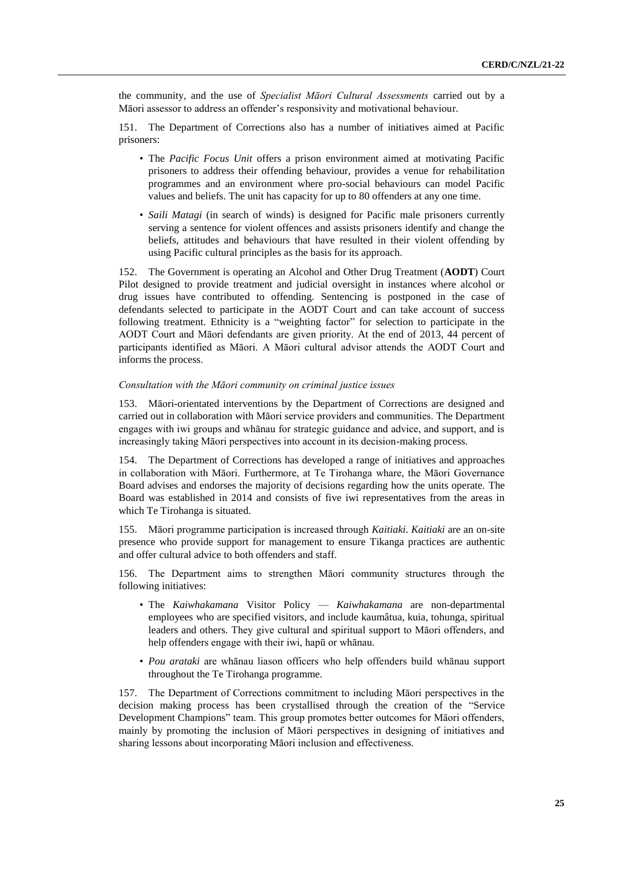the community, and the use of *Specialist Māori Cultural Assessments* carried out by a Māori assessor to address an offender's responsivity and motivational behaviour.

151. The Department of Corrections also has a number of initiatives aimed at Pacific prisoners:

- The *Pacific Focus Unit* offers a prison environment aimed at motivating Pacific prisoners to address their offending behaviour, provides a venue for rehabilitation programmes and an environment where pro-social behaviours can model Pacific values and beliefs. The unit has capacity for up to 80 offenders at any one time.
- *Saili Matagi* (in search of winds) is designed for Pacific male prisoners currently serving a sentence for violent offences and assists prisoners identify and change the beliefs, attitudes and behaviours that have resulted in their violent offending by using Pacific cultural principles as the basis for its approach.

152. The Government is operating an Alcohol and Other Drug Treatment (**AODT**) Court Pilot designed to provide treatment and judicial oversight in instances where alcohol or drug issues have contributed to offending. Sentencing is postponed in the case of defendants selected to participate in the AODT Court and can take account of success following treatment. Ethnicity is a "weighting factor" for selection to participate in the AODT Court and Māori defendants are given priority. At the end of 2013, 44 percent of participants identified as Māori. A Māori cultural advisor attends the AODT Court and informs the process.

*Consultation with the Māori community on criminal justice issues*

153. Māori-orientated interventions by the Department of Corrections are designed and carried out in collaboration with Māori service providers and communities. The Department engages with iwi groups and whānau for strategic guidance and advice, and support, and is increasingly taking Māori perspectives into account in its decision-making process.

154. The Department of Corrections has developed a range of initiatives and approaches in collaboration with Māori. Furthermore, at Te Tirohanga whare, the Māori Governance Board advises and endorses the majority of decisions regarding how the units operate. The Board was established in 2014 and consists of five iwi representatives from the areas in which Te Tirohanga is situated.

155. Māori programme participation is increased through *Kaitiaki*. *Kaitiaki* are an on-site presence who provide support for management to ensure Tikanga practices are authentic and offer cultural advice to both offenders and staff.

156. The Department aims to strengthen Māori community structures through the following initiatives:

- The *Kaiwhakamana* Visitor Policy — *Kaiwhakamana* are non-departmental employees who are specified visitors, and include kaumâtua, kuia, tohunga, spiritual leaders and others. They give cultural and spiritual support to Māori offenders, and help offenders engage with their iwi, hapū or whānau.
- *Pou arataki* are whānau liason officers who help offenders build whānau support throughout the Te Tirohanga programme.

157. The Department of Corrections commitment to including Māori perspectives in the decision making process has been crystallised through the creation of the "Service Development Champions" team. This group promotes better outcomes for Māori offenders, mainly by promoting the inclusion of Māori perspectives in designing of initiatives and sharing lessons about incorporating Māori inclusion and effectiveness.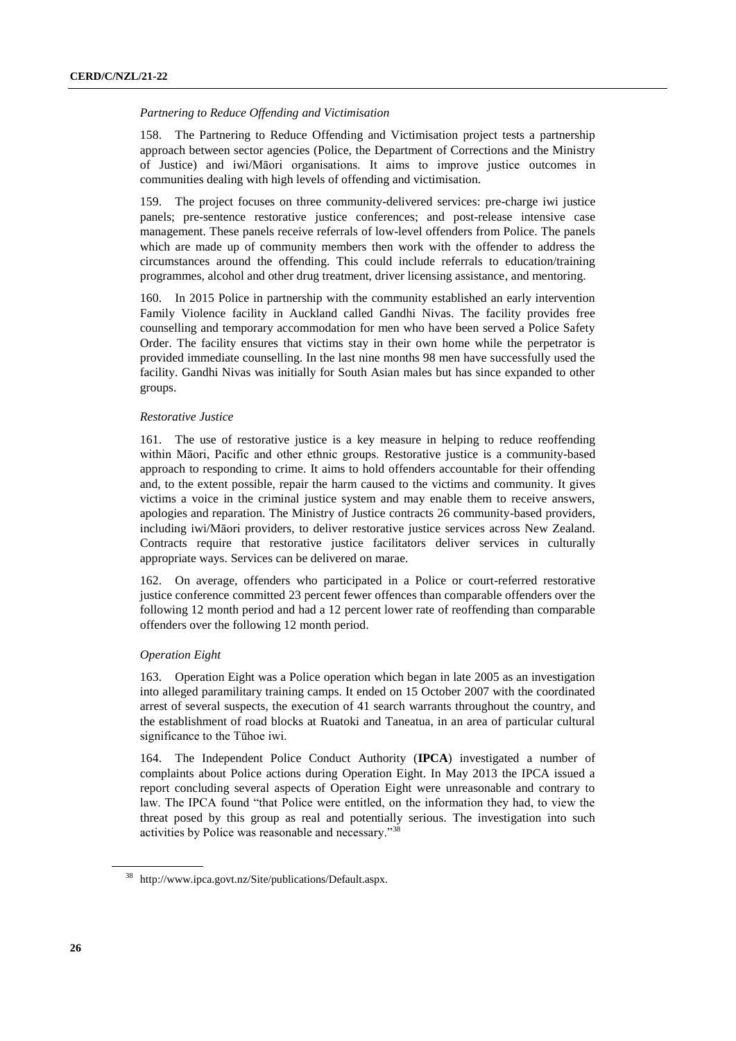*Partnering to Reduce Offending and Victimisation*

158. The Partnering to Reduce Offending and Victimisation project tests a partnership approach between sector agencies (Police, the Department of Corrections and the Ministry of Justice) and iwi/Māori organisations. It aims to improve justice outcomes in communities dealing with high levels of offending and victimisation.

159. The project focuses on three community-delivered services: pre-charge iwi justice panels; pre-sentence restorative justice conferences; and post-release intensive case management. These panels receive referrals of low-level offenders from Police. The panels which are made up of community members then work with the offender to address the circumstances around the offending. This could include referrals to education/training programmes, alcohol and other drug treatment, driver licensing assistance, and mentoring.

160. In 2015 Police in partnership with the community established an early intervention Family Violence facility in Auckland called Gandhi Nivas. The facility provides free counselling and temporary accommodation for men who have been served a Police Safety Order. The facility ensures that victims stay in their own home while the perpetrator is provided immediate counselling. In the last nine months 98 men have successfully used the facility. Gandhi Nivas was initially for South Asian males but has since expanded to other groups.

*Restorative Justice*

161. The use of restorative justice is a key measure in helping to reduce reoffending within Māori, Pacific and other ethnic groups. Restorative justice is a community-based approach to responding to crime. It aims to hold offenders accountable for their offending and, to the extent possible, repair the harm caused to the victims and community. It gives victims a voice in the criminal justice system and may enable them to receive answers, apologies and reparation. The Ministry of Justice contracts 26 community-based providers, including iwi/Māori providers, to deliver restorative justice services across New Zealand. Contracts require that restorative justice facilitators deliver services in culturally appropriate ways. Services can be delivered on marae.

162. On average, offenders who participated in a Police or court-referred restorative justice conference committed 23 percent fewer offences than comparable offenders over the following 12 month period and had a 12 percent lower rate of reoffending than comparable offenders over the following 12 month period.

*Operation Eight*

163. Operation Eight was a Police operation which began in late 2005 as an investigation into alleged paramilitary training camps. It ended on 15 October 2007 with the coordinated arrest of several suspects, the execution of 41 search warrants throughout the country, and the establishment of road blocks at Ruatoki and Taneatua, in an area of particular cultural significance to the Tūhoe iwi.

164. The Independent Police Conduct Authority (**IPCA**) investigated a number of complaints about Police actions during Operation Eight. In May 2013 the IPCA issued a report concluding several aspects of Operation Eight were unreasonable and contrary to law. The IPCA found "that Police were entitled, on the information they had, to view the threat posed by this group as real and potentially serious. The investigation into such activities by Police was reasonable and necessary."[38]

[38] http://www.ipca.govt.nz/Site/publications/Default.aspx.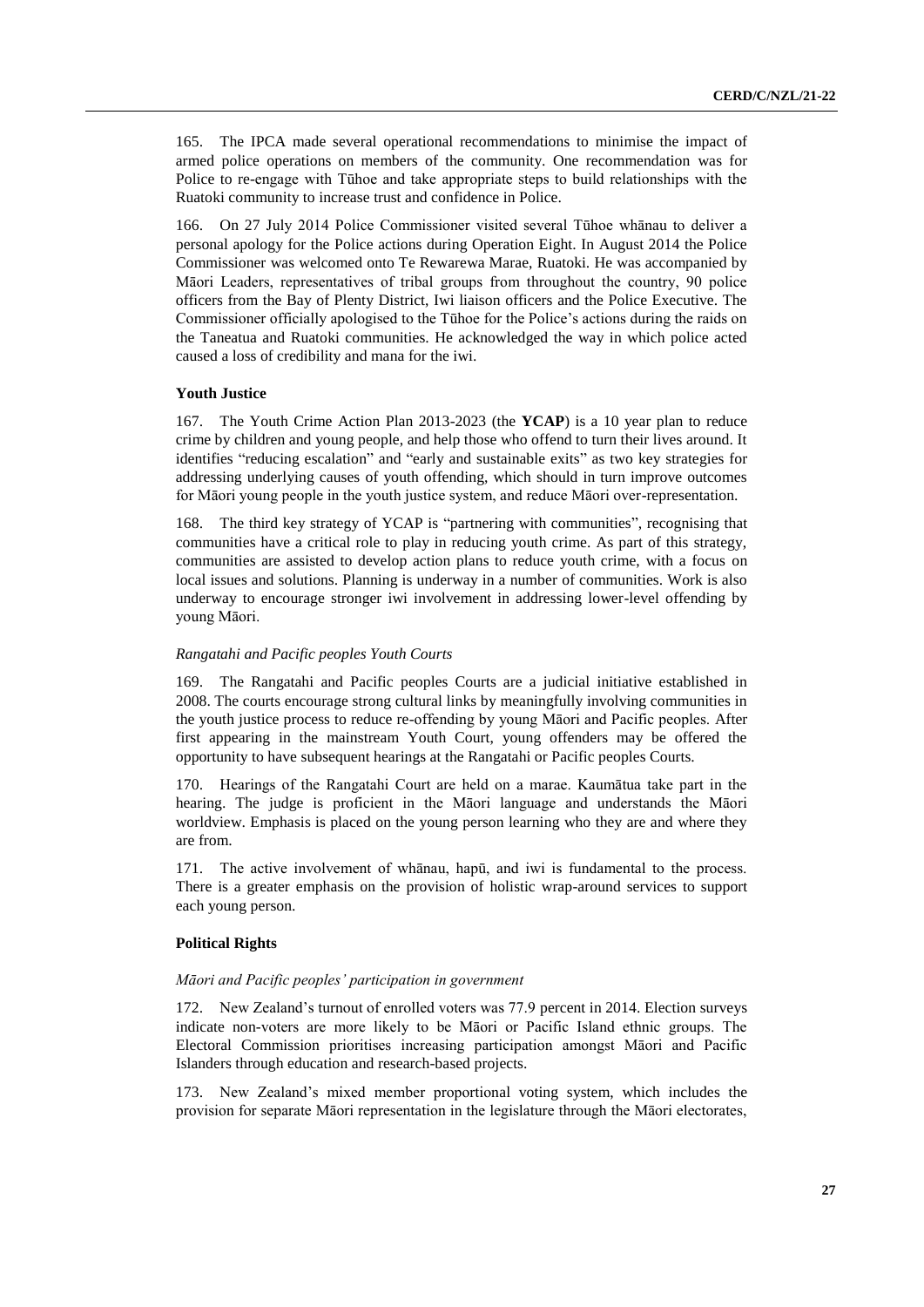165. The IPCA made several operational recommendations to minimise the impact of armed police operations on members of the community. One recommendation was for Police to re-engage with Tūhoe and take appropriate steps to build relationships with the Ruatoki community to increase trust and confidence in Police.

166. On 27 July 2014 Police Commissioner visited several Tūhoe whānau to deliver a personal apology for the Police actions during Operation Eight. In August 2014 the Police Commissioner was welcomed onto Te Rewarewa Marae, Ruatoki. He was accompanied by Māori Leaders, representatives of tribal groups from throughout the country, 90 police officers from the Bay of Plenty District, Iwi liaison officers and the Police Executive. The Commissioner officially apologised to the Tūhoe for the Police's actions during the raids on the Taneatua and Ruatoki communities. He acknowledged the way in which police acted caused a loss of credibility and mana for the iwi.

### Youth Justice

167. The Youth Crime Action Plan 2013-2023 (the **YCAP**) is a 10 year plan to reduce crime by children and young people, and help those who offend to turn their lives around. It identifies "reducing escalation" and "early and sustainable exits" as two key strategies for addressing underlying causes of youth offending, which should in turn improve outcomes for Māori young people in the youth justice system, and reduce Māori over-representation.

168. The third key strategy of YCAP is "partnering with communities", recognising that communities have a critical role to play in reducing youth crime. As part of this strategy, communities are assisted to develop action plans to reduce youth crime, with a focus on local issues and solutions. Planning is underway in a number of communities. Work is also underway to encourage stronger iwi involvement in addressing lower-level offending by young Māori.

#### *Rangatahi and Pacific peoples Youth Courts*

169. The Rangatahi and Pacific peoples Courts are a judicial initiative established in 2008. The courts encourage strong cultural links by meaningfully involving communities in the youth justice process to reduce re-offending by young Māori and Pacific peoples. After first appearing in the mainstream Youth Court, young offenders may be offered the opportunity to have subsequent hearings at the Rangatahi or Pacific peoples Courts.

170. Hearings of the Rangatahi Court are held on a marae. Kaumātua take part in the hearing. The judge is proficient in the Māori language and understands the Māori worldview. Emphasis is placed on the young person learning who they are and where they are from.

171. The active involvement of whānau, hapū, and iwi is fundamental to the process. There is a greater emphasis on the provision of holistic wrap-around services to support each young person.

### Political Rights

#### *Māori and Pacific peoples' participation in government*

172. New Zealand's turnout of enrolled voters was 77.9 percent in 2014. Election surveys indicate non-voters are more likely to be Māori or Pacific Island ethnic groups. The Electoral Commission prioritises increasing participation amongst Māori and Pacific Islanders through education and research-based projects.

173. New Zealand's mixed member proportional voting system, which includes the provision for separate Māori representation in the legislature through the Māori electorates,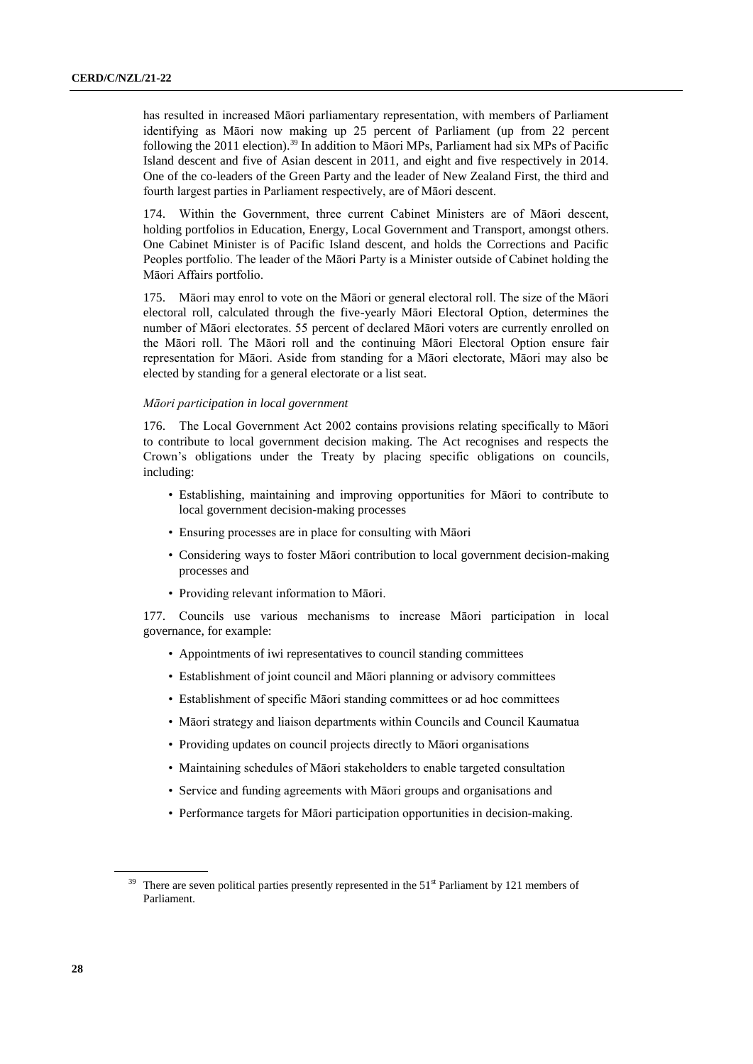has resulted in increased Māori parliamentary representation, with members of Parliament identifying as Māori now making up 25 percent of Parliament (up from 22 percent following the 2011 election).[39] In addition to Māori MPs, Parliament had six MPs of Pacific Island descent and five of Asian descent in 2011, and eight and five respectively in 2014. One of the co-leaders of the Green Party and the leader of New Zealand First, the third and fourth largest parties in Parliament respectively, are of Māori descent.

174. Within the Government, three current Cabinet Ministers are of Māori descent, holding portfolios in Education, Energy, Local Government and Transport, amongst others. One Cabinet Minister is of Pacific Island descent, and holds the Corrections and Pacific Peoples portfolio. The leader of the Māori Party is a Minister outside of Cabinet holding the Māori Affairs portfolio.

175. Māori may enrol to vote on the Māori or general electoral roll. The size of the Māori electoral roll, calculated through the five-yearly Māori Electoral Option, determines the number of Māori electorates. 55 percent of declared Māori voters are currently enrolled on the Māori roll. The Māori roll and the continuing Māori Electoral Option ensure fair representation for Māori. Aside from standing for a Māori electorate, Māori may also be elected by standing for a general electorate or a list seat.

*Māori participation in local government*

176. The Local Government Act 2002 contains provisions relating specifically to Māori to contribute to local government decision making. The Act recognises and respects the Crown's obligations under the Treaty by placing specific obligations on councils, including:

- Establishing, maintaining and improving opportunities for Māori to contribute to local government decision-making processes
- Ensuring processes are in place for consulting with Māori
- Considering ways to foster Māori contribution to local government decision-making processes and
- Providing relevant information to Māori.

177. Councils use various mechanisms to increase Māori participation in local governance, for example:

- Appointments of iwi representatives to council standing committees
- Establishment of joint council and Māori planning or advisory committees
- Establishment of specific Māori standing committees or ad hoc committees
- Māori strategy and liaison departments within Councils and Council Kaumatua
- Providing updates on council projects directly to Māori organisations
- Maintaining schedules of Māori stakeholders to enable targeted consultation
- Service and funding agreements with Māori groups and organisations and
- Performance targets for Māori participation opportunities in decision-making.

[39] There are seven political parties presently represented in the 51st Parliament by 121 members of Parliament.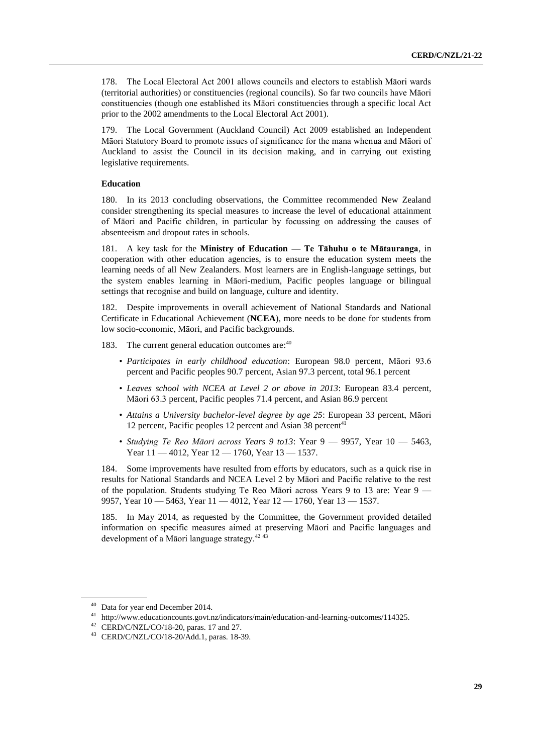178. The Local Electoral Act 2001 allows councils and electors to establish Māori wards (territorial authorities) or constituencies (regional councils). So far two councils have Māori constituencies (though one established its Māori constituencies through a specific local Act prior to the 2002 amendments to the Local Electoral Act 2001).

179. The Local Government (Auckland Council) Act 2009 established an Independent Māori Statutory Board to promote issues of significance for the mana whenua and Māori of Auckland to assist the Council in its decision making, and in carrying out existing legislative requirements.

**Education**

180. In its 2013 concluding observations, the Committee recommended New Zealand consider strengthening its special measures to increase the level of educational attainment of Māori and Pacific children, in particular by focussing on addressing the causes of absenteeism and dropout rates in schools.

181. A key task for the **Ministry of Education — Te Tāhuhu o te Mātauranga**, in cooperation with other education agencies, is to ensure the education system meets the learning needs of all New Zealanders. Most learners are in English-language settings, but the system enables learning in Māori-medium, Pacific peoples language or bilingual settings that recognise and build on language, culture and identity.

182. Despite improvements in overall achievement of National Standards and National Certificate in Educational Achievement (**NCEA**), more needs to be done for students from low socio-economic, Māori, and Pacific backgrounds.

183. The current general education outcomes are:[40]

- *Participates in early childhood education*: European 98.0 percent, Māori 93.6 percent and Pacific peoples 90.7 percent, Asian 97.3 percent, total 96.1 percent
- *Leaves school with NCEA at Level 2 or above in 2013*: European 83.4 percent, Māori 63.3 percent, Pacific peoples 71.4 percent, and Asian 86.9 percent
- *Attains a University bachelor-level degree by age 25*: European 33 percent, Māori 12 percent, Pacific peoples 12 percent and Asian 38 percent[41]
- *Studying Te Reo Māori across Years 9 to13*: Year 9 — 9957, Year 10 — 5463, Year 11 — 4012, Year 12 — 1760, Year 13 — 1537.

184. Some improvements have resulted from efforts by educators, such as a quick rise in results for National Standards and NCEA Level 2 by Māori and Pacific relative to the rest of the population. Students studying Te Reo Māori across Years 9 to 13 are: Year 9 — 9957, Year 10 — 5463, Year 11 — 4012, Year 12 — 1760, Year 13 — 1537.

185. In May 2014, as requested by the Committee, the Government provided detailed information on specific measures aimed at preserving Māori and Pacific languages and development of a Māori language strategy.[42] [43]

---

[40] Data for year end December 2014.

[41] http://www.educationcounts.govt.nz/indicators/main/education-and-learning-outcomes/114325.

[42] CERD/C/NZL/CO/18-20, paras. 17 and 27.

[43] CERD/C/NZL/CO/18-20/Add.1, paras. 18-39.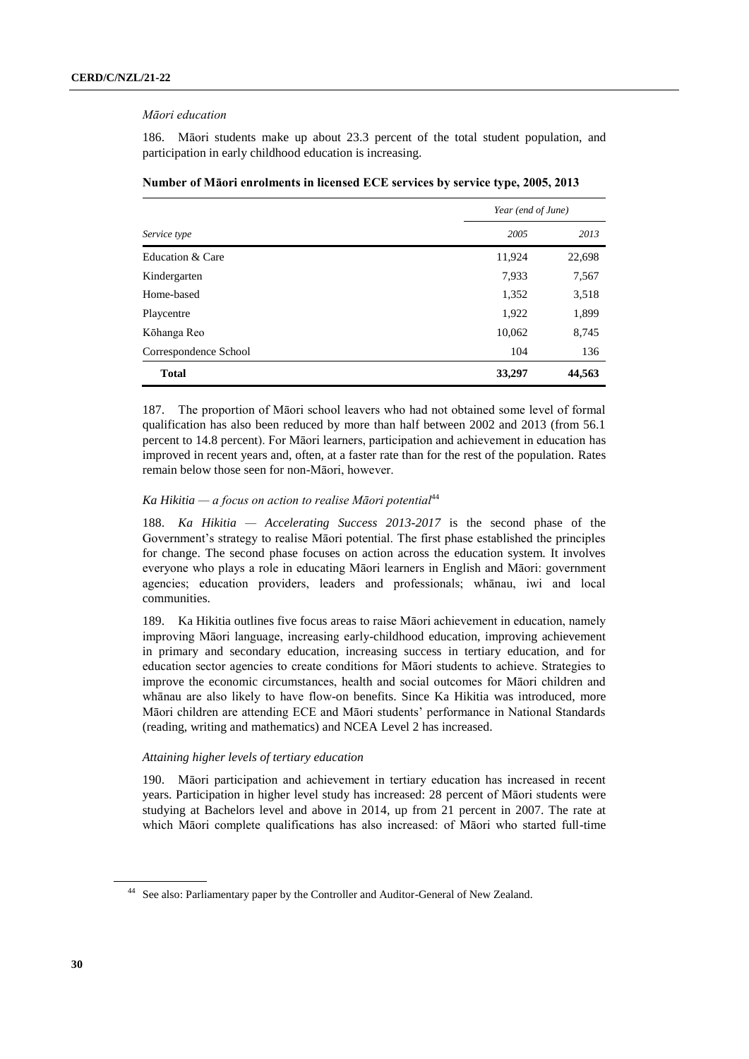*Māori education*

186. Māori students make up about 23.3 percent of the total student population, and participation in early childhood education is increasing.

**Number of Māori enrolments in licensed ECE services by service type, 2005, 2013**

| | *Year (end of June)* | |
|---|---|---|
| *Service type* | *2005* | *2013* |
| Education & Care | 11,924 | 22,698 |
| Kindergarten | 7,933 | 7,567 |
| Home-based | 1,352 | 3,518 |
| Playcentre | 1,922 | 1,899 |
| Kōhanga Reo | 10,062 | 8,745 |
| Correspondence School | 104 | 136 |
| **Total** | **33,297** | **44,563** |

187. The proportion of Māori school leavers who had not obtained some level of formal qualification has also been reduced by more than half between 2002 and 2013 (from 56.1 percent to 14.8 percent). For Māori learners, participation and achievement in education has improved in recent years and, often, at a faster rate than for the rest of the population. Rates remain below those seen for non-Māori, however.

*Ka Hikitia — a focus on action to realise Māori potential*[44]

188. *Ka Hikitia — Accelerating Success 2013-2017* is the second phase of the Government's strategy to realise Māori potential. The first phase established the principles for change. The second phase focuses on action across the education system. It involves everyone who plays a role in educating Māori learners in English and Māori: government agencies; education providers, leaders and professionals; whānau, iwi and local communities.

189. Ka Hikitia outlines five focus areas to raise Māori achievement in education, namely improving Māori language, increasing early-childhood education, improving achievement in primary and secondary education, increasing success in tertiary education, and for education sector agencies to create conditions for Māori students to achieve. Strategies to improve the economic circumstances, health and social outcomes for Māori children and whānau are also likely to have flow-on benefits. Since Ka Hikitia was introduced, more Māori children are attending ECE and Māori students' performance in National Standards (reading, writing and mathematics) and NCEA Level 2 has increased.

*Attaining higher levels of tertiary education*

190. Māori participation and achievement in tertiary education has increased in recent years. Participation in higher level study has increased: 28 percent of Māori students were studying at Bachelors level and above in 2014, up from 21 percent in 2007. The rate at which Māori complete qualifications has also increased: of Māori who started full-time

[44] See also: Parliamentary paper by the Controller and Auditor-General of New Zealand.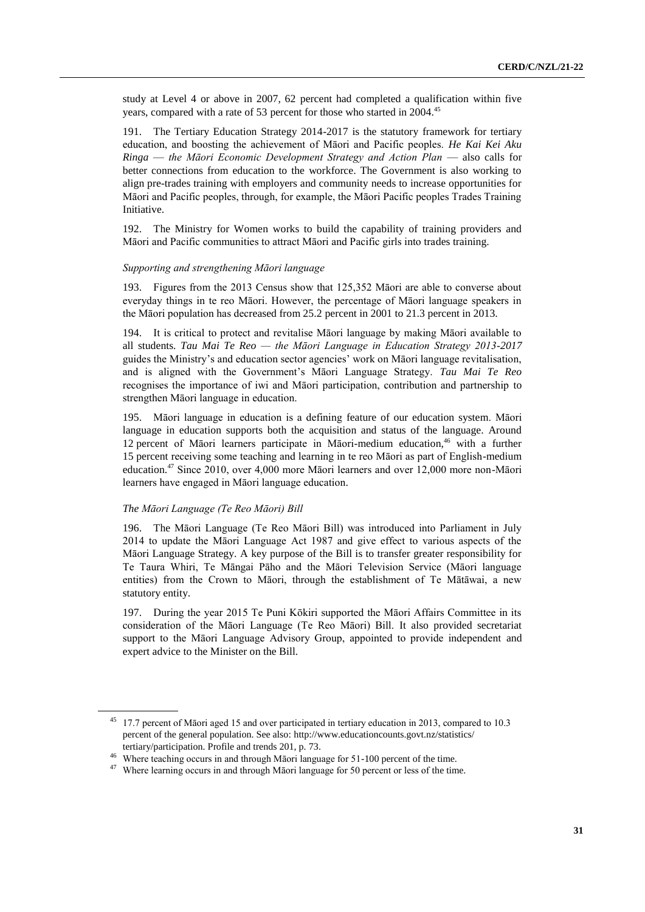study at Level 4 or above in 2007, 62 percent had completed a qualification within five years, compared with a rate of 53 percent for those who started in 2004.[45]

191. The Tertiary Education Strategy 2014-2017 is the statutory framework for tertiary education, and boosting the achievement of Māori and Pacific peoples. *He Kai Kei Aku Ringa — the Māori Economic Development Strategy and Action Plan —* also calls for better connections from education to the workforce. The Government is also working to align pre-trades training with employers and community needs to increase opportunities for Māori and Pacific peoples, through, for example, the Māori Pacific peoples Trades Training Initiative.

192. The Ministry for Women works to build the capability of training providers and Māori and Pacific communities to attract Māori and Pacific girls into trades training.

*Supporting and strengthening Māori language*

193. Figures from the 2013 Census show that 125,352 Māori are able to converse about everyday things in te reo Māori. However, the percentage of Māori language speakers in the Māori population has decreased from 25.2 percent in 2001 to 21.3 percent in 2013.

194. It is critical to protect and revitalise Māori language by making Māori available to all students. *Tau Mai Te Reo — the Māori Language in Education Strategy 2013-2017* guides the Ministry's and education sector agencies' work on Māori language revitalisation, and is aligned with the Government's Māori Language Strategy. *Tau Mai Te Reo* recognises the importance of iwi and Māori participation, contribution and partnership to strengthen Māori language in education.

195. Māori language in education is a defining feature of our education system. Māori language in education supports both the acquisition and status of the language. Around 12 percent of Māori learners participate in Māori-medium education,[46] with a further 15 percent receiving some teaching and learning in te reo Māori as part of English-medium education.[47] Since 2010, over 4,000 more Māori learners and over 12,000 more non-Māori learners have engaged in Māori language education.

*The Māori Language (Te Reo Māori) Bill*

196. The Māori Language (Te Reo Māori Bill) was introduced into Parliament in July 2014 to update the Māori Language Act 1987 and give effect to various aspects of the Māori Language Strategy. A key purpose of the Bill is to transfer greater responsibility for Te Taura Whiri, Te Māngai Pāho and the Māori Television Service (Māori language entities) from the Crown to Māori, through the establishment of Te Mātāwai, a new statutory entity.

197. During the year 2015 Te Puni Kōkiri supported the Māori Affairs Committee in its consideration of the Māori Language (Te Reo Māori) Bill. It also provided secretariat support to the Māori Language Advisory Group, appointed to provide independent and expert advice to the Minister on the Bill.

---

[45] 17.7 percent of Māori aged 15 and over participated in tertiary education in 2013, compared to 10.3 percent of the general population. See also: http://www.educationcounts.govt.nz/statistics/tertiary/participation. Profile and trends 201, p. 73.

[46] Where teaching occurs in and through Māori language for 51-100 percent of the time.

[47] Where learning occurs in and through Māori language for 50 percent or less of the time.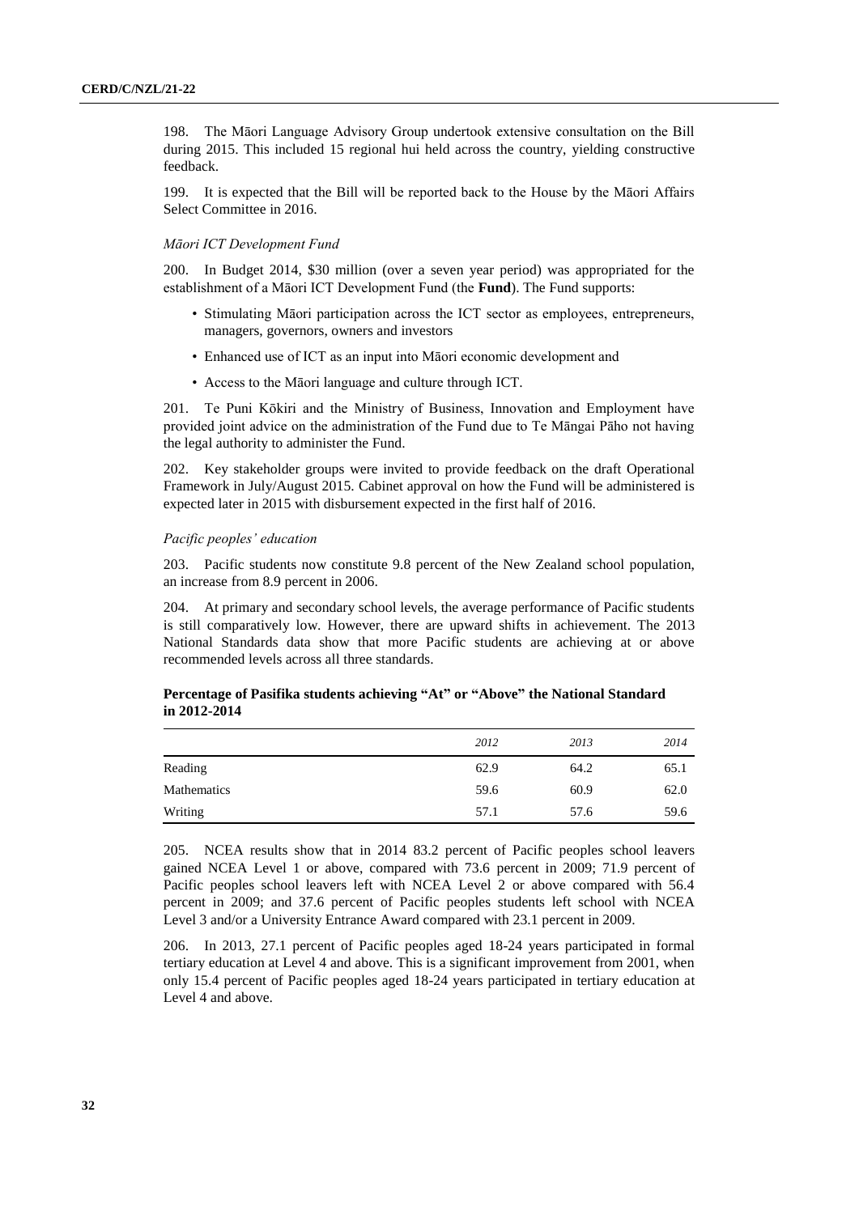198. The Māori Language Advisory Group undertook extensive consultation on the Bill during 2015. This included 15 regional hui held across the country, yielding constructive feedback.

199. It is expected that the Bill will be reported back to the House by the Māori Affairs Select Committee in 2016.

*Māori ICT Development Fund*

200. In Budget 2014, $30 million (over a seven year period) was appropriated for the establishment of a Māori ICT Development Fund (the **Fund**). The Fund supports:

- Stimulating Māori participation across the ICT sector as employees, entrepreneurs, managers, governors, owners and investors
- Enhanced use of ICT as an input into Māori economic development and
- Access to the Māori language and culture through ICT.

201. Te Puni Kōkiri and the Ministry of Business, Innovation and Employment have provided joint advice on the administration of the Fund due to Te Māngai Pāho not having the legal authority to administer the Fund.

202. Key stakeholder groups were invited to provide feedback on the draft Operational Framework in July/August 2015. Cabinet approval on how the Fund will be administered is expected later in 2015 with disbursement expected in the first half of 2016.

*Pacific peoples' education*

203. Pacific students now constitute 9.8 percent of the New Zealand school population, an increase from 8.9 percent in 2006.

204. At primary and secondary school levels, the average performance of Pacific students is still comparatively low. However, there are upward shifts in achievement. The 2013 National Standards data show that more Pacific students are achieving at or above recommended levels across all three standards.

**Percentage of Pasifika students achieving "At" or "Above" the National Standard in 2012-2014**

| | *2012* | *2013* | *2014* |
|---|---|---|---|
| Reading | 62.9 | 64.2 | 65.1 |
| Mathematics | 59.6 | 60.9 | 62.0 |
| Writing | 57.1 | 57.6 | 59.6 |

205. NCEA results show that in 2014 83.2 percent of Pacific peoples school leavers gained NCEA Level 1 or above, compared with 73.6 percent in 2009; 71.9 percent of Pacific peoples school leavers left with NCEA Level 2 or above compared with 56.4 percent in 2009; and 37.6 percent of Pacific peoples students left school with NCEA Level 3 and/or a University Entrance Award compared with 23.1 percent in 2009.

206. In 2013, 27.1 percent of Pacific peoples aged 18-24 years participated in formal tertiary education at Level 4 and above. This is a significant improvement from 2001, when only 15.4 percent of Pacific peoples aged 18-24 years participated in tertiary education at Level 4 and above.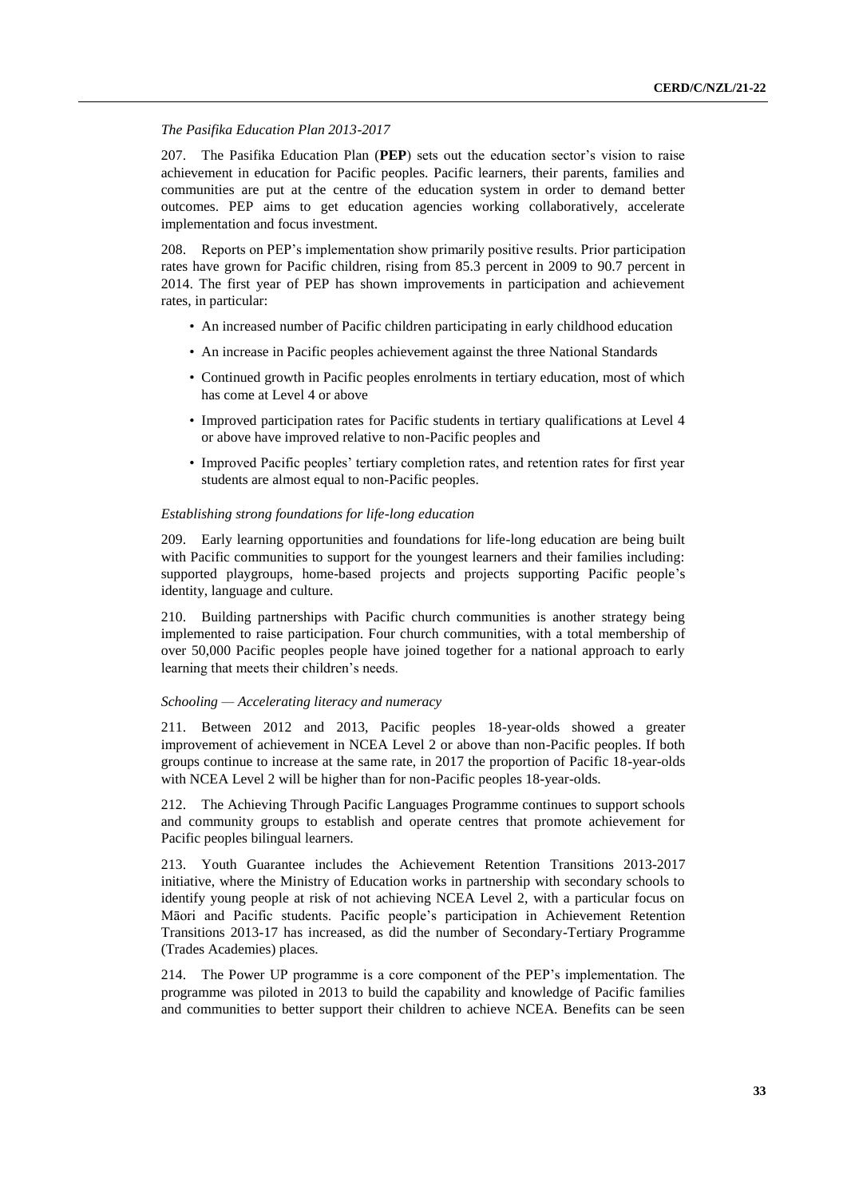*The Pasifika Education Plan 2013-2017*

207. The Pasifika Education Plan (**PEP**) sets out the education sector's vision to raise achievement in education for Pacific peoples. Pacific learners, their parents, families and communities are put at the centre of the education system in order to demand better outcomes. PEP aims to get education agencies working collaboratively, accelerate implementation and focus investment.

208. Reports on PEP's implementation show primarily positive results. Prior participation rates have grown for Pacific children, rising from 85.3 percent in 2009 to 90.7 percent in 2014. The first year of PEP has shown improvements in participation and achievement rates, in particular:

- An increased number of Pacific children participating in early childhood education
- An increase in Pacific peoples achievement against the three National Standards
- Continued growth in Pacific peoples enrolments in tertiary education, most of which has come at Level 4 or above
- Improved participation rates for Pacific students in tertiary qualifications at Level 4 or above have improved relative to non-Pacific peoples and
- Improved Pacific peoples' tertiary completion rates, and retention rates for first year students are almost equal to non-Pacific peoples.

*Establishing strong foundations for life-long education*

209. Early learning opportunities and foundations for life-long education are being built with Pacific communities to support for the youngest learners and their families including: supported playgroups, home-based projects and projects supporting Pacific people's identity, language and culture.

210. Building partnerships with Pacific church communities is another strategy being implemented to raise participation. Four church communities, with a total membership of over 50,000 Pacific peoples people have joined together for a national approach to early learning that meets their children's needs.

*Schooling — Accelerating literacy and numeracy*

211. Between 2012 and 2013, Pacific peoples 18-year-olds showed a greater improvement of achievement in NCEA Level 2 or above than non-Pacific peoples. If both groups continue to increase at the same rate, in 2017 the proportion of Pacific 18-year-olds with NCEA Level 2 will be higher than for non-Pacific peoples 18-year-olds.

212. The Achieving Through Pacific Languages Programme continues to support schools and community groups to establish and operate centres that promote achievement for Pacific peoples bilingual learners.

213. Youth Guarantee includes the Achievement Retention Transitions 2013-2017 initiative, where the Ministry of Education works in partnership with secondary schools to identify young people at risk of not achieving NCEA Level 2, with a particular focus on Māori and Pacific students. Pacific people's participation in Achievement Retention Transitions 2013-17 has increased, as did the number of Secondary-Tertiary Programme (Trades Academies) places.

214. The Power UP programme is a core component of the PEP's implementation. The programme was piloted in 2013 to build the capability and knowledge of Pacific families and communities to better support their children to achieve NCEA. Benefits can be seen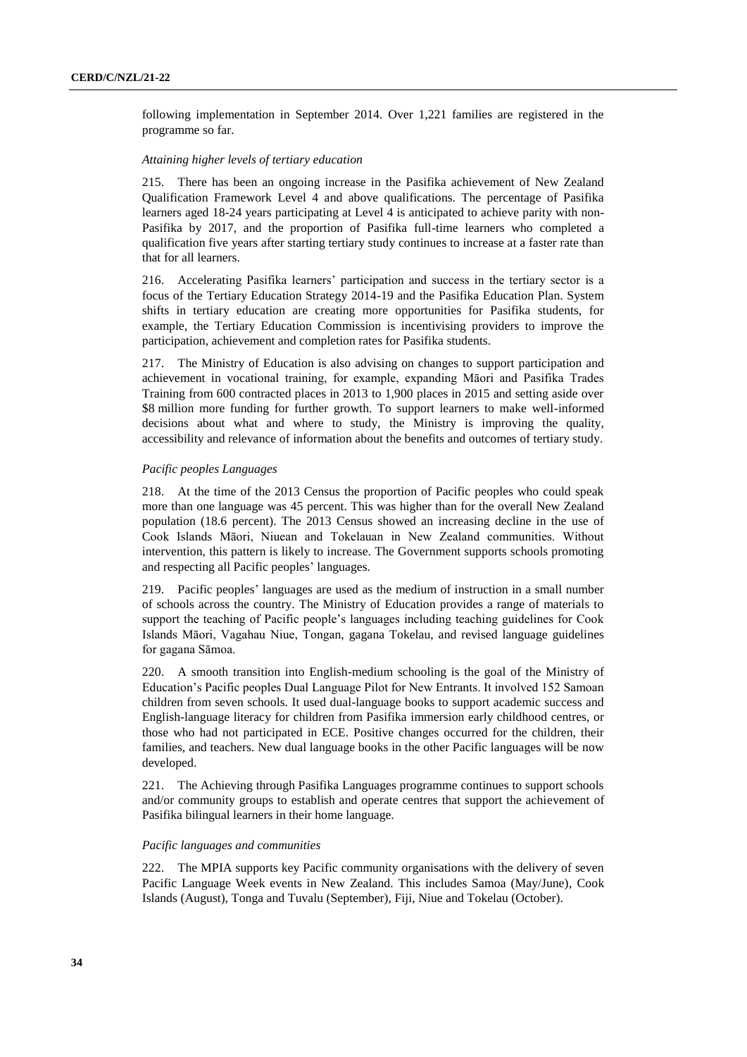following implementation in September 2014. Over 1,221 families are registered in the programme so far.

*Attaining higher levels of tertiary education*

215. There has been an ongoing increase in the Pasifika achievement of New Zealand Qualification Framework Level 4 and above qualifications. The percentage of Pasifika learners aged 18-24 years participating at Level 4 is anticipated to achieve parity with non-Pasifika by 2017, and the proportion of Pasifika full-time learners who completed a qualification five years after starting tertiary study continues to increase at a faster rate than that for all learners.

216. Accelerating Pasifika learners' participation and success in the tertiary sector is a focus of the Tertiary Education Strategy 2014-19 and the Pasifika Education Plan. System shifts in tertiary education are creating more opportunities for Pasifika students, for example, the Tertiary Education Commission is incentivising providers to improve the participation, achievement and completion rates for Pasifika students.

217. The Ministry of Education is also advising on changes to support participation and achievement in vocational training, for example, expanding Māori and Pasifika Trades Training from 600 contracted places in 2013 to 1,900 places in 2015 and setting aside over $8 million more funding for further growth. To support learners to make well-informed decisions about what and where to study, the Ministry is improving the quality, accessibility and relevance of information about the benefits and outcomes of tertiary study.

*Pacific peoples Languages*

218. At the time of the 2013 Census the proportion of Pacific peoples who could speak more than one language was 45 percent. This was higher than for the overall New Zealand population (18.6 percent). The 2013 Census showed an increasing decline in the use of Cook Islands Māori, Niuean and Tokelauan in New Zealand communities. Without intervention, this pattern is likely to increase. The Government supports schools promoting and respecting all Pacific peoples' languages.

219. Pacific peoples' languages are used as the medium of instruction in a small number of schools across the country. The Ministry of Education provides a range of materials to support the teaching of Pacific people's languages including teaching guidelines for Cook Islands Māori, Vagahau Niue, Tongan, gagana Tokelau, and revised language guidelines for gagana Sāmoa.

220. A smooth transition into English-medium schooling is the goal of the Ministry of Education's Pacific peoples Dual Language Pilot for New Entrants. It involved 152 Samoan children from seven schools. It used dual-language books to support academic success and English-language literacy for children from Pasifika immersion early childhood centres, or those who had not participated in ECE. Positive changes occurred for the children, their families, and teachers. New dual language books in the other Pacific languages will be now developed.

221. The Achieving through Pasifika Languages programme continues to support schools and/or community groups to establish and operate centres that support the achievement of Pasifika bilingual learners in their home language.

*Pacific languages and communities*

222. The MPIA supports key Pacific community organisations with the delivery of seven Pacific Language Week events in New Zealand. This includes Samoa (May/June), Cook Islands (August), Tonga and Tuvalu (September), Fiji, Niue and Tokelau (October).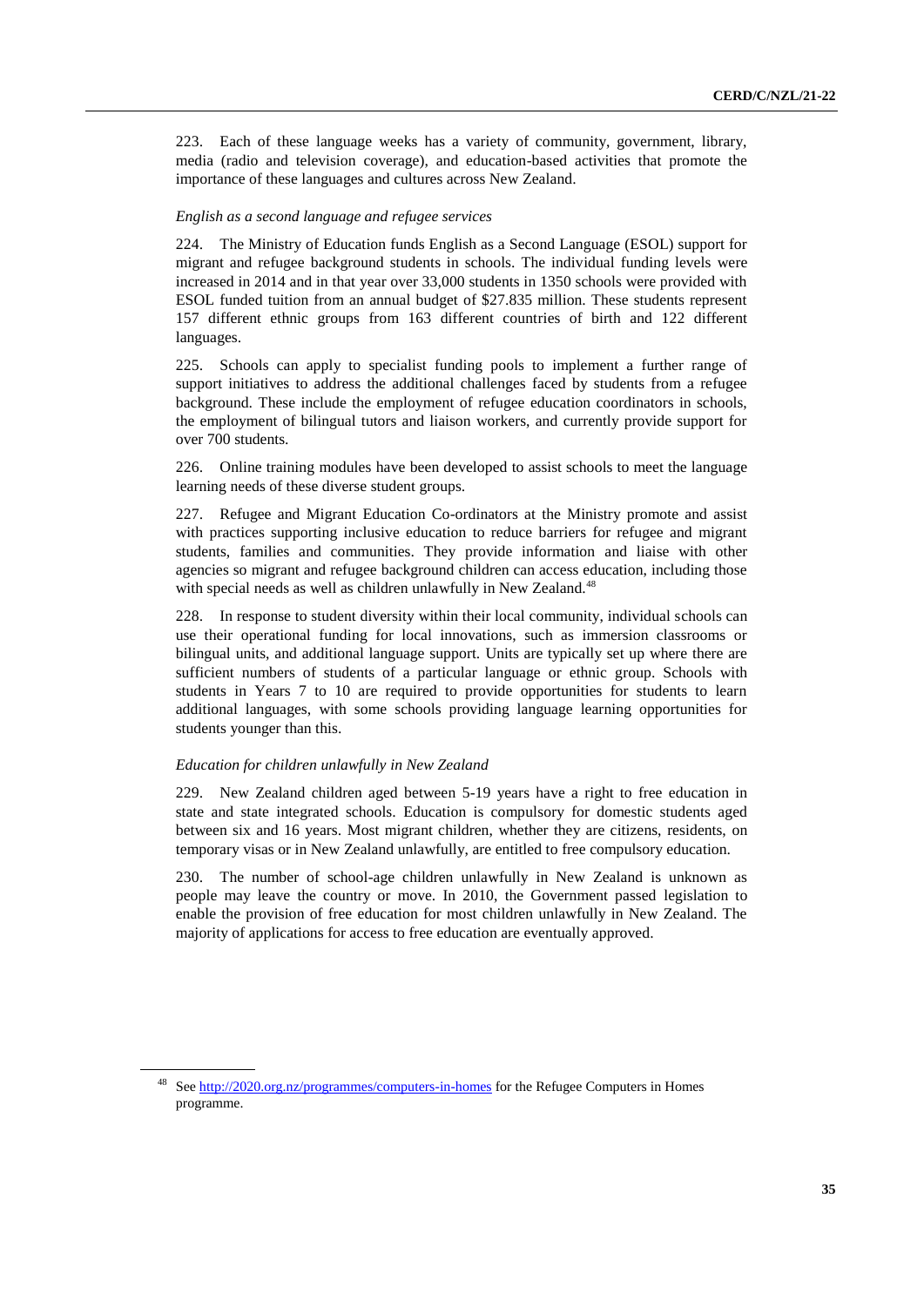223. Each of these language weeks has a variety of community, government, library, media (radio and television coverage), and education-based activities that promote the importance of these languages and cultures across New Zealand.

*English as a second language and refugee services*

224. The Ministry of Education funds English as a Second Language (ESOL) support for migrant and refugee background students in schools. The individual funding levels were increased in 2014 and in that year over 33,000 students in 1350 schools were provided with ESOL funded tuition from an annual budget of $27.835 million. These students represent 157 different ethnic groups from 163 different countries of birth and 122 different languages.

225. Schools can apply to specialist funding pools to implement a further range of support initiatives to address the additional challenges faced by students from a refugee background. These include the employment of refugee education coordinators in schools, the employment of bilingual tutors and liaison workers, and currently provide support for over 700 students.

226. Online training modules have been developed to assist schools to meet the language learning needs of these diverse student groups.

227. Refugee and Migrant Education Co-ordinators at the Ministry promote and assist with practices supporting inclusive education to reduce barriers for refugee and migrant students, families and communities. They provide information and liaise with other agencies so migrant and refugee background children can access education, including those with special needs as well as children unlawfully in New Zealand.[48]

228. In response to student diversity within their local community, individual schools can use their operational funding for local innovations, such as immersion classrooms or bilingual units, and additional language support. Units are typically set up where there are sufficient numbers of students of a particular language or ethnic group. Schools with students in Years 7 to 10 are required to provide opportunities for students to learn additional languages, with some schools providing language learning opportunities for students younger than this.

*Education for children unlawfully in New Zealand*

229. New Zealand children aged between 5-19 years have a right to free education in state and state integrated schools. Education is compulsory for domestic students aged between six and 16 years. Most migrant children, whether they are citizens, residents, on temporary visas or in New Zealand unlawfully, are entitled to free compulsory education.

230. The number of school-age children unlawfully in New Zealand is unknown as people may leave the country or move. In 2010, the Government passed legislation to enable the provision of free education for most children unlawfully in New Zealand. The majority of applications for access to free education are eventually approved.

---

[48] See http://2020.org.nz/programmes/computers-in-homes for the Refugee Computers in Homes programme.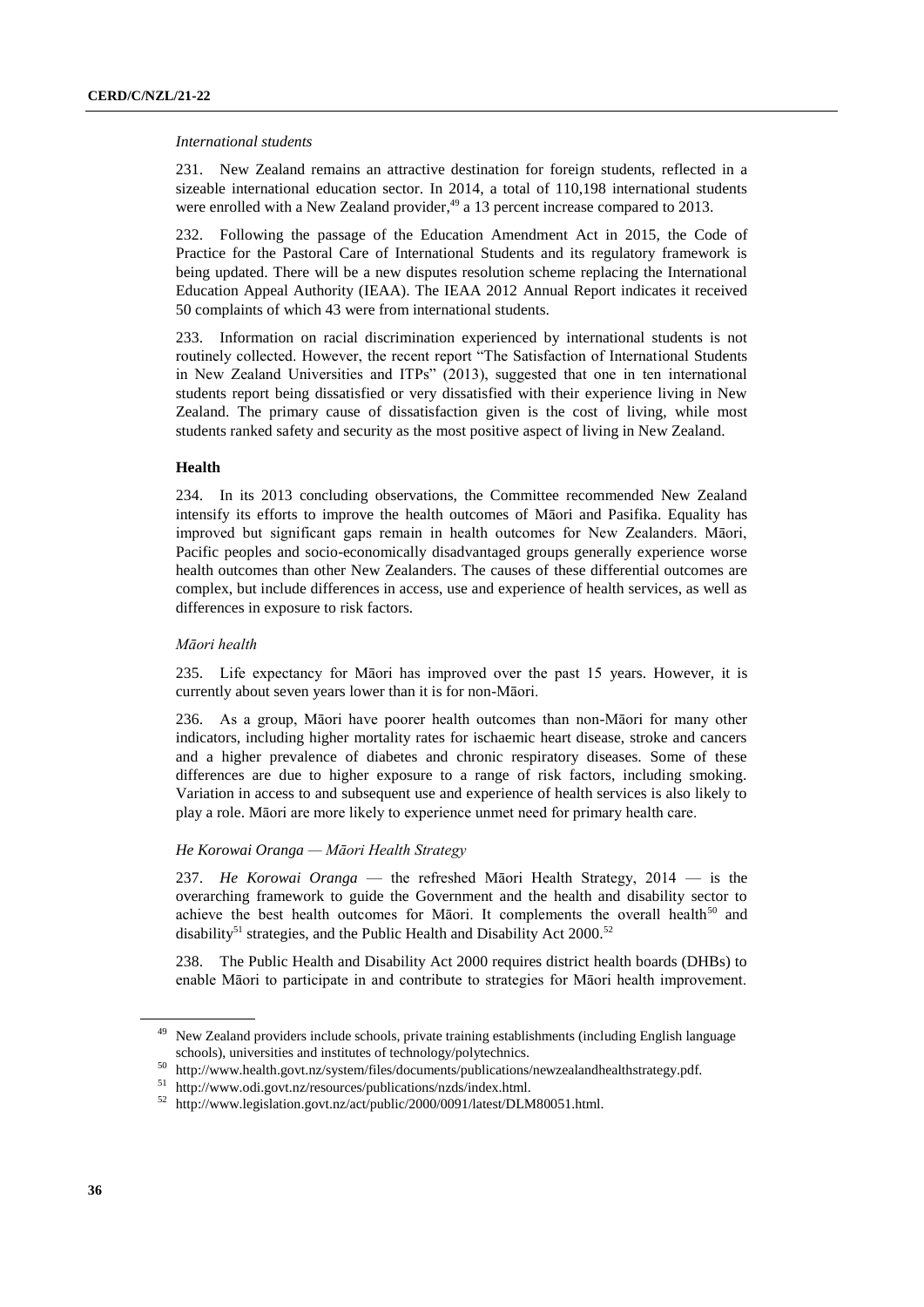*International students*

231. New Zealand remains an attractive destination for foreign students, reflected in a sizeable international education sector. In 2014, a total of 110,198 international students were enrolled with a New Zealand provider,[49] a 13 percent increase compared to 2013.

232. Following the passage of the Education Amendment Act in 2015, the Code of Practice for the Pastoral Care of International Students and its regulatory framework is being updated. There will be a new disputes resolution scheme replacing the International Education Appeal Authority (IEAA). The IEAA 2012 Annual Report indicates it received 50 complaints of which 43 were from international students.

233. Information on racial discrimination experienced by international students is not routinely collected. However, the recent report "The Satisfaction of International Students in New Zealand Universities and ITPs" (2013), suggested that one in ten international students report being dissatisfied or very dissatisfied with their experience living in New Zealand. The primary cause of dissatisfaction given is the cost of living, while most students ranked safety and security as the most positive aspect of living in New Zealand.

**Health**

234. In its 2013 concluding observations, the Committee recommended New Zealand intensify its efforts to improve the health outcomes of Māori and Pasifika. Equality has improved but significant gaps remain in health outcomes for New Zealanders. Māori, Pacific peoples and socio-economically disadvantaged groups generally experience worse health outcomes than other New Zealanders. The causes of these differential outcomes are complex, but include differences in access, use and experience of health services, as well as differences in exposure to risk factors.

*Māori health*

235. Life expectancy for Māori has improved over the past 15 years. However, it is currently about seven years lower than it is for non-Māori.

236. As a group, Māori have poorer health outcomes than non-Māori for many other indicators, including higher mortality rates for ischaemic heart disease, stroke and cancers and a higher prevalence of diabetes and chronic respiratory diseases. Some of these differences are due to higher exposure to a range of risk factors, including smoking. Variation in access to and subsequent use and experience of health services is also likely to play a role. Māori are more likely to experience unmet need for primary health care.

*He Korowai Oranga — Māori Health Strategy*

237. *He Korowai Oranga* — the refreshed Māori Health Strategy, 2014 — is the overarching framework to guide the Government and the health and disability sector to achieve the best health outcomes for Māori. It complements the overall health[50] and disability[51] strategies, and the Public Health and Disability Act 2000.[52]

238. The Public Health and Disability Act 2000 requires district health boards (DHBs) to enable Māori to participate in and contribute to strategies for Māori health improvement.

---

[49] New Zealand providers include schools, private training establishments (including English language schools), universities and institutes of technology/polytechnics.

[50] http://www.health.govt.nz/system/files/documents/publications/newzealandhealthstrategy.pdf.

[51] http://www.odi.govt.nz/resources/publications/nzds/index.html.

[52] http://www.legislation.govt.nz/act/public/2000/0091/latest/DLM80051.html.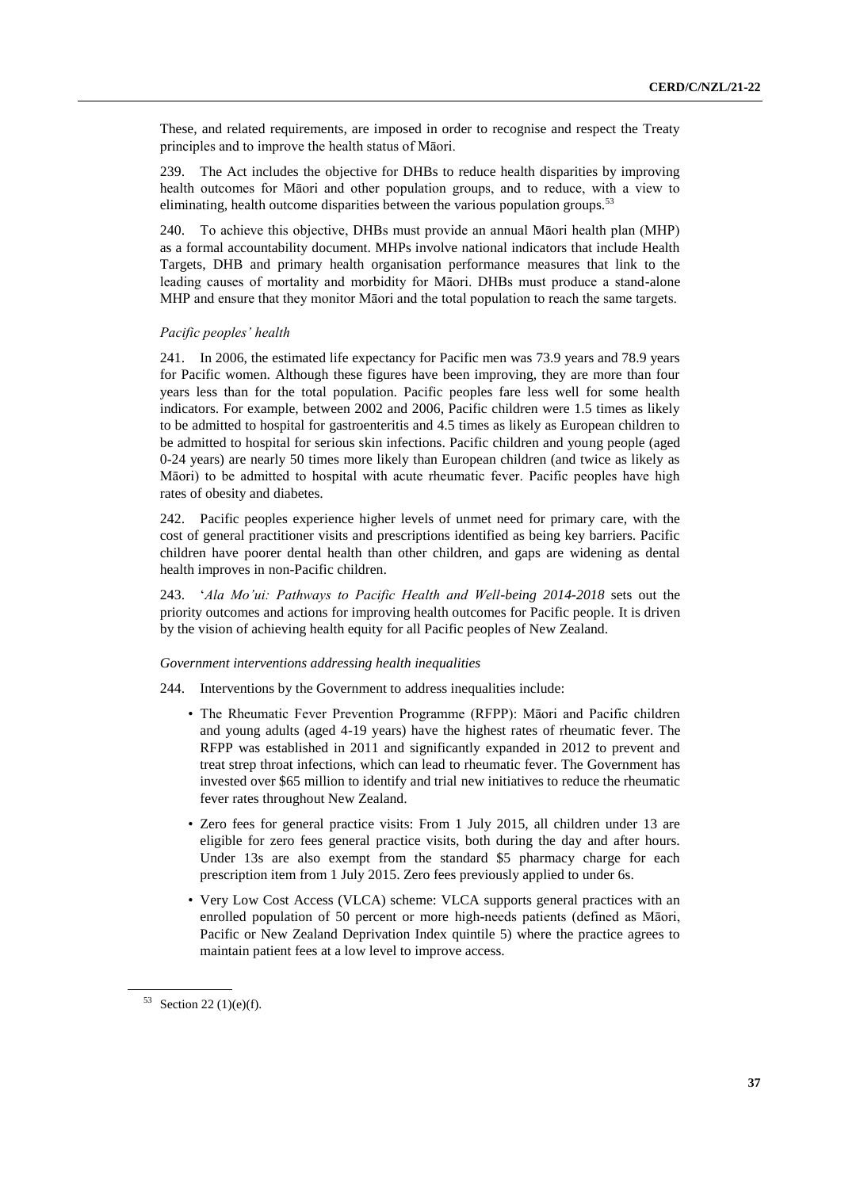These, and related requirements, are imposed in order to recognise and respect the Treaty principles and to improve the health status of Māori.

239. The Act includes the objective for DHBs to reduce health disparities by improving health outcomes for Māori and other population groups, and to reduce, with a view to eliminating, health outcome disparities between the various population groups.[53]

240. To achieve this objective, DHBs must provide an annual Māori health plan (MHP) as a formal accountability document. MHPs involve national indicators that include Health Targets, DHB and primary health organisation performance measures that link to the leading causes of mortality and morbidity for Māori. DHBs must produce a stand-alone MHP and ensure that they monitor Māori and the total population to reach the same targets.

*Pacific peoples' health*

241. In 2006, the estimated life expectancy for Pacific men was 73.9 years and 78.9 years for Pacific women. Although these figures have been improving, they are more than four years less than for the total population. Pacific peoples fare less well for some health indicators. For example, between 2002 and 2006, Pacific children were 1.5 times as likely to be admitted to hospital for gastroenteritis and 4.5 times as likely as European children to be admitted to hospital for serious skin infections. Pacific children and young people (aged 0-24 years) are nearly 50 times more likely than European children (and twice as likely as Māori) to be admitted to hospital with acute rheumatic fever. Pacific peoples have high rates of obesity and diabetes.

242. Pacific peoples experience higher levels of unmet need for primary care, with the cost of general practitioner visits and prescriptions identified as being key barriers. Pacific children have poorer dental health than other children, and gaps are widening as dental health improves in non-Pacific children.

243. '*Ala Mo'ui: Pathways to Pacific Health and Well-being 2014-2018* sets out the priority outcomes and actions for improving health outcomes for Pacific people. It is driven by the vision of achieving health equity for all Pacific peoples of New Zealand.

*Government interventions addressing health inequalities*

244. Interventions by the Government to address inequalities include:

- The Rheumatic Fever Prevention Programme (RFPP): Māori and Pacific children and young adults (aged 4-19 years) have the highest rates of rheumatic fever. The RFPP was established in 2011 and significantly expanded in 2012 to prevent and treat strep throat infections, which can lead to rheumatic fever. The Government has invested over $65 million to identify and trial new initiatives to reduce the rheumatic fever rates throughout New Zealand.
- Zero fees for general practice visits: From 1 July 2015, all children under 13 are eligible for zero fees general practice visits, both during the day and after hours. Under 13s are also exempt from the standard $5 pharmacy charge for each prescription item from 1 July 2015. Zero fees previously applied to under 6s.
- Very Low Cost Access (VLCA) scheme: VLCA supports general practices with an enrolled population of 50 percent or more high-needs patients (defined as Māori, Pacific or New Zealand Deprivation Index quintile 5) where the practice agrees to maintain patient fees at a low level to improve access.

---

[53] Section 22 (1)(e)(f).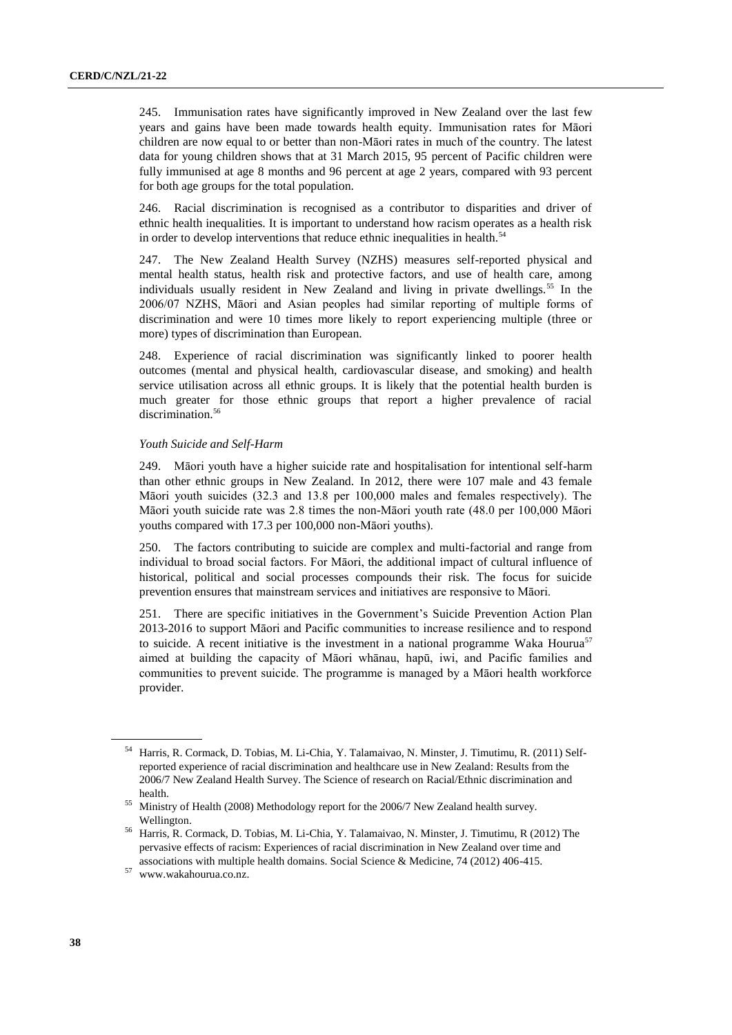245. Immunisation rates have significantly improved in New Zealand over the last few years and gains have been made towards health equity. Immunisation rates for Māori children are now equal to or better than non-Māori rates in much of the country. The latest data for young children shows that at 31 March 2015, 95 percent of Pacific children were fully immunised at age 8 months and 96 percent at age 2 years, compared with 93 percent for both age groups for the total population.

246. Racial discrimination is recognised as a contributor to disparities and driver of ethnic health inequalities. It is important to understand how racism operates as a health risk in order to develop interventions that reduce ethnic inequalities in health.[54]

247. The New Zealand Health Survey (NZHS) measures self-reported physical and mental health status, health risk and protective factors, and use of health care, among individuals usually resident in New Zealand and living in private dwellings.[55] In the 2006/07 NZHS, Māori and Asian peoples had similar reporting of multiple forms of discrimination and were 10 times more likely to report experiencing multiple (three or more) types of discrimination than European.

248. Experience of racial discrimination was significantly linked to poorer health outcomes (mental and physical health, cardiovascular disease, and smoking) and health service utilisation across all ethnic groups. It is likely that the potential health burden is much greater for those ethnic groups that report a higher prevalence of racial discrimination.[56]

*Youth Suicide and Self-Harm*

249. Māori youth have a higher suicide rate and hospitalisation for intentional self-harm than other ethnic groups in New Zealand. In 2012, there were 107 male and 43 female Māori youth suicides (32.3 and 13.8 per 100,000 males and females respectively). The Māori youth suicide rate was 2.8 times the non-Māori youth rate (48.0 per 100,000 Māori youths compared with 17.3 per 100,000 non-Māori youths).

250. The factors contributing to suicide are complex and multi-factorial and range from individual to broad social factors. For Māori, the additional impact of cultural influence of historical, political and social processes compounds their risk. The focus for suicide prevention ensures that mainstream services and initiatives are responsive to Māori.

251. There are specific initiatives in the Government's Suicide Prevention Action Plan 2013-2016 to support Māori and Pacific communities to increase resilience and to respond to suicide. A recent initiative is the investment in a national programme Waka Hourua[57] aimed at building the capacity of Māori whānau, hapū, iwi, and Pacific families and communities to prevent suicide. The programme is managed by a Māori health workforce provider.

---

[54] Harris, R. Cormack, D. Tobias, M. Li-Chia, Y. Talamaivao, N. Minster, J. Timutimu, R. (2011) Self-reported experience of racial discrimination and healthcare use in New Zealand: Results from the 2006/7 New Zealand Health Survey. The Science of research on Racial/Ethnic discrimination and health.

[55] Ministry of Health (2008) Methodology report for the 2006/7 New Zealand health survey. Wellington.

[56] Harris, R. Cormack, D. Tobias, M. Li-Chia, Y. Talamaivao, N. Minster, J. Timutimu, R (2012) The pervasive effects of racism: Experiences of racial discrimination in New Zealand over time and associations with multiple health domains. Social Science & Medicine, 74 (2012) 406-415.

[57] www.wakahourua.co.nz.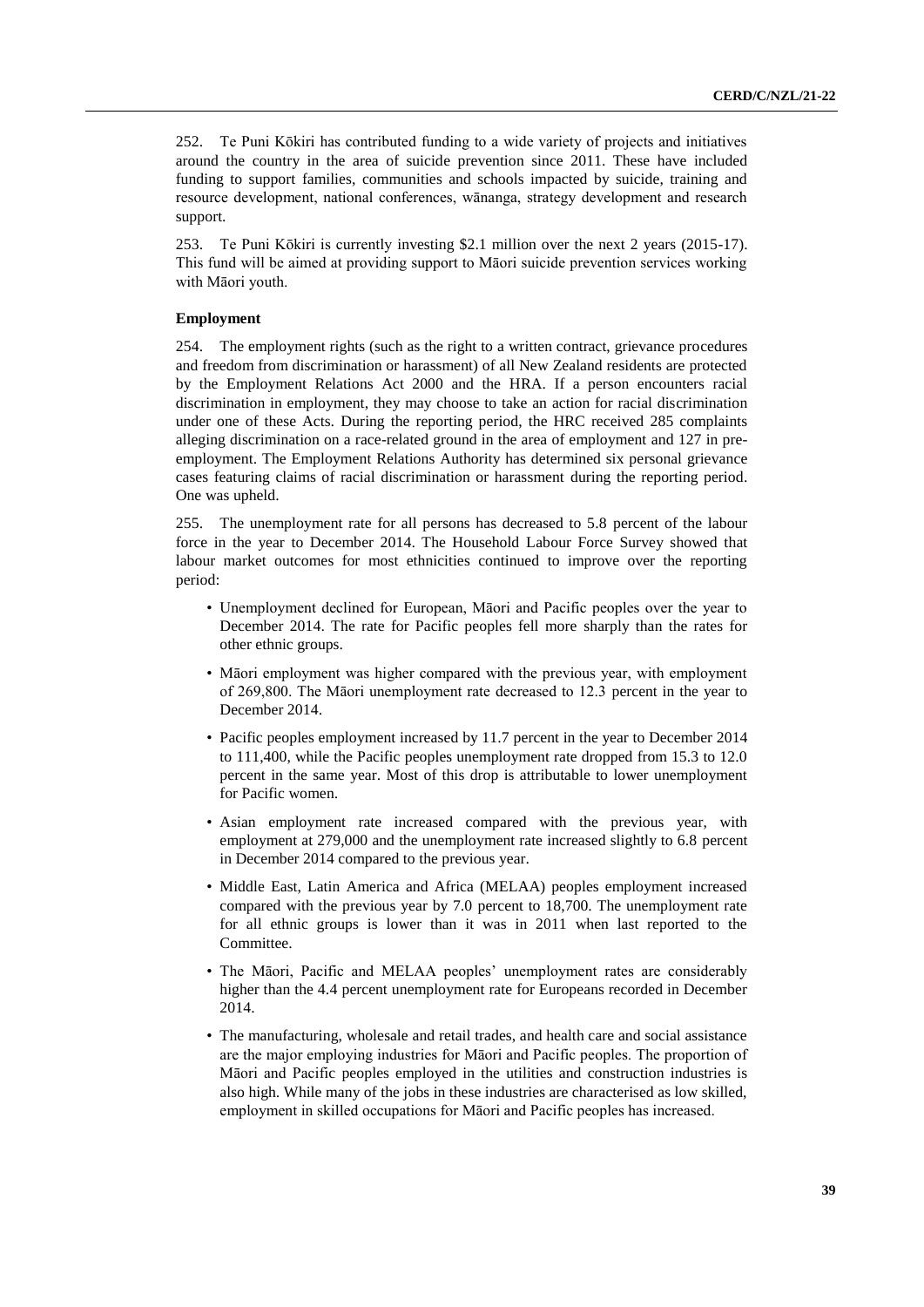252. Te Puni Kōkiri has contributed funding to a wide variety of projects and initiatives around the country in the area of suicide prevention since 2011. These have included funding to support families, communities and schools impacted by suicide, training and resource development, national conferences, wānanga, strategy development and research support.

253. Te Puni Kōkiri is currently investing $2.1 million over the next 2 years (2015-17). This fund will be aimed at providing support to Māori suicide prevention services working with Māori youth.

**Employment**

254. The employment rights (such as the right to a written contract, grievance procedures and freedom from discrimination or harassment) of all New Zealand residents are protected by the Employment Relations Act 2000 and the HRA. If a person encounters racial discrimination in employment, they may choose to take an action for racial discrimination under one of these Acts. During the reporting period, the HRC received 285 complaints alleging discrimination on a race-related ground in the area of employment and 127 in pre-employment. The Employment Relations Authority has determined six personal grievance cases featuring claims of racial discrimination or harassment during the reporting period. One was upheld.

255. The unemployment rate for all persons has decreased to 5.8 percent of the labour force in the year to December 2014. The Household Labour Force Survey showed that labour market outcomes for most ethnicities continued to improve over the reporting period:

- Unemployment declined for European, Māori and Pacific peoples over the year to December 2014. The rate for Pacific peoples fell more sharply than the rates for other ethnic groups.
- Māori employment was higher compared with the previous year, with employment of 269,800. The Māori unemployment rate decreased to 12.3 percent in the year to December 2014.
- Pacific peoples employment increased by 11.7 percent in the year to December 2014 to 111,400, while the Pacific peoples unemployment rate dropped from 15.3 to 12.0 percent in the same year. Most of this drop is attributable to lower unemployment for Pacific women.
- Asian employment rate increased compared with the previous year, with employment at 279,000 and the unemployment rate increased slightly to 6.8 percent in December 2014 compared to the previous year.
- Middle East, Latin America and Africa (MELAA) peoples employment increased compared with the previous year by 7.0 percent to 18,700. The unemployment rate for all ethnic groups is lower than it was in 2011 when last reported to the Committee.
- The Māori, Pacific and MELAA peoples' unemployment rates are considerably higher than the 4.4 percent unemployment rate for Europeans recorded in December 2014.
- The manufacturing, wholesale and retail trades, and health care and social assistance are the major employing industries for Māori and Pacific peoples. The proportion of Māori and Pacific peoples employed in the utilities and construction industries is also high. While many of the jobs in these industries are characterised as low skilled, employment in skilled occupations for Māori and Pacific peoples has increased.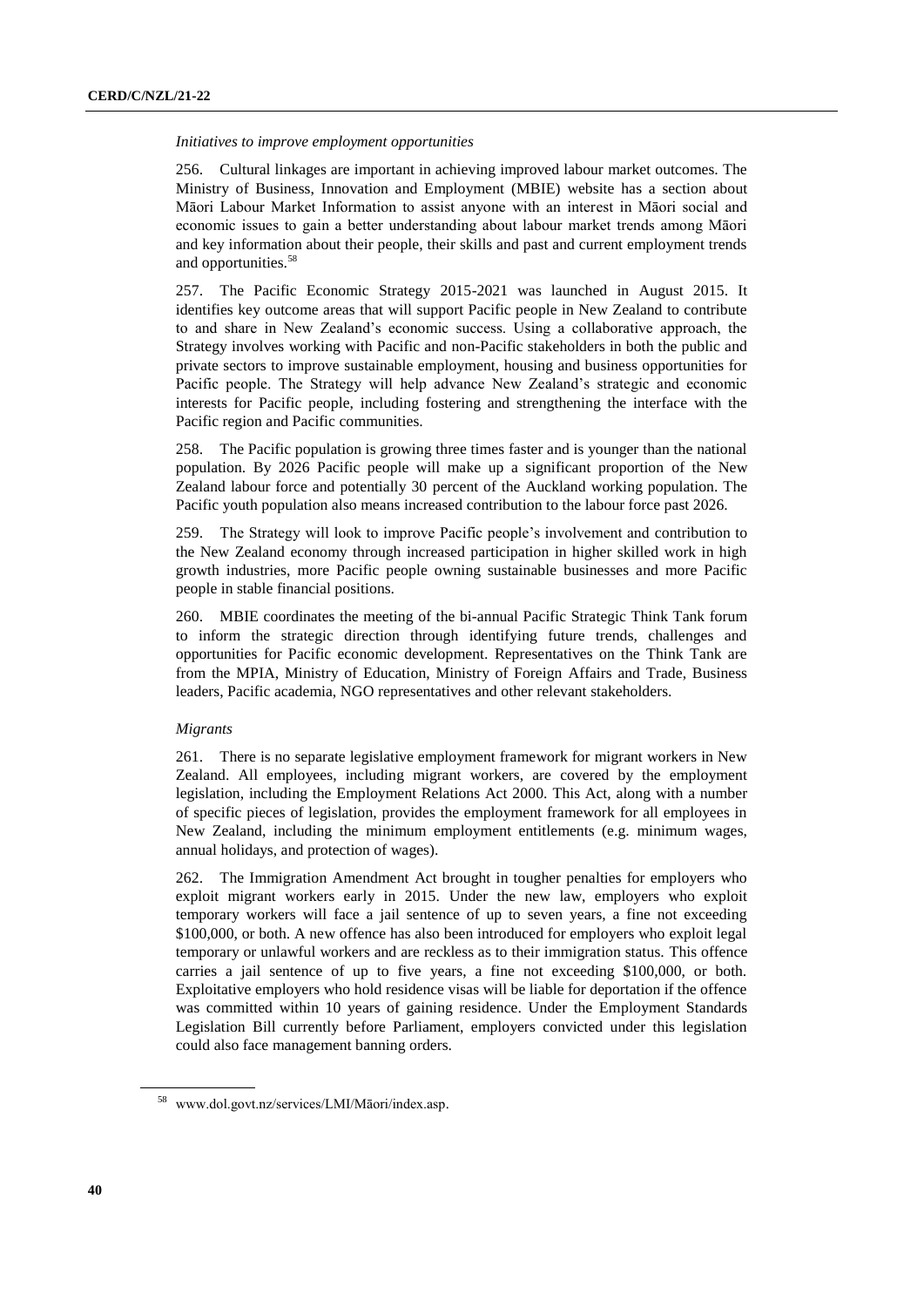*Initiatives to improve employment opportunities*

256. Cultural linkages are important in achieving improved labour market outcomes. The Ministry of Business, Innovation and Employment (MBIE) website has a section about Māori Labour Market Information to assist anyone with an interest in Māori social and economic issues to gain a better understanding about labour market trends among Māori and key information about their people, their skills and past and current employment trends and opportunities.[58]

257. The Pacific Economic Strategy 2015-2021 was launched in August 2015. It identifies key outcome areas that will support Pacific people in New Zealand to contribute to and share in New Zealand's economic success. Using a collaborative approach, the Strategy involves working with Pacific and non-Pacific stakeholders in both the public and private sectors to improve sustainable employment, housing and business opportunities for Pacific people. The Strategy will help advance New Zealand's strategic and economic interests for Pacific people, including fostering and strengthening the interface with the Pacific region and Pacific communities.

258. The Pacific population is growing three times faster and is younger than the national population. By 2026 Pacific people will make up a significant proportion of the New Zealand labour force and potentially 30 percent of the Auckland working population. The Pacific youth population also means increased contribution to the labour force past 2026.

259. The Strategy will look to improve Pacific people's involvement and contribution to the New Zealand economy through increased participation in higher skilled work in high growth industries, more Pacific people owning sustainable businesses and more Pacific people in stable financial positions.

260. MBIE coordinates the meeting of the bi-annual Pacific Strategic Think Tank forum to inform the strategic direction through identifying future trends, challenges and opportunities for Pacific economic development. Representatives on the Think Tank are from the MPIA, Ministry of Education, Ministry of Foreign Affairs and Trade, Business leaders, Pacific academia, NGO representatives and other relevant stakeholders.

*Migrants*

261. There is no separate legislative employment framework for migrant workers in New Zealand. All employees, including migrant workers, are covered by the employment legislation, including the Employment Relations Act 2000. This Act, along with a number of specific pieces of legislation, provides the employment framework for all employees in New Zealand, including the minimum employment entitlements (e.g. minimum wages, annual holidays, and protection of wages).

262. The Immigration Amendment Act brought in tougher penalties for employers who exploit migrant workers early in 2015. Under the new law, employers who exploit temporary workers will face a jail sentence of up to seven years, a fine not exceeding $100,000, or both. A new offence has also been introduced for employers who exploit legal temporary or unlawful workers and are reckless as to their immigration status. This offence carries a jail sentence of up to five years, a fine not exceeding $100,000, or both. Exploitative employers who hold residence visas will be liable for deportation if the offence was committed within 10 years of gaining residence. Under the Employment Standards Legislation Bill currently before Parliament, employers convicted under this legislation could also face management banning orders.

[58] www.dol.govt.nz/services/LMI/Māori/index.asp.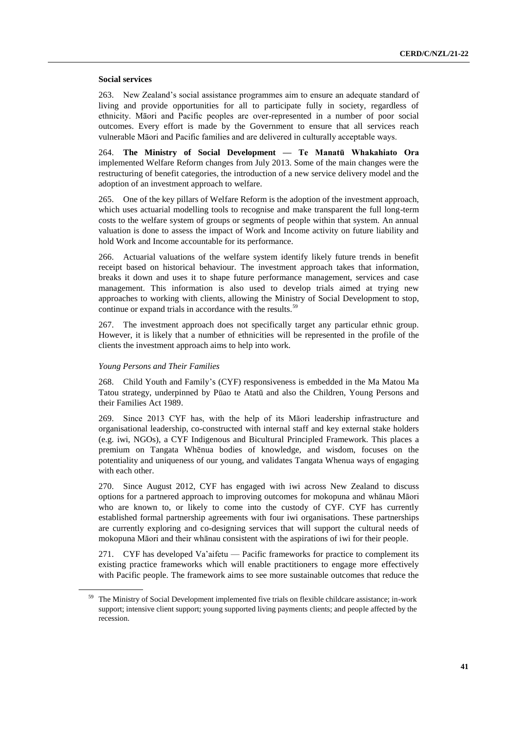**Social services**

263. New Zealand's social assistance programmes aim to ensure an adequate standard of living and provide opportunities for all to participate fully in society, regardless of ethnicity. Māori and Pacific peoples are over-represented in a number of poor social outcomes. Every effort is made by the Government to ensure that all services reach vulnerable Māori and Pacific families and are delivered in culturally acceptable ways.

264. **The Ministry of Social Development — Te Manatū Whakahiato Ora** implemented Welfare Reform changes from July 2013. Some of the main changes were the restructuring of benefit categories, the introduction of a new service delivery model and the adoption of an investment approach to welfare.

265. One of the key pillars of Welfare Reform is the adoption of the investment approach, which uses actuarial modelling tools to recognise and make transparent the full long-term costs to the welfare system of groups or segments of people within that system. An annual valuation is done to assess the impact of Work and Income activity on future liability and hold Work and Income accountable for its performance.

266. Actuarial valuations of the welfare system identify likely future trends in benefit receipt based on historical behaviour. The investment approach takes that information, breaks it down and uses it to shape future performance management, services and case management. This information is also used to develop trials aimed at trying new approaches to working with clients, allowing the Ministry of Social Development to stop, continue or expand trials in accordance with the results.[59]

267. The investment approach does not specifically target any particular ethnic group. However, it is likely that a number of ethnicities will be represented in the profile of the clients the investment approach aims to help into work.

*Young Persons and Their Families*

268. Child Youth and Family's (CYF) responsiveness is embedded in the Ma Matou Ma Tatou strategy, underpinned by Pūao te Atatū and also the Children, Young Persons and their Families Act 1989.

269. Since 2013 CYF has, with the help of its Māori leadership infrastructure and organisational leadership, co-constructed with internal staff and key external stake holders (e.g. iwi, NGOs), a CYF Indigenous and Bicultural Principled Framework. This places a premium on Tangata Whēnua bodies of knowledge, and wisdom, focuses on the potentiality and uniqueness of our young, and validates Tangata Whenua ways of engaging with each other.

270. Since August 2012, CYF has engaged with iwi across New Zealand to discuss options for a partnered approach to improving outcomes for mokopuna and whānau Māori who are known to, or likely to come into the custody of CYF. CYF has currently established formal partnership agreements with four iwi organisations. These partnerships are currently exploring and co-designing services that will support the cultural needs of mokopuna Māori and their whānau consistent with the aspirations of iwi for their people.

271. CYF has developed Va'aifetu — Pacific frameworks for practice to complement its existing practice frameworks which will enable practitioners to engage more effectively with Pacific people. The framework aims to see more sustainable outcomes that reduce the

[59] The Ministry of Social Development implemented five trials on flexible childcare assistance; in-work support; intensive client support; young supported living payments clients; and people affected by the recession.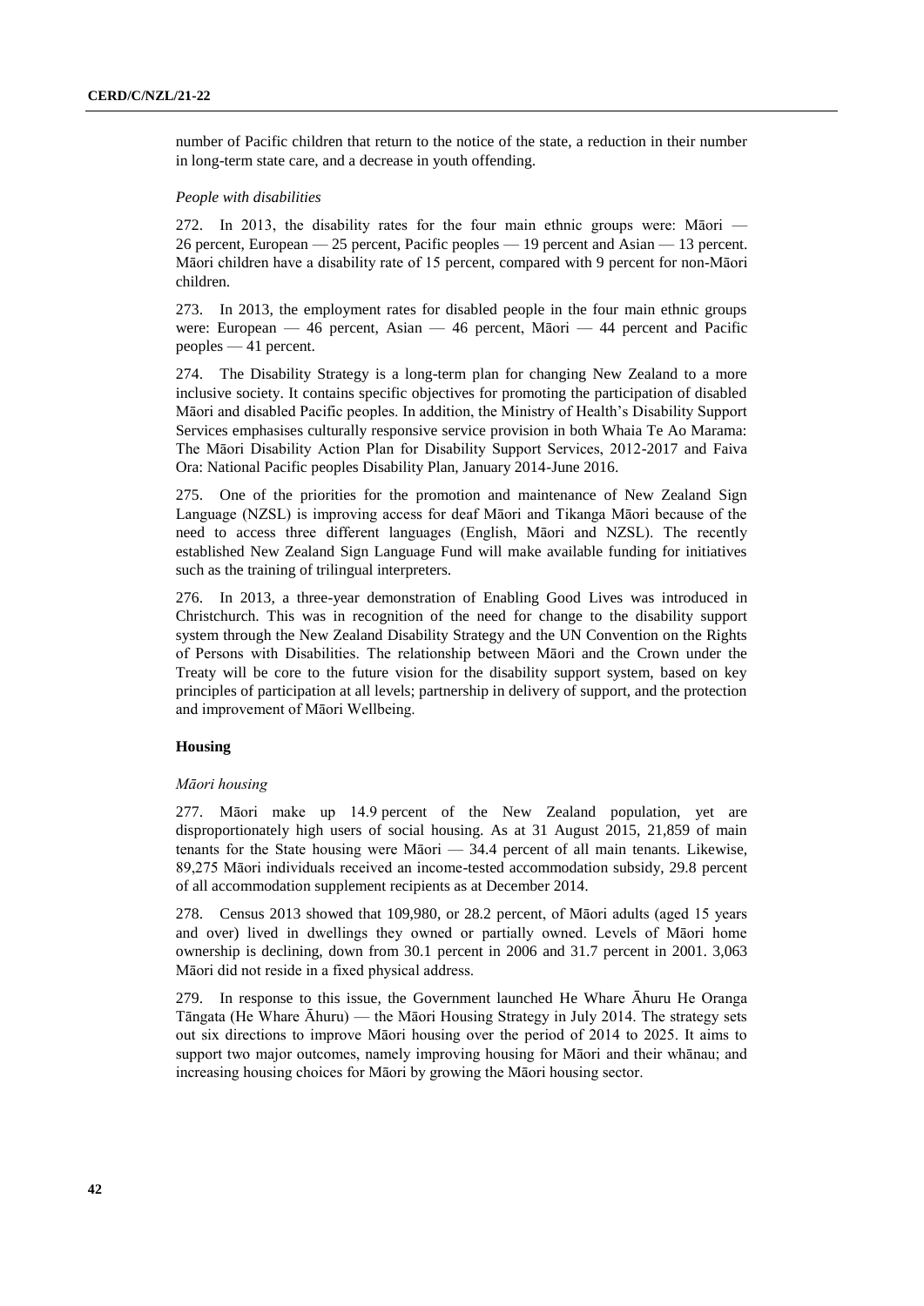number of Pacific children that return to the notice of the state, a reduction in their number in long-term state care, and a decrease in youth offending.

*People with disabilities*

272. In 2013, the disability rates for the four main ethnic groups were: Māori — 26 percent, European — 25 percent, Pacific peoples — 19 percent and Asian — 13 percent. Māori children have a disability rate of 15 percent, compared with 9 percent for non-Māori children.

273. In 2013, the employment rates for disabled people in the four main ethnic groups were: European — 46 percent, Asian — 46 percent, Māori — 44 percent and Pacific peoples — 41 percent.

274. The Disability Strategy is a long-term plan for changing New Zealand to a more inclusive society. It contains specific objectives for promoting the participation of disabled Māori and disabled Pacific peoples. In addition, the Ministry of Health's Disability Support Services emphasises culturally responsive service provision in both Whaia Te Ao Marama: The Māori Disability Action Plan for Disability Support Services, 2012-2017 and Faiva Ora: National Pacific peoples Disability Plan, January 2014-June 2016.

275. One of the priorities for the promotion and maintenance of New Zealand Sign Language (NZSL) is improving access for deaf Māori and Tikanga Māori because of the need to access three different languages (English, Māori and NZSL). The recently established New Zealand Sign Language Fund will make available funding for initiatives such as the training of trilingual interpreters.

276. In 2013, a three-year demonstration of Enabling Good Lives was introduced in Christchurch. This was in recognition of the need for change to the disability support system through the New Zealand Disability Strategy and the UN Convention on the Rights of Persons with Disabilities. The relationship between Māori and the Crown under the Treaty will be core to the future vision for the disability support system, based on key principles of participation at all levels; partnership in delivery of support, and the protection and improvement of Māori Wellbeing.

**Housing**

*Māori housing*

277. Māori make up 14.9 percent of the New Zealand population, yet are disproportionately high users of social housing. As at 31 August 2015, 21,859 of main tenants for the State housing were Māori — 34.4 percent of all main tenants. Likewise, 89,275 Māori individuals received an income-tested accommodation subsidy, 29.8 percent of all accommodation supplement recipients as at December 2014.

278. Census 2013 showed that 109,980, or 28.2 percent, of Māori adults (aged 15 years and over) lived in dwellings they owned or partially owned. Levels of Māori home ownership is declining, down from 30.1 percent in 2006 and 31.7 percent in 2001. 3,063 Māori did not reside in a fixed physical address.

279. In response to this issue, the Government launched He Whare Āhuru He Oranga Tāngata (He Whare Āhuru) — the Māori Housing Strategy in July 2014. The strategy sets out six directions to improve Māori housing over the period of 2014 to 2025. It aims to support two major outcomes, namely improving housing for Māori and their whānau; and increasing housing choices for Māori by growing the Māori housing sector.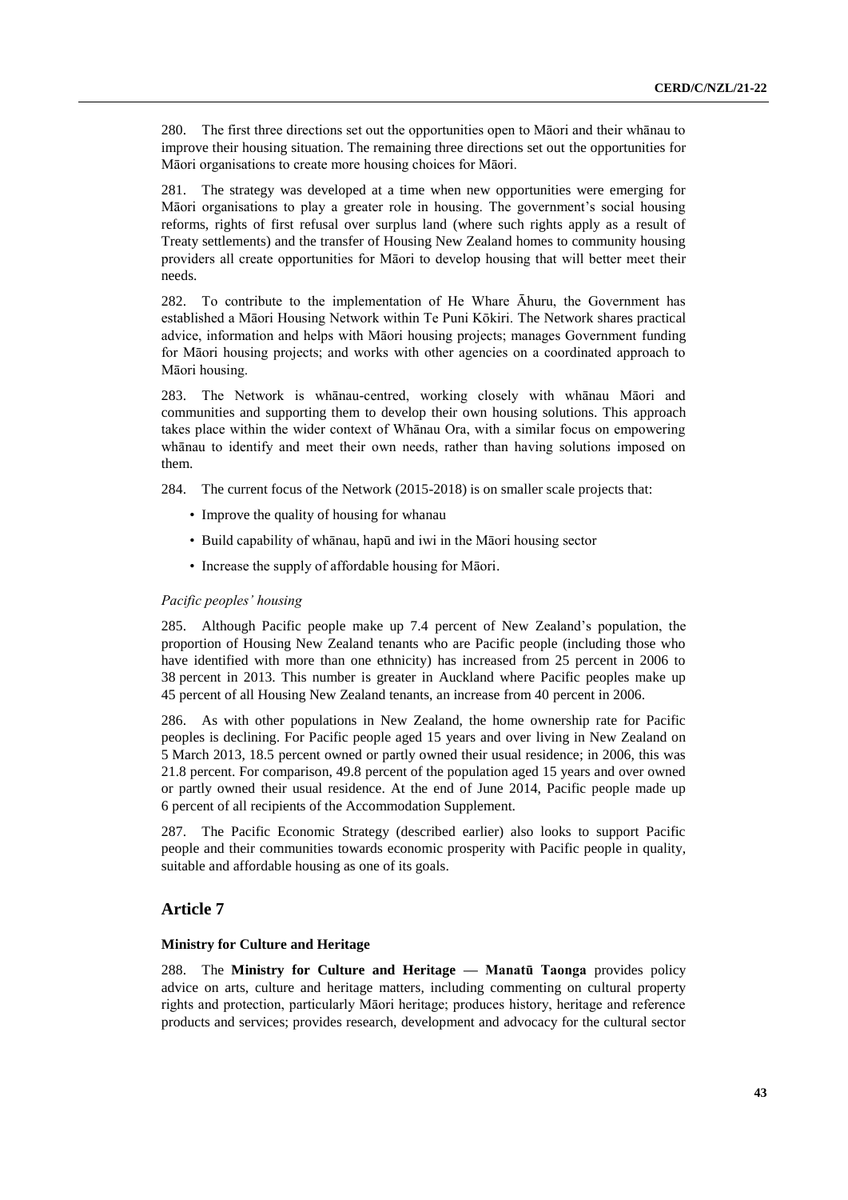280. The first three directions set out the opportunities open to Māori and their whānau to improve their housing situation. The remaining three directions set out the opportunities for Māori organisations to create more housing choices for Māori.

281. The strategy was developed at a time when new opportunities were emerging for Māori organisations to play a greater role in housing. The government's social housing reforms, rights of first refusal over surplus land (where such rights apply as a result of Treaty settlements) and the transfer of Housing New Zealand homes to community housing providers all create opportunities for Māori to develop housing that will better meet their needs.

282. To contribute to the implementation of He Whare Āhuru, the Government has established a Māori Housing Network within Te Puni Kōkiri. The Network shares practical advice, information and helps with Māori housing projects; manages Government funding for Māori housing projects; and works with other agencies on a coordinated approach to Māori housing.

283. The Network is whānau-centred, working closely with whānau Māori and communities and supporting them to develop their own housing solutions. This approach takes place within the wider context of Whānau Ora, with a similar focus on empowering whānau to identify and meet their own needs, rather than having solutions imposed on them.

284. The current focus of the Network (2015-2018) is on smaller scale projects that:

- Improve the quality of housing for whanau
- Build capability of whānau, hapū and iwi in the Māori housing sector
- Increase the supply of affordable housing for Māori.

*Pacific peoples' housing*

285. Although Pacific people make up 7.4 percent of New Zealand's population, the proportion of Housing New Zealand tenants who are Pacific people (including those who have identified with more than one ethnicity) has increased from 25 percent in 2006 to 38 percent in 2013. This number is greater in Auckland where Pacific peoples make up 45 percent of all Housing New Zealand tenants, an increase from 40 percent in 2006.

286. As with other populations in New Zealand, the home ownership rate for Pacific peoples is declining. For Pacific people aged 15 years and over living in New Zealand on 5 March 2013, 18.5 percent owned or partly owned their usual residence; in 2006, this was 21.8 percent. For comparison, 49.8 percent of the population aged 15 years and over owned or partly owned their usual residence. At the end of June 2014, Pacific people made up 6 percent of all recipients of the Accommodation Supplement.

287. The Pacific Economic Strategy (described earlier) also looks to support Pacific people and their communities towards economic prosperity with Pacific people in quality, suitable and affordable housing as one of its goals.

## Article 7

### Ministry for Culture and Heritage

288. The **Ministry for Culture and Heritage — Manatū Taonga** provides policy advice on arts, culture and heritage matters, including commenting on cultural property rights and protection, particularly Māori heritage; produces history, heritage and reference products and services; provides research, development and advocacy for the cultural sector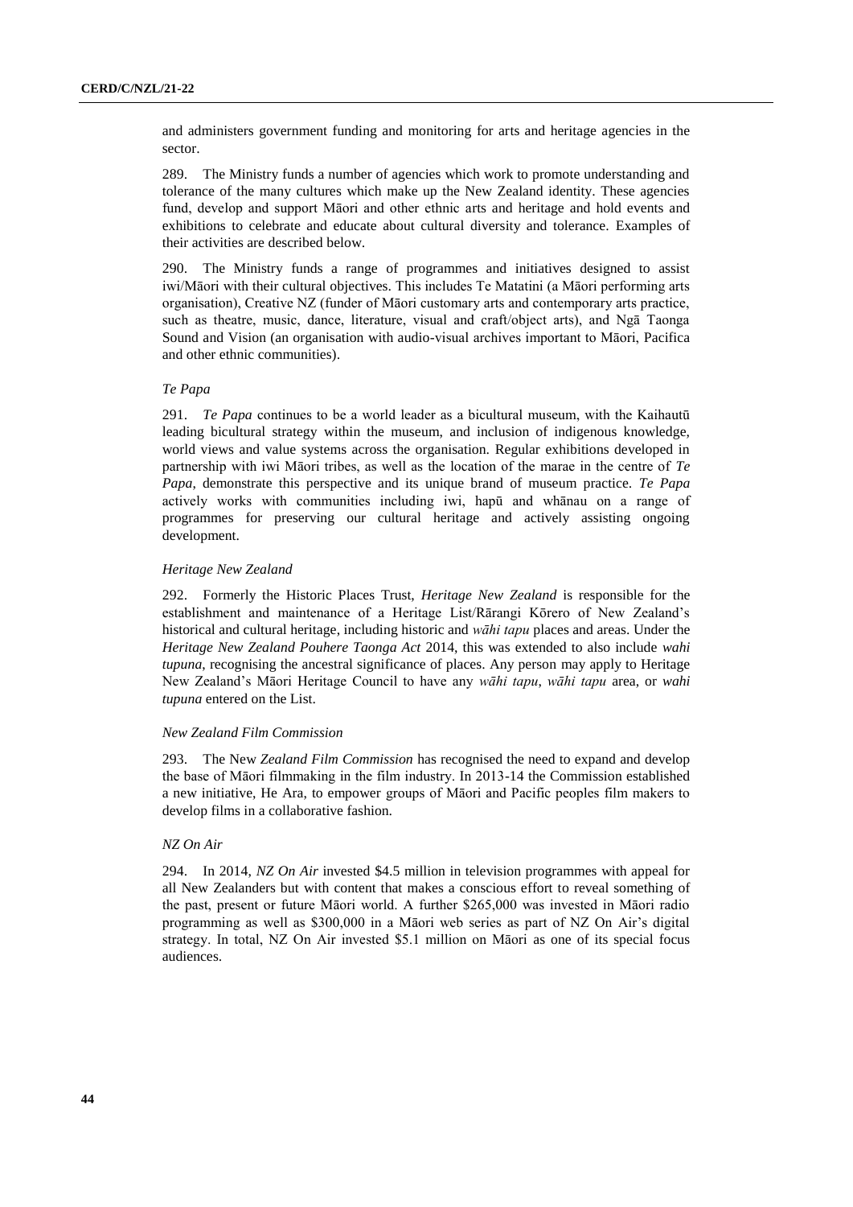and administers government funding and monitoring for arts and heritage agencies in the sector.

289. The Ministry funds a number of agencies which work to promote understanding and tolerance of the many cultures which make up the New Zealand identity. These agencies fund, develop and support Māori and other ethnic arts and heritage and hold events and exhibitions to celebrate and educate about cultural diversity and tolerance. Examples of their activities are described below.

290. The Ministry funds a range of programmes and initiatives designed to assist iwi/Māori with their cultural objectives. This includes Te Matatini (a Māori performing arts organisation), Creative NZ (funder of Māori customary arts and contemporary arts practice, such as theatre, music, dance, literature, visual and craft/object arts), and Ngā Taonga Sound and Vision (an organisation with audio-visual archives important to Māori, Pacifica and other ethnic communities).

*Te Papa*

291. *Te Papa* continues to be a world leader as a bicultural museum, with the Kaihautū leading bicultural strategy within the museum, and inclusion of indigenous knowledge, world views and value systems across the organisation. Regular exhibitions developed in partnership with iwi Māori tribes, as well as the location of the marae in the centre of *Te Papa*, demonstrate this perspective and its unique brand of museum practice. *Te Papa* actively works with communities including iwi, hapū and whānau on a range of programmes for preserving our cultural heritage and actively assisting ongoing development.

*Heritage New Zealand*

292. Formerly the Historic Places Trust, *Heritage New Zealand* is responsible for the establishment and maintenance of a Heritage List/Rārangi Kōrero of New Zealand's historical and cultural heritage, including historic and *wāhi tapu* places and areas. Under the *Heritage New Zealand Pouhere Taonga Act* 2014, this was extended to also include *wahi tupuna*, recognising the ancestral significance of places. Any person may apply to Heritage New Zealand's Māori Heritage Council to have any *wāhi tapu*, *wāhi tapu* area, or *wahi tupuna* entered on the List.

*New Zealand Film Commission*

293. The New *Zealand Film Commission* has recognised the need to expand and develop the base of Māori filmmaking in the film industry. In 2013-14 the Commission established a new initiative, He Ara, to empower groups of Māori and Pacific peoples film makers to develop films in a collaborative fashion.

*NZ On Air*

294. In 2014, *NZ On Air* invested $4.5 million in television programmes with appeal for all New Zealanders but with content that makes a conscious effort to reveal something of the past, present or future Māori world. A further $265,000 was invested in Māori radio programming as well as $300,000 in a Māori web series as part of NZ On Air's digital strategy. In total, NZ On Air invested $5.1 million on Māori as one of its special focus audiences.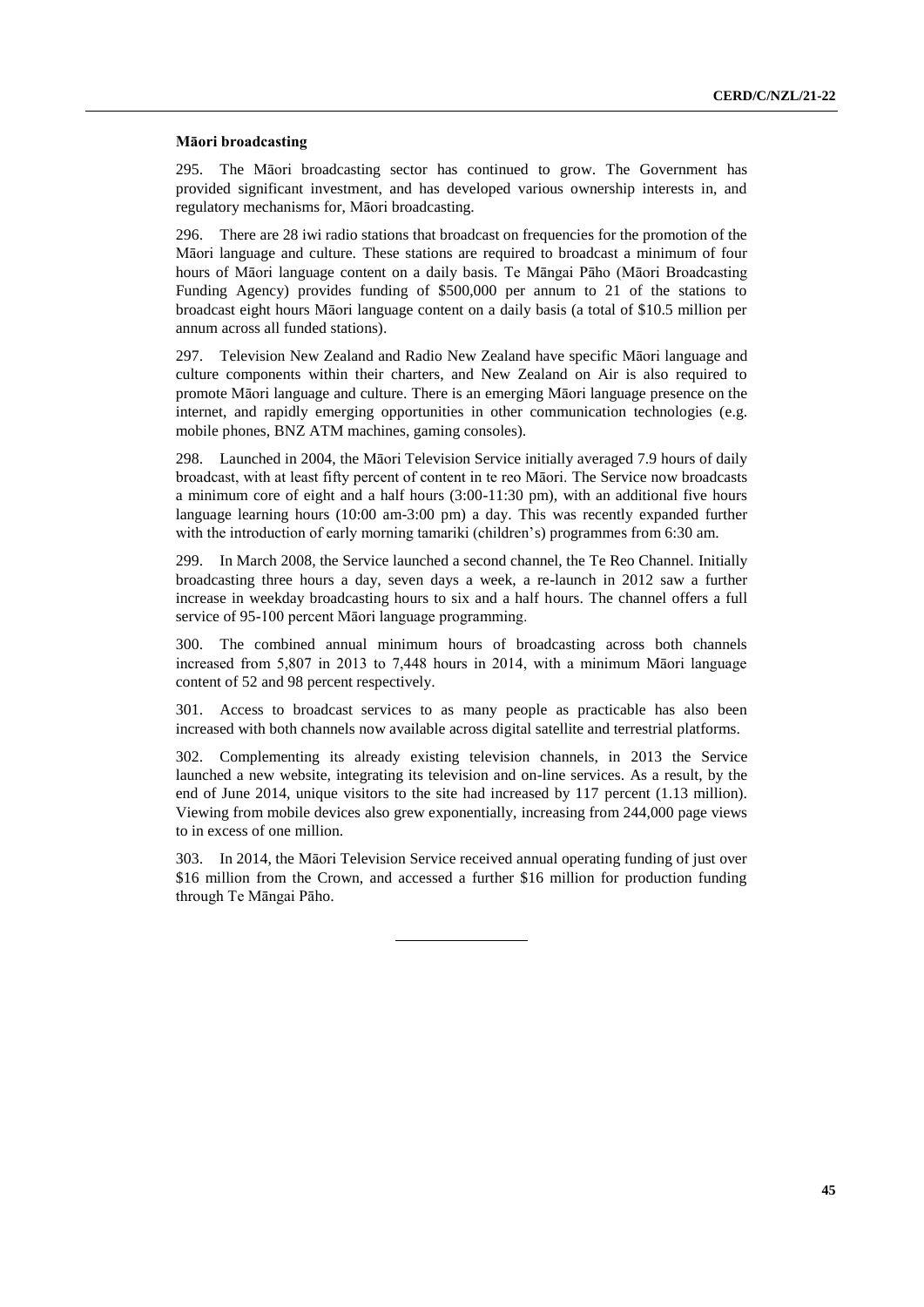**Māori broadcasting**

295. The Māori broadcasting sector has continued to grow. The Government has provided significant investment, and has developed various ownership interests in, and regulatory mechanisms for, Māori broadcasting.

296. There are 28 iwi radio stations that broadcast on frequencies for the promotion of the Māori language and culture. These stations are required to broadcast a minimum of four hours of Māori language content on a daily basis. Te Māngai Pāho (Māori Broadcasting Funding Agency) provides funding of $500,000 per annum to 21 of the stations to broadcast eight hours Māori language content on a daily basis (a total of $10.5 million per annum across all funded stations).

297. Television New Zealand and Radio New Zealand have specific Māori language and culture components within their charters, and New Zealand on Air is also required to promote Māori language and culture. There is an emerging Māori language presence on the internet, and rapidly emerging opportunities in other communication technologies (e.g. mobile phones, BNZ ATM machines, gaming consoles).

298. Launched in 2004, the Māori Television Service initially averaged 7.9 hours of daily broadcast, with at least fifty percent of content in te reo Māori. The Service now broadcasts a minimum core of eight and a half hours (3:00-11:30 pm), with an additional five hours language learning hours (10:00 am-3:00 pm) a day. This was recently expanded further with the introduction of early morning tamariki (children's) programmes from 6:30 am.

299. In March 2008, the Service launched a second channel, the Te Reo Channel. Initially broadcasting three hours a day, seven days a week, a re-launch in 2012 saw a further increase in weekday broadcasting hours to six and a half hours. The channel offers a full service of 95-100 percent Māori language programming.

300. The combined annual minimum hours of broadcasting across both channels increased from 5,807 in 2013 to 7,448 hours in 2014, with a minimum Māori language content of 52 and 98 percent respectively.

301. Access to broadcast services to as many people as practicable has also been increased with both channels now available across digital satellite and terrestrial platforms.

302. Complementing its already existing television channels, in 2013 the Service launched a new website, integrating its television and on-line services. As a result, by the end of June 2014, unique visitors to the site had increased by 117 percent (1.13 million). Viewing from mobile devices also grew exponentially, increasing from 244,000 page views to in excess of one million.

303. In 2014, the Māori Television Service received annual operating funding of just over $16 million from the Crown, and accessed a further $16 million for production funding through Te Māngai Pāho.